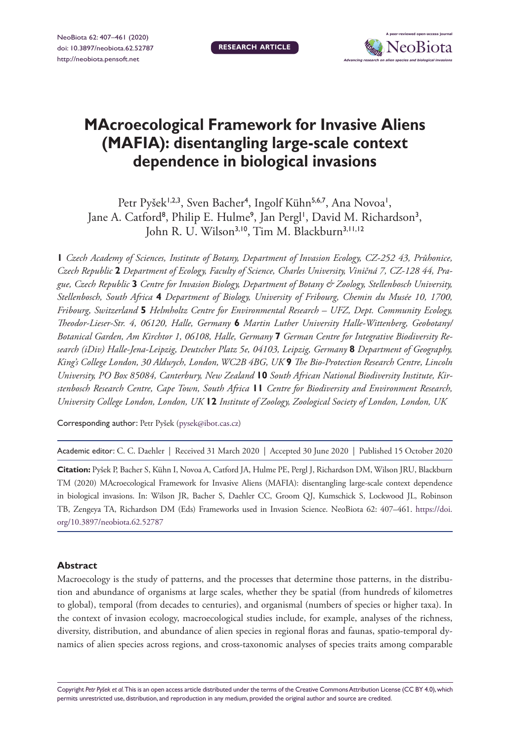RESEARCH ARTICLE

# MAcroecological Framework for Invasive Aliens (MAFIA): disentangling large-scale context dependence in biological invasions

Petr Pyšek[1,2,3], Sven Bacher[4], Ingolf Kühn[5,6,7], Ana Novoa[1], Jane A. Catford[8], Philip E. Hulme[9], Jan Pergl[1], David M. Richardson[3], John R. U. Wilson[3,10], Tim M. Blackburn[3,11,12]

**1** *Czech Academy of Sciences, Institute of Botany, Department of Invasion Ecology, CZ-252 43, Průhonice, Czech Republic* **2** *Department of Ecology, Faculty of Science, Charles University, Viničná 7, CZ-128 44, Prague, Czech Republic* **3** *Centre for Invasion Biology, Department of Botany & Zoology, Stellenbosch University, Stellenbosch, South Africa* **4** *Department of Biology, University of Fribourg, Chemin du Musée 10, 1700, Fribourg, Switzerland* **5** *Helmholtz Centre for Environmental Research – UFZ, Dept. Community Ecology, Theodor-Lieser-Str. 4, 06120, Halle, Germany* **6** *Martin Luther University Halle-Wittenberg, Geobotany/ Botanical Garden, Am Kirchtor 1, 06108, Halle, Germany* **7** *German Centre for Integrative Biodiversity Research (iDiv) Halle-Jena-Leipzig, Deutscher Platz 5e, 04103, Leipzig, Germany* **8** *Department of Geography, King's College London, 30 Aldwych, London, WC2B 4BG, UK* **9** *The Bio-Protection Research Centre, Lincoln University, PO Box 85084, Canterbury, New Zealand* **10** *South African National Biodiversity Institute, Kirstenbosch Research Centre, Cape Town, South Africa* **11** *Centre for Biodiversity and Environment Research, University College London, London, UK* **12** *Institute of Zoology, Zoological Society of London, London, UK*

Corresponding author: Petr Pyšek (pysek@ibot.cas.cz)

Academic editor: C. C. Daehler | Received 31 March 2020 | Accepted 30 June 2020 | Published 15 October 2020

**Citation:** Pyšek P, Bacher S, Kühn I, Novoa A, Catford JA, Hulme PE, Pergl J, Richardson DM, Wilson JRU, Blackburn TM (2020) MAcroecological Framework for Invasive Aliens (MAFIA): disentangling large-scale context dependence in biological invasions. In: Wilson JR, Bacher S, Daehler CC, Groom QJ, Kumschick S, Lockwood JL, Robinson TB, Zengeya TA, Richardson DM (Eds) Frameworks used in Invasion Science. NeoBiota 62: 407–461. https://doi.org/10.3897/neobiota.62.52787

## Abstract

Macroecology is the study of patterns, and the processes that determine those patterns, in the distribution and abundance of organisms at large scales, whether they be spatial (from hundreds of kilometres to global), temporal (from decades to centuries), and organismal (numbers of species or higher taxa). In the context of invasion ecology, macroecological studies include, for example, analyses of the richness, diversity, distribution, and abundance of alien species in regional floras and faunas, spatio-temporal dynamics of alien species across regions, and cross-taxonomic analyses of species traits among comparable

Copyright *Petr Pyšek et al.* This is an open access article distributed under the terms of the Creative Commons Attribution License (CC BY 4.0), which permits unrestricted use, distribution, and reproduction in any medium, provided the original author and source are credited.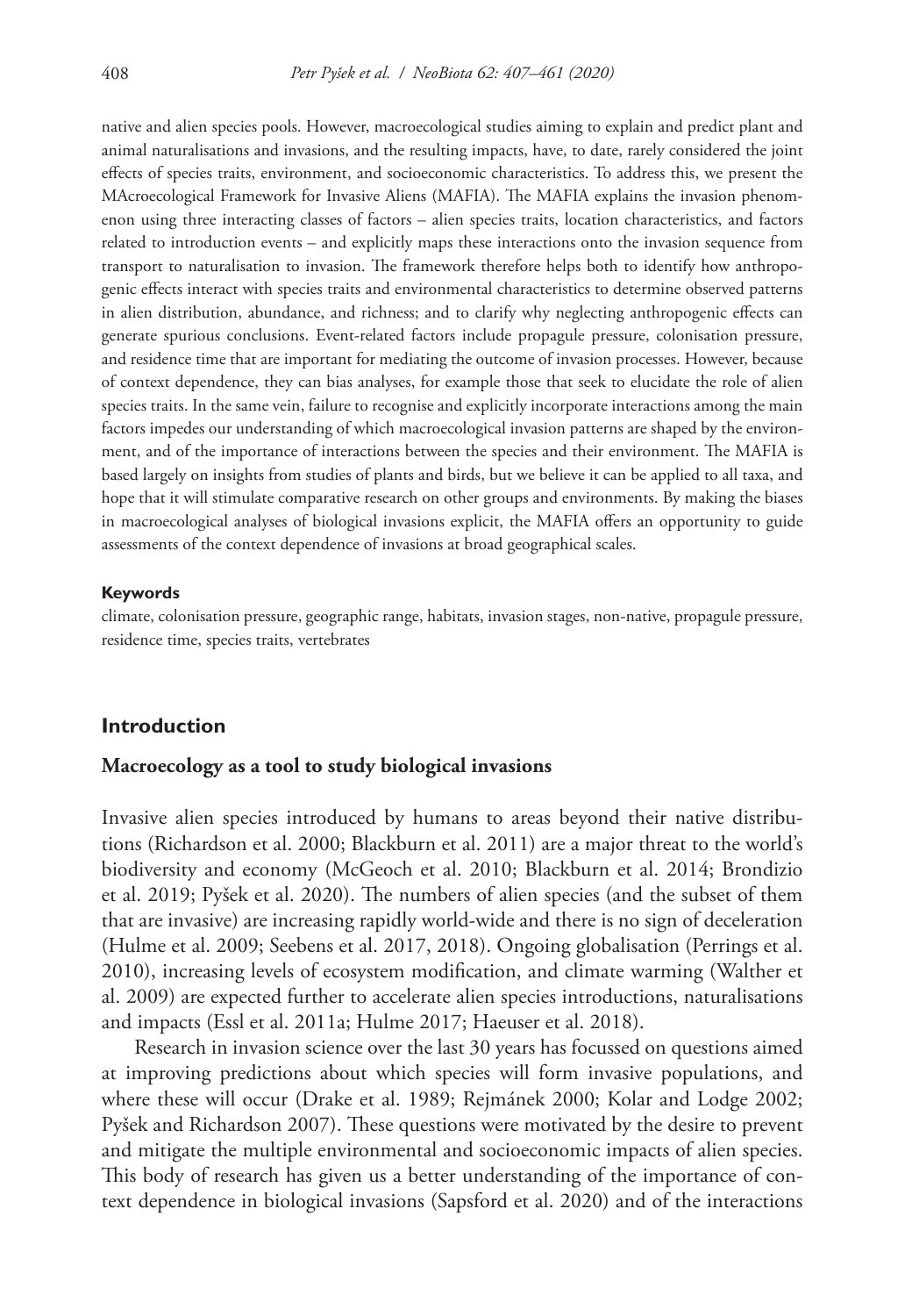native and alien species pools. However, macroecological studies aiming to explain and predict plant and animal naturalisations and invasions, and the resulting impacts, have, to date, rarely considered the joint effects of species traits, environment, and socioeconomic characteristics. To address this, we present the MAcroecological Framework for Invasive Aliens (MAFIA). The MAFIA explains the invasion phenomenon using three interacting classes of factors – alien species traits, location characteristics, and factors related to introduction events – and explicitly maps these interactions onto the invasion sequence from transport to naturalisation to invasion. The framework therefore helps both to identify how anthropogenic effects interact with species traits and environmental characteristics to determine observed patterns in alien distribution, abundance, and richness; and to clarify why neglecting anthropogenic effects can generate spurious conclusions. Event-related factors include propagule pressure, colonisation pressure, and residence time that are important for mediating the outcome of invasion processes. However, because of context dependence, they can bias analyses, for example those that seek to elucidate the role of alien species traits. In the same vein, failure to recognise and explicitly incorporate interactions among the main factors impedes our understanding of which macroecological invasion patterns are shaped by the environment, and of the importance of interactions between the species and their environment. The MAFIA is based largely on insights from studies of plants and birds, but we believe it can be applied to all taxa, and hope that it will stimulate comparative research on other groups and environments. By making the biases in macroecological analyses of biological invasions explicit, the MAFIA offers an opportunity to guide assessments of the context dependence of invasions at broad geographical scales.

#### Keywords

climate, colonisation pressure, geographic range, habitats, invasion stages, non-native, propagule pressure, residence time, species traits, vertebrates

## Introduction

### Macroecology as a tool to study biological invasions

Invasive alien species introduced by humans to areas beyond their native distributions (Richardson et al. 2000; Blackburn et al. 2011) are a major threat to the world's biodiversity and economy (McGeoch et al. 2010; Blackburn et al. 2014; Brondizio et al. 2019; Pyšek et al. 2020). The numbers of alien species (and the subset of them that are invasive) are increasing rapidly world-wide and there is no sign of deceleration (Hulme et al. 2009; Seebens et al. 2017, 2018). Ongoing globalisation (Perrings et al. 2010), increasing levels of ecosystem modification, and climate warming (Walther et al. 2009) are expected further to accelerate alien species introductions, naturalisations and impacts (Essl et al. 2011a; Hulme 2017; Haeuser et al. 2018).

Research in invasion science over the last 30 years has focussed on questions aimed at improving predictions about which species will form invasive populations, and where these will occur (Drake et al. 1989; Rejmánek 2000; Kolar and Lodge 2002; Pyšek and Richardson 2007). These questions were motivated by the desire to prevent and mitigate the multiple environmental and socioeconomic impacts of alien species. This body of research has given us a better understanding of the importance of context dependence in biological invasions (Sapsford et al. 2020) and of the interactions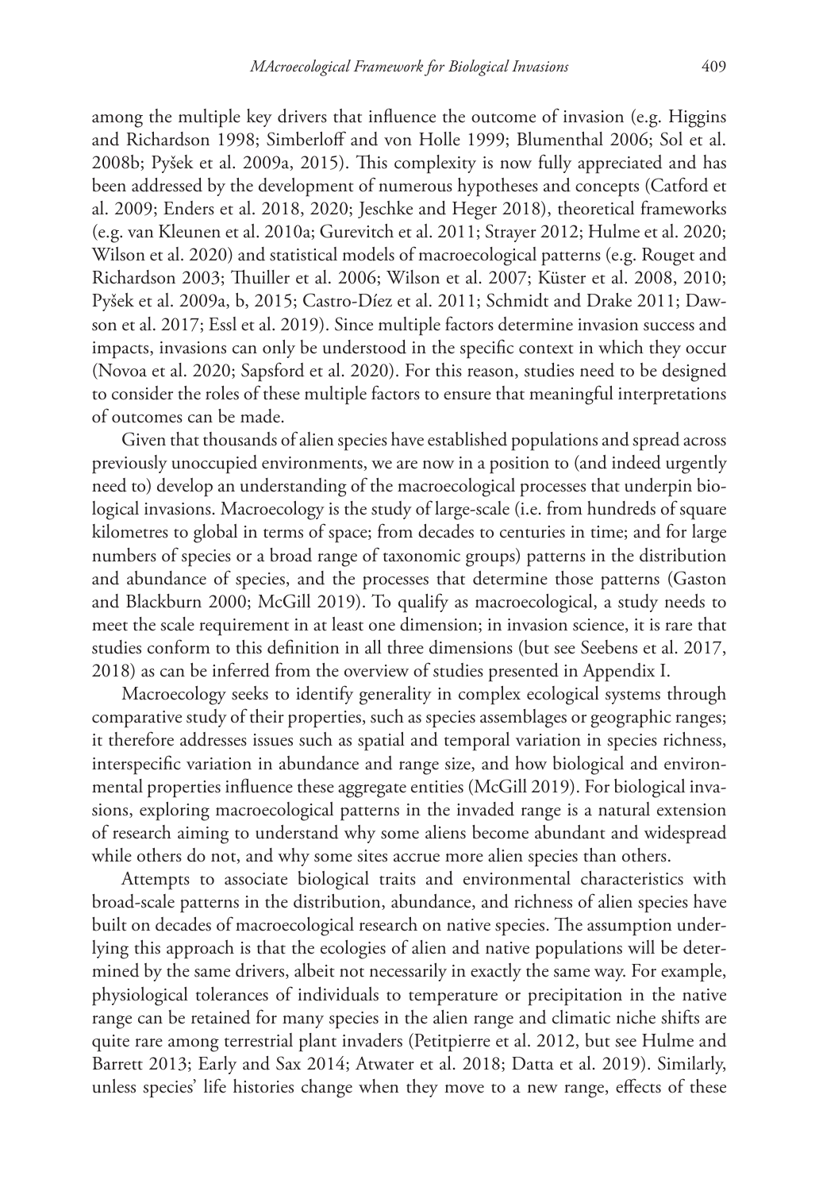among the multiple key drivers that influence the outcome of invasion (e.g. Higgins and Richardson 1998; Simberloff and von Holle 1999; Blumenthal 2006; Sol et al. 2008b; Pyšek et al. 2009a, 2015). This complexity is now fully appreciated and has been addressed by the development of numerous hypotheses and concepts (Catford et al. 2009; Enders et al. 2018, 2020; Jeschke and Heger 2018), theoretical frameworks (e.g. van Kleunen et al. 2010a; Gurevitch et al. 2011; Strayer 2012; Hulme et al. 2020; Wilson et al. 2020) and statistical models of macroecological patterns (e.g. Rouget and Richardson 2003; Thuiller et al. 2006; Wilson et al. 2007; Küster et al. 2008, 2010; Pyšek et al. 2009a, b, 2015; Castro-Díez et al. 2011; Schmidt and Drake 2011; Dawson et al. 2017; Essl et al. 2019). Since multiple factors determine invasion success and impacts, invasions can only be understood in the specific context in which they occur (Novoa et al. 2020; Sapsford et al. 2020). For this reason, studies need to be designed to consider the roles of these multiple factors to ensure that meaningful interpretations of outcomes can be made.

Given that thousands of alien species have established populations and spread across previously unoccupied environments, we are now in a position to (and indeed urgently need to) develop an understanding of the macroecological processes that underpin biological invasions. Macroecology is the study of large-scale (i.e. from hundreds of square kilometres to global in terms of space; from decades to centuries in time; and for large numbers of species or a broad range of taxonomic groups) patterns in the distribution and abundance of species, and the processes that determine those patterns (Gaston and Blackburn 2000; McGill 2019). To qualify as macroecological, a study needs to meet the scale requirement in at least one dimension; in invasion science, it is rare that studies conform to this definition in all three dimensions (but see Seebens et al. 2017, 2018) as can be inferred from the overview of studies presented in Appendix I.

Macroecology seeks to identify generality in complex ecological systems through comparative study of their properties, such as species assemblages or geographic ranges; it therefore addresses issues such as spatial and temporal variation in species richness, interspecific variation in abundance and range size, and how biological and environmental properties influence these aggregate entities (McGill 2019). For biological invasions, exploring macroecological patterns in the invaded range is a natural extension of research aiming to understand why some aliens become abundant and widespread while others do not, and why some sites accrue more alien species than others.

Attempts to associate biological traits and environmental characteristics with broad-scale patterns in the distribution, abundance, and richness of alien species have built on decades of macroecological research on native species. The assumption underlying this approach is that the ecologies of alien and native populations will be determined by the same drivers, albeit not necessarily in exactly the same way. For example, physiological tolerances of individuals to temperature or precipitation in the native range can be retained for many species in the alien range and climatic niche shifts are quite rare among terrestrial plant invaders (Petitpierre et al. 2012, but see Hulme and Barrett 2013; Early and Sax 2014; Atwater et al. 2018; Datta et al. 2019). Similarly, unless species' life histories change when they move to a new range, effects of these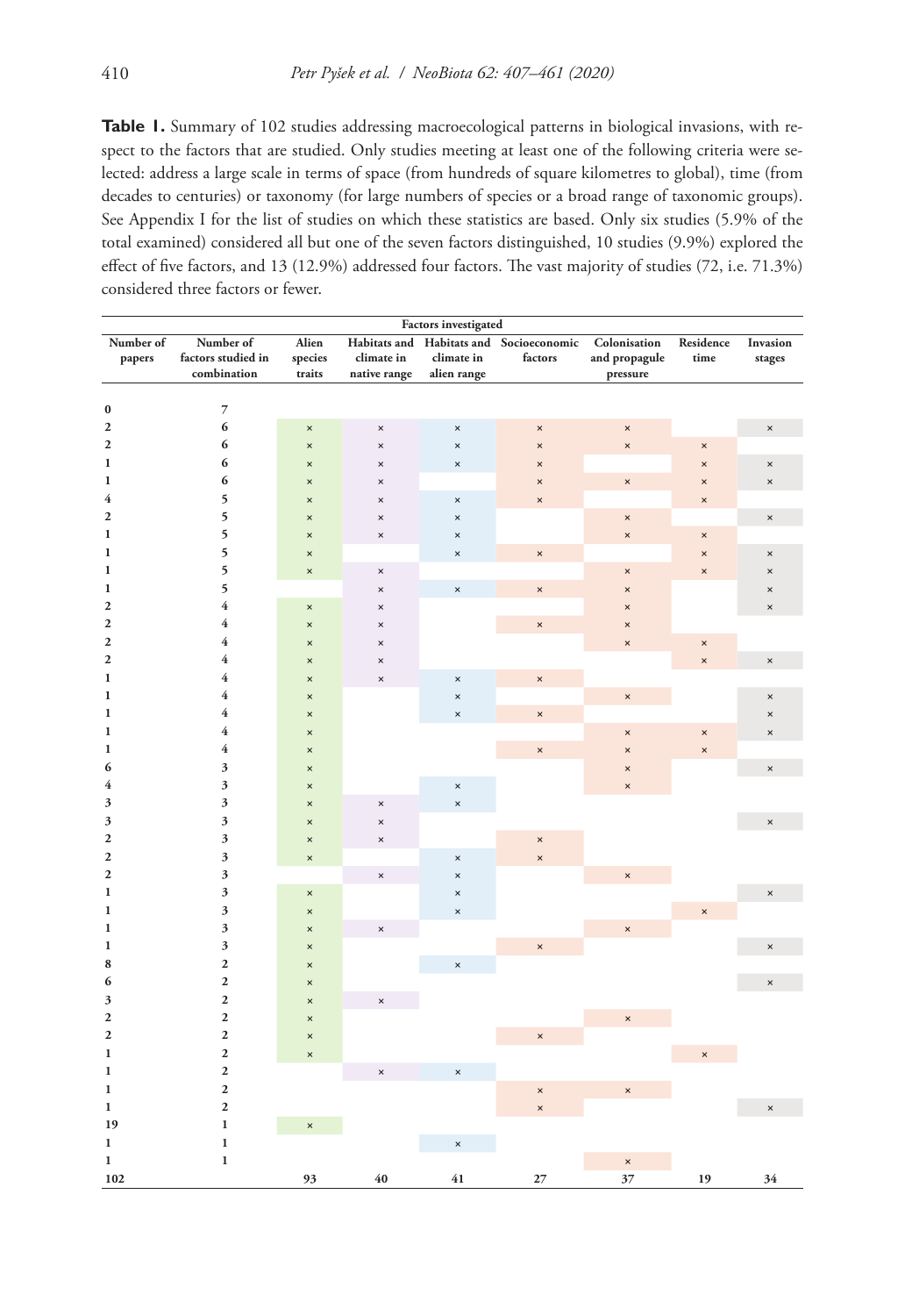**Table 1.** Summary of 102 studies addressing macroecological patterns in biological invasions, with respect to the factors that are studied. Only studies meeting at least one of the following criteria were selected: address a large scale in terms of space (from hundreds of square kilometres to global), time (from decades to centuries) or taxonomy (for large numbers of species or a broad range of taxonomic groups). See Appendix I for the list of studies on which these statistics are based. Only six studies (5.9% of the total examined) considered all but one of the seven factors distinguished, 10 studies (9.9%) explored the effect of five factors, and 13 (12.9%) addressed four factors. The vast majority of studies (72, i.e. 71.3%) considered three factors or fewer.

| | | Factors investigated | | | | | | |
|---|---|---|---|---|---|---|---|---|
| Number of papers | Number of factors studied in combination | Alien species traits | Habitats and climate in native range | Habitats and climate in alien range | Socioeconomic factors | Colonisation and propagule pressure | Residence time | Invasion stages |
| 0 | 7 | | | | | | | |
| 2 | 6 | × | × | × | × | × | | × |
| 2 | 6 | × | × | × | × | × | × | |
| 1 | 6 | × | × | × | × | | × | × |
| 1 | 6 | × | × | | × | × | × | × |
| 4 | 5 | × | × | × | × | | × | |
| 2 | 5 | × | × | × | | × | | × |
| 1 | 5 | × | × | × | | × | × | |
| 1 | 5 | × | | × | × | | × | × |
| 1 | 5 | × | × | | | × | × | × |
| 1 | 5 | | × | × | × | × | | × |
| 2 | 4 | × | × | | | × | | × |
| 2 | 4 | × | × | | × | × | | |
| 2 | 4 | × | × | | | × | × | |
| 2 | 4 | × | × | | | | × | × |
| 1 | 4 | × | × | × | × | | | |
| 1 | 4 | × | | × | | × | | × |
| 1 | 4 | × | | × | × | | | × |
| 1 | 4 | × | | | | × | × | × |
| 1 | 4 | × | | | × | × | × | |
| 6 | 3 | × | | | | × | | × |
| 4 | 3 | × | | × | | × | | |
| 3 | 3 | × | × | × | | | | |
| 3 | 3 | × | × | | | | | × |
| 2 | 3 | × | × | | × | | | |
| 2 | 3 | × | | × | × | | | |
| 2 | 3 | | × | × | | × | | |
| 1 | 3 | × | | × | | | | × |
| 1 | 3 | × | | × | | | × | |
| 1 | 3 | × | × | | | × | | |
| 1 | 3 | × | | | × | | | × |
| 8 | 2 | × | | × | | | | |
| 6 | 2 | × | | | | | | × |
| 3 | 2 | × | × | | | | | |
| 2 | 2 | × | | | | × | | |
| 2 | 2 | × | | | × | | | |
| 1 | 2 | × | | | | | × | |
| 1 | 2 | | × | × | | | | |
| 1 | 2 | | | | × | × | | |
| 1 | 2 | | | | × | | | × |
| 19 | 1 | × | | | | | | |
| 1 | 1 | | | × | | | | |
| 1 | 1 | | | | | × | | |
| **102** | | **93** | **40** | **41** | **27** | **37** | **19** | **34** |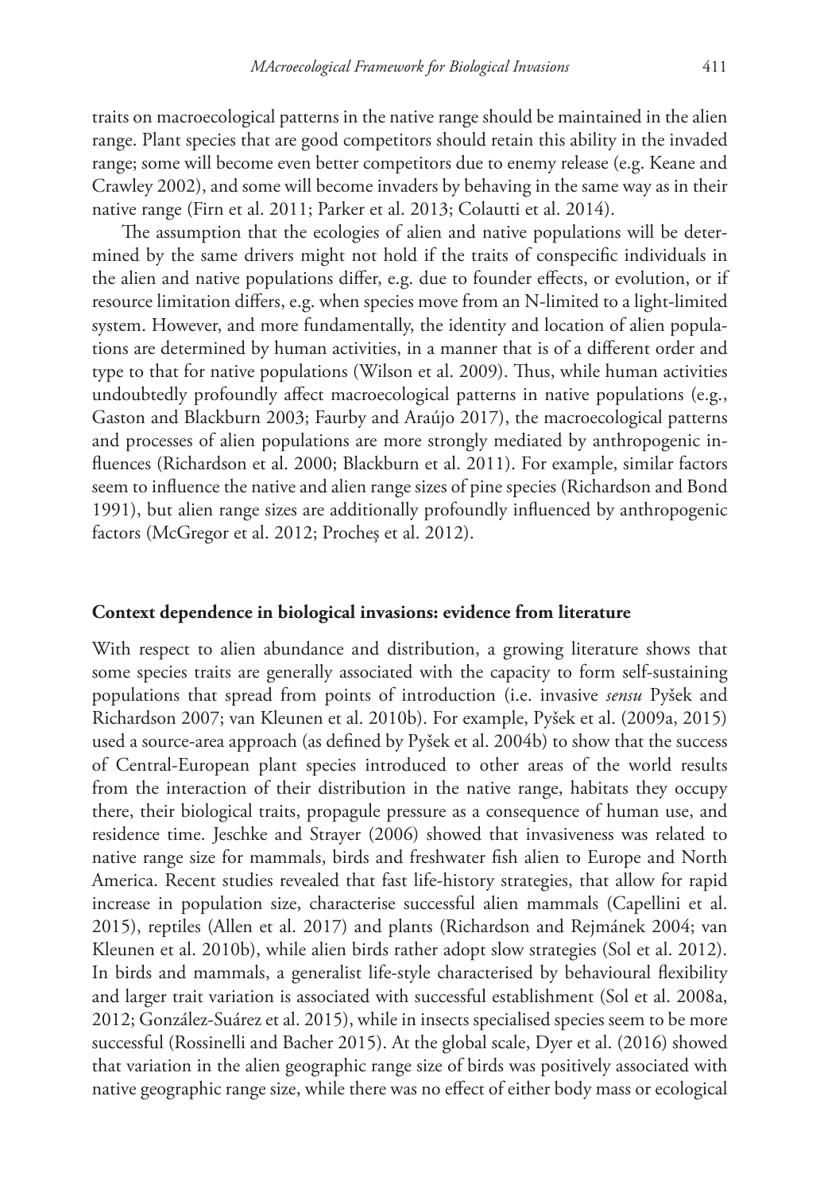traits on macroecological patterns in the native range should be maintained in the alien range. Plant species that are good competitors should retain this ability in the invaded range; some will become even better competitors due to enemy release (e.g. Keane and Crawley 2002), and some will become invaders by behaving in the same way as in their native range (Firn et al. 2011; Parker et al. 2013; Colautti et al. 2014).

The assumption that the ecologies of alien and native populations will be determined by the same drivers might not hold if the traits of conspecific individuals in the alien and native populations differ, e.g. due to founder effects, or evolution, or if resource limitation differs, e.g. when species move from an N-limited to a light-limited system. However, and more fundamentally, the identity and location of alien populations are determined by human activities, in a manner that is of a different order and type to that for native populations (Wilson et al. 2009). Thus, while human activities undoubtedly profoundly affect macroecological patterns in native populations (e.g., Gaston and Blackburn 2003; Faurby and Araújo 2017), the macroecological patterns and processes of alien populations are more strongly mediated by anthropogenic influences (Richardson et al. 2000; Blackburn et al. 2011). For example, similar factors seem to influence the native and alien range sizes of pine species (Richardson and Bond 1991), but alien range sizes are additionally profoundly influenced by anthropogenic factors (McGregor et al. 2012; Procheş et al. 2012).

## Context dependence in biological invasions: evidence from literature

With respect to alien abundance and distribution, a growing literature shows that some species traits are generally associated with the capacity to form self-sustaining populations that spread from points of introduction (i.e. invasive *sensu* Pyšek and Richardson 2007; van Kleunen et al. 2010b). For example, Pyšek et al. (2009a, 2015) used a source-area approach (as defined by Pyšek et al. 2004b) to show that the success of Central-European plant species introduced to other areas of the world results from the interaction of their distribution in the native range, habitats they occupy there, their biological traits, propagule pressure as a consequence of human use, and residence time. Jeschke and Strayer (2006) showed that invasiveness was related to native range size for mammals, birds and freshwater fish alien to Europe and North America. Recent studies revealed that fast life-history strategies, that allow for rapid increase in population size, characterise successful alien mammals (Capellini et al. 2015), reptiles (Allen et al. 2017) and plants (Richardson and Rejmánek 2004; van Kleunen et al. 2010b), while alien birds rather adopt slow strategies (Sol et al. 2012). In birds and mammals, a generalist life-style characterised by behavioural flexibility and larger trait variation is associated with successful establishment (Sol et al. 2008a, 2012; González-Suárez et al. 2015), while in insects specialised species seem to be more successful (Rossinelli and Bacher 2015). At the global scale, Dyer et al. (2016) showed that variation in the alien geographic range size of birds was positively associated with native geographic range size, while there was no effect of either body mass or ecological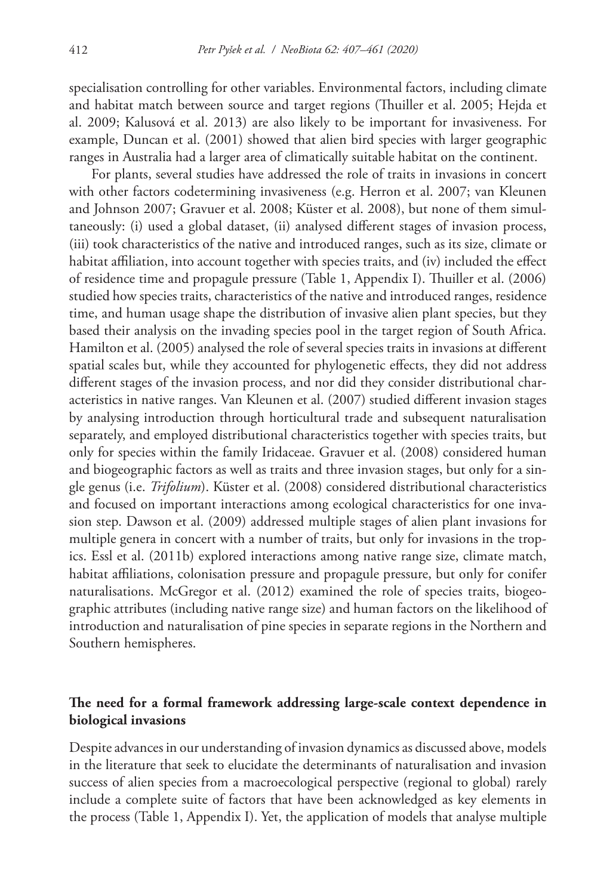specialisation controlling for other variables. Environmental factors, including climate and habitat match between source and target regions (Thuiller et al. 2005; Hejda et al. 2009; Kalusová et al. 2013) are also likely to be important for invasiveness. For example, Duncan et al. (2001) showed that alien bird species with larger geographic ranges in Australia had a larger area of climatically suitable habitat on the continent.

For plants, several studies have addressed the role of traits in invasions in concert with other factors codetermining invasiveness (e.g. Herron et al. 2007; van Kleunen and Johnson 2007; Gravuer et al. 2008; Küster et al. 2008), but none of them simultaneously: (i) used a global dataset, (ii) analysed different stages of invasion process, (iii) took characteristics of the native and introduced ranges, such as its size, climate or habitat affiliation, into account together with species traits, and (iv) included the effect of residence time and propagule pressure (Table 1, Appendix I). Thuiller et al. (2006) studied how species traits, characteristics of the native and introduced ranges, residence time, and human usage shape the distribution of invasive alien plant species, but they based their analysis on the invading species pool in the target region of South Africa. Hamilton et al. (2005) analysed the role of several species traits in invasions at different spatial scales but, while they accounted for phylogenetic effects, they did not address different stages of the invasion process, and nor did they consider distributional characteristics in native ranges. Van Kleunen et al. (2007) studied different invasion stages by analysing introduction through horticultural trade and subsequent naturalisation separately, and employed distributional characteristics together with species traits, but only for species within the family Iridaceae. Gravuer et al. (2008) considered human and biogeographic factors as well as traits and three invasion stages, but only for a single genus (i.e. *Trifolium*). Küster et al. (2008) considered distributional characteristics and focused on important interactions among ecological characteristics for one invasion step. Dawson et al. (2009) addressed multiple stages of alien plant invasions for multiple genera in concert with a number of traits, but only for invasions in the tropics. Essl et al. (2011b) explored interactions among native range size, climate match, habitat affiliations, colonisation pressure and propagule pressure, but only for conifer naturalisations. McGregor et al. (2012) examined the role of species traits, biogeographic attributes (including native range size) and human factors on the likelihood of introduction and naturalisation of pine species in separate regions in the Northern and Southern hemispheres.

## The need for a formal framework addressing large-scale context dependence in biological invasions

Despite advances in our understanding of invasion dynamics as discussed above, models in the literature that seek to elucidate the determinants of naturalisation and invasion success of alien species from a macroecological perspective (regional to global) rarely include a complete suite of factors that have been acknowledged as key elements in the process (Table 1, Appendix I). Yet, the application of models that analyse multiple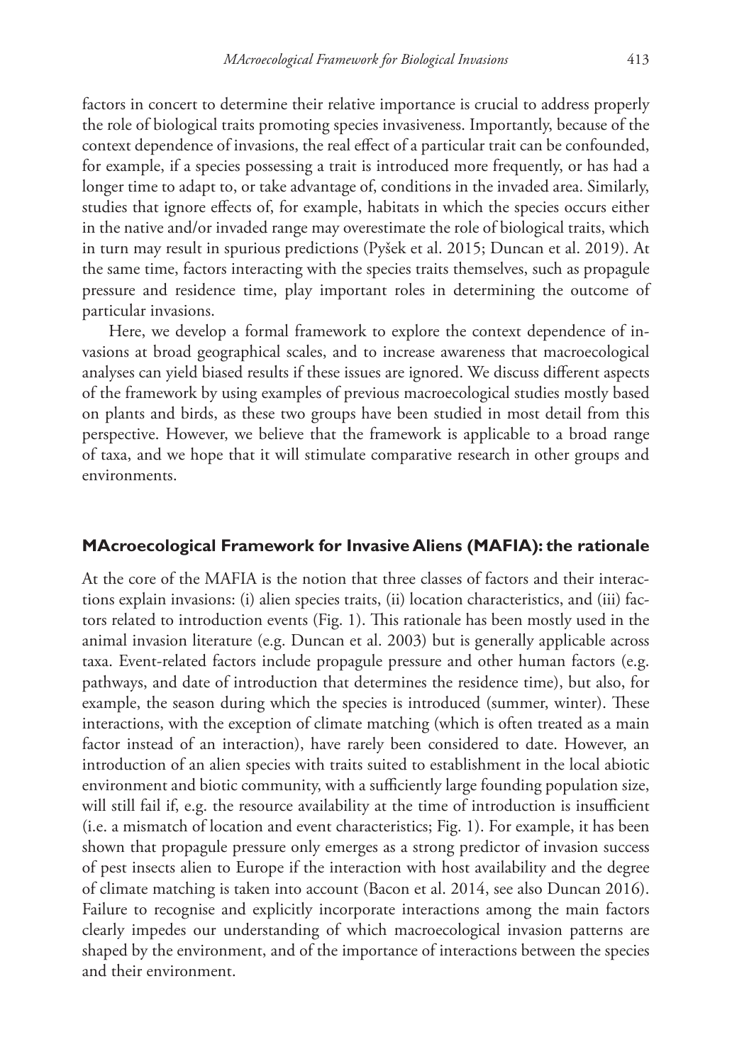factors in concert to determine their relative importance is crucial to address properly the role of biological traits promoting species invasiveness. Importantly, because of the context dependence of invasions, the real effect of a particular trait can be confounded, for example, if a species possessing a trait is introduced more frequently, or has had a longer time to adapt to, or take advantage of, conditions in the invaded area. Similarly, studies that ignore effects of, for example, habitats in which the species occurs either in the native and/or invaded range may overestimate the role of biological traits, which in turn may result in spurious predictions (Pyšek et al. 2015; Duncan et al. 2019). At the same time, factors interacting with the species traits themselves, such as propagule pressure and residence time, play important roles in determining the outcome of particular invasions.

Here, we develop a formal framework to explore the context dependence of invasions at broad geographical scales, and to increase awareness that macroecological analyses can yield biased results if these issues are ignored. We discuss different aspects of the framework by using examples of previous macroecological studies mostly based on plants and birds, as these two groups have been studied in most detail from this perspective. However, we believe that the framework is applicable to a broad range of taxa, and we hope that it will stimulate comparative research in other groups and environments.

## MAcroecological Framework for Invasive Aliens (MAFIA): the rationale

At the core of the MAFIA is the notion that three classes of factors and their interactions explain invasions: (i) alien species traits, (ii) location characteristics, and (iii) factors related to introduction events (Fig. 1). This rationale has been mostly used in the animal invasion literature (e.g. Duncan et al. 2003) but is generally applicable across taxa. Event-related factors include propagule pressure and other human factors (e.g. pathways, and date of introduction that determines the residence time), but also, for example, the season during which the species is introduced (summer, winter). These interactions, with the exception of climate matching (which is often treated as a main factor instead of an interaction), have rarely been considered to date. However, an introduction of an alien species with traits suited to establishment in the local abiotic environment and biotic community, with a sufficiently large founding population size, will still fail if, e.g. the resource availability at the time of introduction is insufficient (i.e. a mismatch of location and event characteristics; Fig. 1). For example, it has been shown that propagule pressure only emerges as a strong predictor of invasion success of pest insects alien to Europe if the interaction with host availability and the degree of climate matching is taken into account (Bacon et al. 2014, see also Duncan 2016). Failure to recognise and explicitly incorporate interactions among the main factors clearly impedes our understanding of which macroecological invasion patterns are shaped by the environment, and of the importance of interactions between the species and their environment.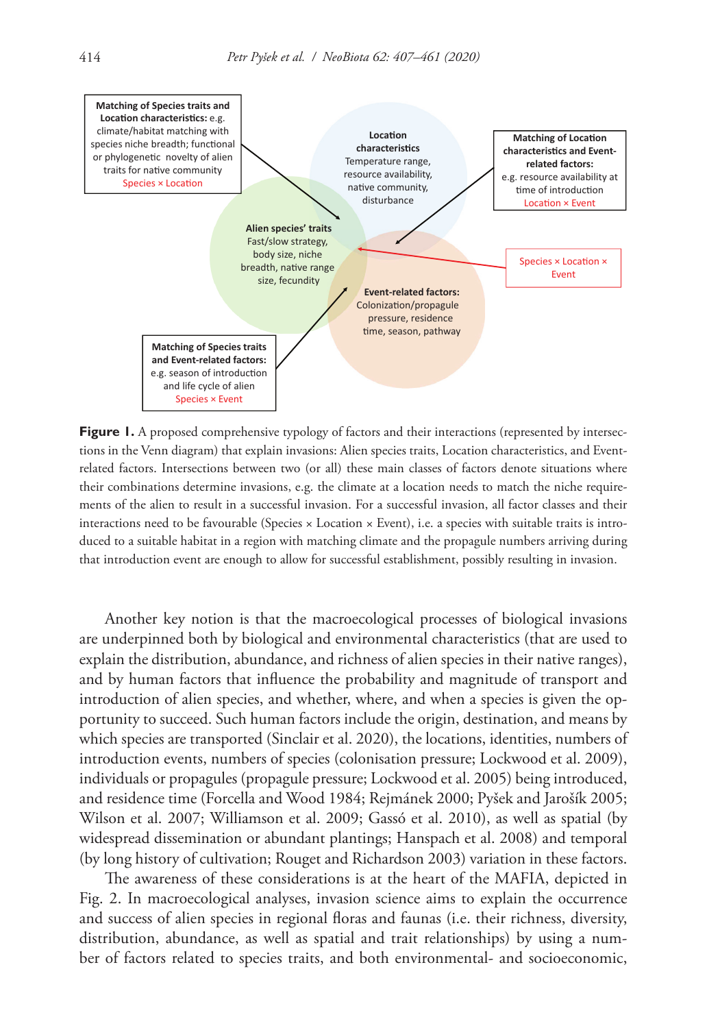**Matching of Species traits and Location characteristics:** e.g. climate/habitat matching with species niche breadth; functional or phylogenetic novelty of alien traits for native community
Species × Location

**Location characteristics**
Temperature range, resource availability, native community, disturbance

**Matching of Location characteristics and Event-related factors:**
e.g. resource availability at time of introduction
Location × Event

**Alien species' traits**
Fast/slow strategy, body size, niche breadth, native range size, fecundity

Species × Location × Event

**Event-related factors:**
Colonization/propagule pressure, residence time, season, pathway

**Matching of Species traits and Event-related factors:**
e.g. season of introduction and life cycle of alien
Species × Event

**Figure 1.** A proposed comprehensive typology of factors and their interactions (represented by intersections in the Venn diagram) that explain invasions: Alien species traits, Location characteristics, and Event-related factors. Intersections between two (or all) these main classes of factors denote situations where their combinations determine invasions, e.g. the climate at a location needs to match the niche requirements of the alien to result in a successful invasion. For a successful invasion, all factor classes and their interactions need to be favourable (Species × Location × Event), i.e. a species with suitable traits is introduced to a suitable habitat in a region with matching climate and the propagule numbers arriving during that introduction event are enough to allow for successful establishment, possibly resulting in invasion.

Another key notion is that the macroecological processes of biological invasions are underpinned both by biological and environmental characteristics (that are used to explain the distribution, abundance, and richness of alien species in their native ranges), and by human factors that influence the probability and magnitude of transport and introduction of alien species, and whether, where, and when a species is given the opportunity to succeed. Such human factors include the origin, destination, and means by which species are transported (Sinclair et al. 2020), the locations, identities, numbers of introduction events, numbers of species (colonisation pressure; Lockwood et al. 2009), individuals or propagules (propagule pressure; Lockwood et al. 2005) being introduced, and residence time (Forcella and Wood 1984; Rejmánek 2000; Pyšek and Jarošík 2005; Wilson et al. 2007; Williamson et al. 2009; Gassó et al. 2010), as well as spatial (by widespread dissemination or abundant plantings; Hanspach et al. 2008) and temporal (by long history of cultivation; Rouget and Richardson 2003) variation in these factors.

The awareness of these considerations is at the heart of the MAFIA, depicted in Fig. 2. In macroecological analyses, invasion science aims to explain the occurrence and success of alien species in regional floras and faunas (i.e. their richness, diversity, distribution, abundance, as well as spatial and trait relationships) by using a number of factors related to species traits, and both environmental- and socioeconomic,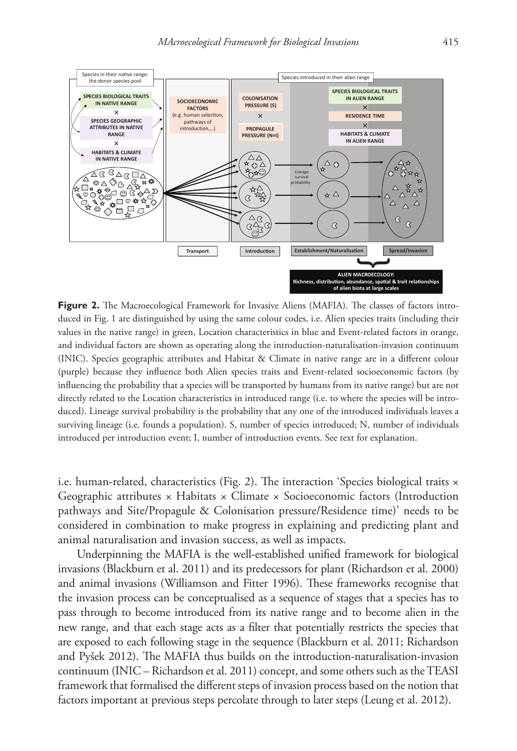**Figure 2.** The Macroecological Framework for Invasive Aliens (MAFIA). The classes of factors introduced in Fig. 1 are distinguished by using the same colour codes, i.e. Alien species traits (including their values in the native range) in green, Location characteristics in blue and Event-related factors in orange, and individual factors are shown as operating along the introduction-naturalisation-invasion continuum (INIC). Species geographic attributes and Habitat & Climate in native range are in a different colour (purple) because they influence both Alien species traits and Event-related socioeconomic factors (by influencing the probability that a species will be transported by humans from its native range) but are not directly related to the Location characteristics in introduced range (i.e. to where the species will be introduced). Lineage survival probability is the probability that any one of the introduced individuals leaves a surviving lineage (i.e. founds a population). S, number of species introduced; N, number of individuals introduced per introduction event; I, number of introduction events. See text for explanation.

i.e. human-related, characteristics (Fig. 2). The interaction 'Species biological traits × Geographic attributes × Habitats × Climate × Socioeconomic factors (Introduction pathways and Site/Propagule & Colonisation pressure/Residence time)' needs to be considered in combination to make progress in explaining and predicting plant and animal naturalisation and invasion success, as well as impacts.

Underpinning the MAFIA is the well-established unified framework for biological invasions (Blackburn et al. 2011) and its predecessors for plant (Richardson et al. 2000) and animal invasions (Williamson and Fitter 1996). These frameworks recognise that the invasion process can be conceptualised as a sequence of stages that a species has to pass through to become introduced from its native range and to become alien in the new range, and that each stage acts as a filter that potentially restricts the species that are exposed to each following stage in the sequence (Blackburn et al. 2011; Richardson and Pyšek 2012). The MAFIA thus builds on the introduction-naturalisation-invasion continuum (INIC – Richardson et al. 2011) concept, and some others such as the TEASI framework that formalised the different steps of invasion process based on the notion that factors important at previous steps percolate through to later steps (Leung et al. 2012).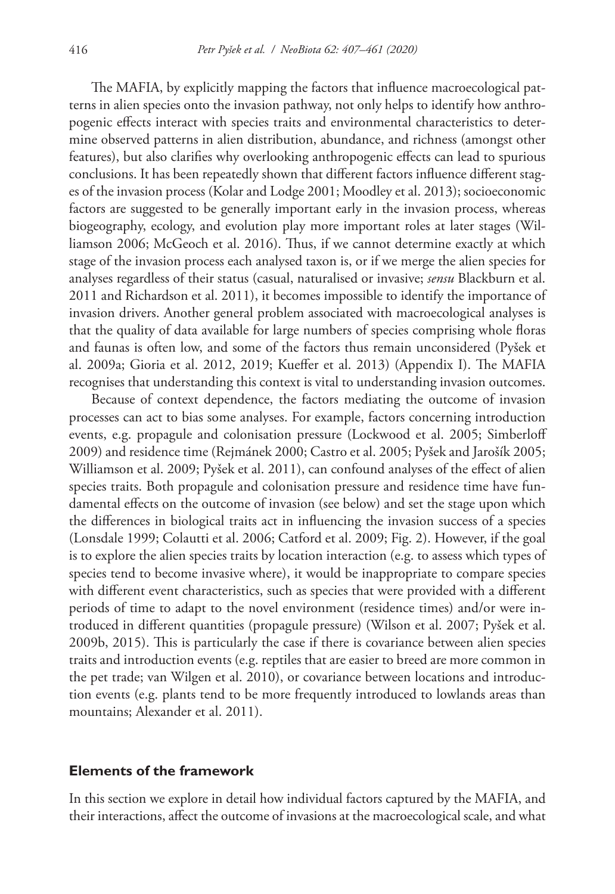The MAFIA, by explicitly mapping the factors that influence macroecological patterns in alien species onto the invasion pathway, not only helps to identify how anthropogenic effects interact with species traits and environmental characteristics to determine observed patterns in alien distribution, abundance, and richness (amongst other features), but also clarifies why overlooking anthropogenic effects can lead to spurious conclusions. It has been repeatedly shown that different factors influence different stages of the invasion process (Kolar and Lodge 2001; Moodley et al. 2013); socioeconomic factors are suggested to be generally important early in the invasion process, whereas biogeography, ecology, and evolution play more important roles at later stages (Williamson 2006; McGeoch et al. 2016). Thus, if we cannot determine exactly at which stage of the invasion process each analysed taxon is, or if we merge the alien species for analyses regardless of their status (casual, naturalised or invasive; *sensu* Blackburn et al. 2011 and Richardson et al. 2011), it becomes impossible to identify the importance of invasion drivers. Another general problem associated with macroecological analyses is that the quality of data available for large numbers of species comprising whole floras and faunas is often low, and some of the factors thus remain unconsidered (Pyšek et al. 2009a; Gioria et al. 2012, 2019; Kueffer et al. 2013) (Appendix I). The MAFIA recognises that understanding this context is vital to understanding invasion outcomes.

Because of context dependence, the factors mediating the outcome of invasion processes can act to bias some analyses. For example, factors concerning introduction events, e.g. propagule and colonisation pressure (Lockwood et al. 2005; Simberloff 2009) and residence time (Rejmánek 2000; Castro et al. 2005; Pyšek and Jarošík 2005; Williamson et al. 2009; Pyšek et al. 2011), can confound analyses of the effect of alien species traits. Both propagule and colonisation pressure and residence time have fundamental effects on the outcome of invasion (see below) and set the stage upon which the differences in biological traits act in influencing the invasion success of a species (Lonsdale 1999; Colautti et al. 2006; Catford et al. 2009; Fig. 2). However, if the goal is to explore the alien species traits by location interaction (e.g. to assess which types of species tend to become invasive where), it would be inappropriate to compare species with different event characteristics, such as species that were provided with a different periods of time to adapt to the novel environment (residence times) and/or were introduced in different quantities (propagule pressure) (Wilson et al. 2007; Pyšek et al. 2009b, 2015). This is particularly the case if there is covariance between alien species traits and introduction events (e.g. reptiles that are easier to breed are more common in the pet trade; van Wilgen et al. 2010), or covariance between locations and introduction events (e.g. plants tend to be more frequently introduced to lowlands areas than mountains; Alexander et al. 2011).

## Elements of the framework

In this section we explore in detail how individual factors captured by the MAFIA, and their interactions, affect the outcome of invasions at the macroecological scale, and what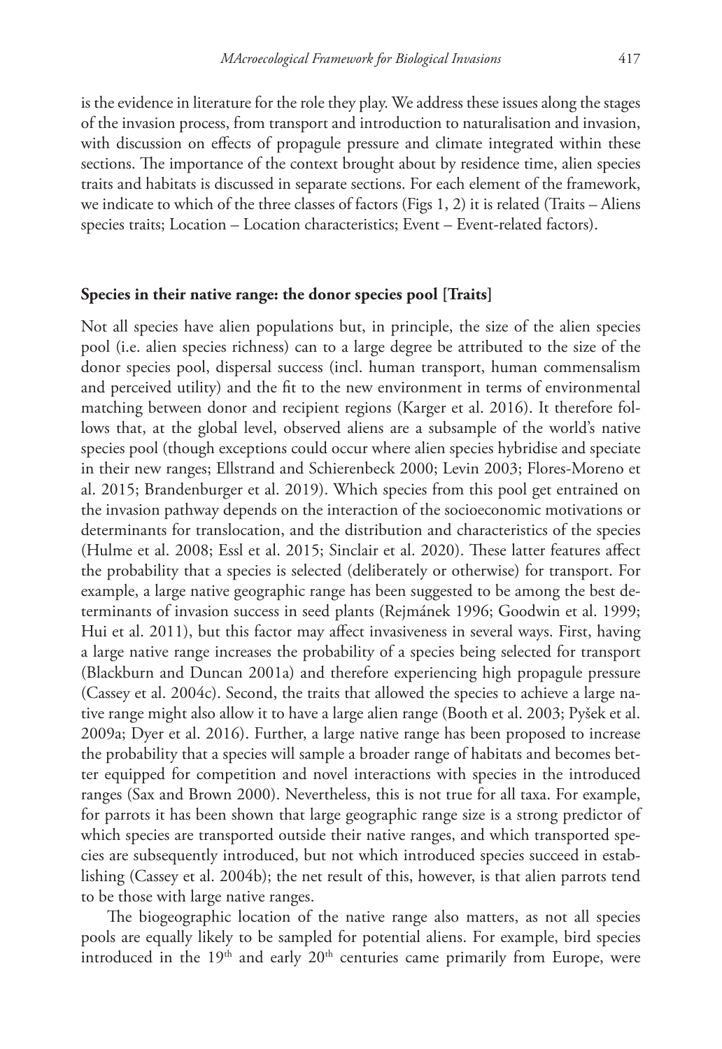is the evidence in literature for the role they play. We address these issues along the stages of the invasion process, from transport and introduction to naturalisation and invasion, with discussion on effects of propagule pressure and climate integrated within these sections. The importance of the context brought about by residence time, alien species traits and habitats is discussed in separate sections. For each element of the framework, we indicate to which of the three classes of factors (Figs 1, 2) it is related (Traits – Aliens species traits; Location – Location characteristics; Event – Event-related factors).

### Species in their native range: the donor species pool [Traits]

Not all species have alien populations but, in principle, the size of the alien species pool (i.e. alien species richness) can to a large degree be attributed to the size of the donor species pool, dispersal success (incl. human transport, human commensalism and perceived utility) and the fit to the new environment in terms of environmental matching between donor and recipient regions (Karger et al. 2016). It therefore follows that, at the global level, observed aliens are a subsample of the world's native species pool (though exceptions could occur where alien species hybridise and speciate in their new ranges; Ellstrand and Schierenbeck 2000; Levin 2003; Flores-Moreno et al. 2015; Brandenburger et al. 2019). Which species from this pool get entrained on the invasion pathway depends on the interaction of the socioeconomic motivations or determinants for translocation, and the distribution and characteristics of the species (Hulme et al. 2008; Essl et al. 2015; Sinclair et al. 2020). These latter features affect the probability that a species is selected (deliberately or otherwise) for transport. For example, a large native geographic range has been suggested to be among the best determinants of invasion success in seed plants (Rejmánek 1996; Goodwin et al. 1999; Hui et al. 2011), but this factor may affect invasiveness in several ways. First, having a large native range increases the probability of a species being selected for transport (Blackburn and Duncan 2001a) and therefore experiencing high propagule pressure (Cassey et al. 2004c). Second, the traits that allowed the species to achieve a large native range might also allow it to have a large alien range (Booth et al. 2003; Pyšek et al. 2009a; Dyer et al. 2016). Further, a large native range has been proposed to increase the probability that a species will sample a broader range of habitats and becomes better equipped for competition and novel interactions with species in the introduced ranges (Sax and Brown 2000). Nevertheless, this is not true for all taxa. For example, for parrots it has been shown that large geographic range size is a strong predictor of which species are transported outside their native ranges, and which transported species are subsequently introduced, but not which introduced species succeed in establishing (Cassey et al. 2004b); the net result of this, however, is that alien parrots tend to be those with large native ranges.

The biogeographic location of the native range also matters, as not all species pools are equally likely to be sampled for potential aliens. For example, bird species introduced in the 19th and early 20th centuries came primarily from Europe, were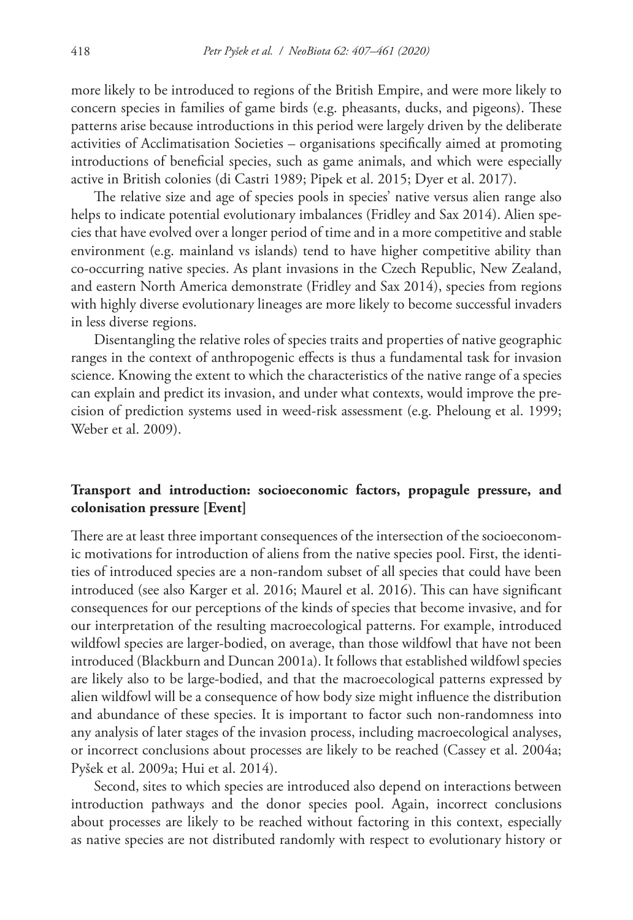more likely to be introduced to regions of the British Empire, and were more likely to concern species in families of game birds (e.g. pheasants, ducks, and pigeons). These patterns arise because introductions in this period were largely driven by the deliberate activities of Acclimatisation Societies – organisations specifically aimed at promoting introductions of beneficial species, such as game animals, and which were especially active in British colonies (di Castri 1989; Pipek et al. 2015; Dyer et al. 2017).

The relative size and age of species pools in species' native versus alien range also helps to indicate potential evolutionary imbalances (Fridley and Sax 2014). Alien species that have evolved over a longer period of time and in a more competitive and stable environment (e.g. mainland vs islands) tend to have higher competitive ability than co-occurring native species. As plant invasions in the Czech Republic, New Zealand, and eastern North America demonstrate (Fridley and Sax 2014), species from regions with highly diverse evolutionary lineages are more likely to become successful invaders in less diverse regions.

Disentangling the relative roles of species traits and properties of native geographic ranges in the context of anthropogenic effects is thus a fundamental task for invasion science. Knowing the extent to which the characteristics of the native range of a species can explain and predict its invasion, and under what contexts, would improve the precision of prediction systems used in weed-risk assessment (e.g. Pheloung et al. 1999; Weber et al. 2009).

### Transport and introduction: socioeconomic factors, propagule pressure, and colonisation pressure [Event]

There are at least three important consequences of the intersection of the socioeconomic motivations for introduction of aliens from the native species pool. First, the identities of introduced species are a non-random subset of all species that could have been introduced (see also Karger et al. 2016; Maurel et al. 2016). This can have significant consequences for our perceptions of the kinds of species that become invasive, and for our interpretation of the resulting macroecological patterns. For example, introduced wildfowl species are larger-bodied, on average, than those wildfowl that have not been introduced (Blackburn and Duncan 2001a). It follows that established wildfowl species are likely also to be large-bodied, and that the macroecological patterns expressed by alien wildfowl will be a consequence of how body size might influence the distribution and abundance of these species. It is important to factor such non-randomness into any analysis of later stages of the invasion process, including macroecological analyses, or incorrect conclusions about processes are likely to be reached (Cassey et al. 2004a; Pyšek et al. 2009a; Hui et al. 2014).

Second, sites to which species are introduced also depend on interactions between introduction pathways and the donor species pool. Again, incorrect conclusions about processes are likely to be reached without factoring in this context, especially as native species are not distributed randomly with respect to evolutionary history or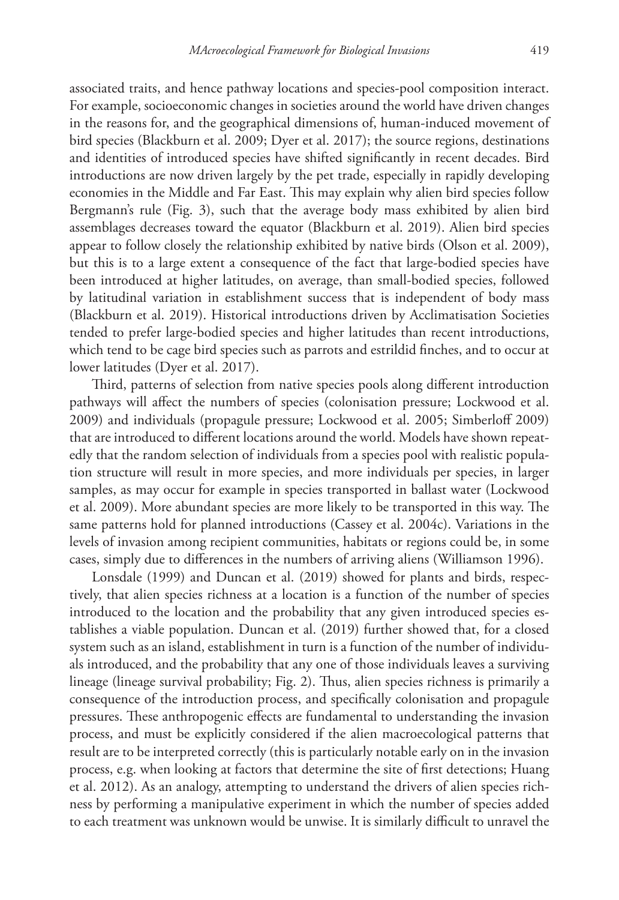associated traits, and hence pathway locations and species-pool composition interact. For example, socioeconomic changes in societies around the world have driven changes in the reasons for, and the geographical dimensions of, human-induced movement of bird species (Blackburn et al. 2009; Dyer et al. 2017); the source regions, destinations and identities of introduced species have shifted significantly in recent decades. Bird introductions are now driven largely by the pet trade, especially in rapidly developing economies in the Middle and Far East. This may explain why alien bird species follow Bergmann's rule (Fig. 3), such that the average body mass exhibited by alien bird assemblages decreases toward the equator (Blackburn et al. 2019). Alien bird species appear to follow closely the relationship exhibited by native birds (Olson et al. 2009), but this is to a large extent a consequence of the fact that large-bodied species have been introduced at higher latitudes, on average, than small-bodied species, followed by latitudinal variation in establishment success that is independent of body mass (Blackburn et al. 2019). Historical introductions driven by Acclimatisation Societies tended to prefer large-bodied species and higher latitudes than recent introductions, which tend to be cage bird species such as parrots and estrildid finches, and to occur at lower latitudes (Dyer et al. 2017).

Third, patterns of selection from native species pools along different introduction pathways will affect the numbers of species (colonisation pressure; Lockwood et al. 2009) and individuals (propagule pressure; Lockwood et al. 2005; Simberloff 2009) that are introduced to different locations around the world. Models have shown repeatedly that the random selection of individuals from a species pool with realistic population structure will result in more species, and more individuals per species, in larger samples, as may occur for example in species transported in ballast water (Lockwood et al. 2009). More abundant species are more likely to be transported in this way. The same patterns hold for planned introductions (Cassey et al. 2004c). Variations in the levels of invasion among recipient communities, habitats or regions could be, in some cases, simply due to differences in the numbers of arriving aliens (Williamson 1996).

Lonsdale (1999) and Duncan et al. (2019) showed for plants and birds, respectively, that alien species richness at a location is a function of the number of species introduced to the location and the probability that any given introduced species establishes a viable population. Duncan et al. (2019) further showed that, for a closed system such as an island, establishment in turn is a function of the number of individuals introduced, and the probability that any one of those individuals leaves a surviving lineage (lineage survival probability; Fig. 2). Thus, alien species richness is primarily a consequence of the introduction process, and specifically colonisation and propagule pressures. These anthropogenic effects are fundamental to understanding the invasion process, and must be explicitly considered if the alien macroecological patterns that result are to be interpreted correctly (this is particularly notable early on in the invasion process, e.g. when looking at factors that determine the site of first detections; Huang et al. 2012). As an analogy, attempting to understand the drivers of alien species richness by performing a manipulative experiment in which the number of species added to each treatment was unknown would be unwise. It is similarly difficult to unravel the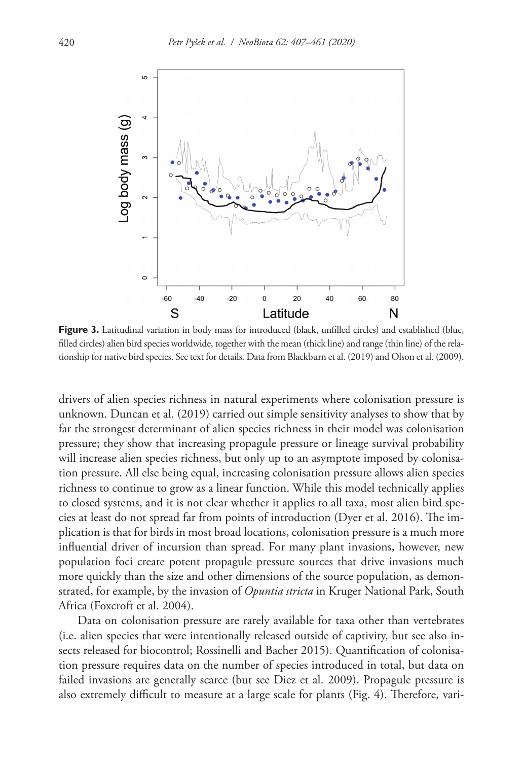**Figure 3.** Latitudinal variation in body mass for introduced (black, unfilled circles) and established (blue, filled circles) alien bird species worldwide, together with the mean (thick line) and range (thin line) of the relationship for native bird species. See text for details. Data from Blackburn et al. (2019) and Olson et al. (2009).

drivers of alien species richness in natural experiments where colonisation pressure is unknown. Duncan et al. (2019) carried out simple sensitivity analyses to show that by far the strongest determinant of alien species richness in their model was colonisation pressure; they show that increasing propagule pressure or lineage survival probability will increase alien species richness, but only up to an asymptote imposed by colonisation pressure. All else being equal, increasing colonisation pressure allows alien species richness to continue to grow as a linear function. While this model technically applies to closed systems, and it is not clear whether it applies to all taxa, most alien bird species at least do not spread far from points of introduction (Dyer et al. 2016). The implication is that for birds in most broad locations, colonisation pressure is a much more influential driver of incursion than spread. For many plant invasions, however, new population foci create potent propagule pressure sources that drive invasions much more quickly than the size and other dimensions of the source population, as demonstrated, for example, by the invasion of *Opuntia stricta* in Kruger National Park, South Africa (Foxcroft et al. 2004).

Data on colonisation pressure are rarely available for taxa other than vertebrates (i.e. alien species that were intentionally released outside of captivity, but see also insects released for biocontrol; Rossinelli and Bacher 2015). Quantification of colonisation pressure requires data on the number of species introduced in total, but data on failed invasions are generally scarce (but see Diez et al. 2009). Propagule pressure is also extremely difficult to measure at a large scale for plants (Fig. 4). Therefore, vari-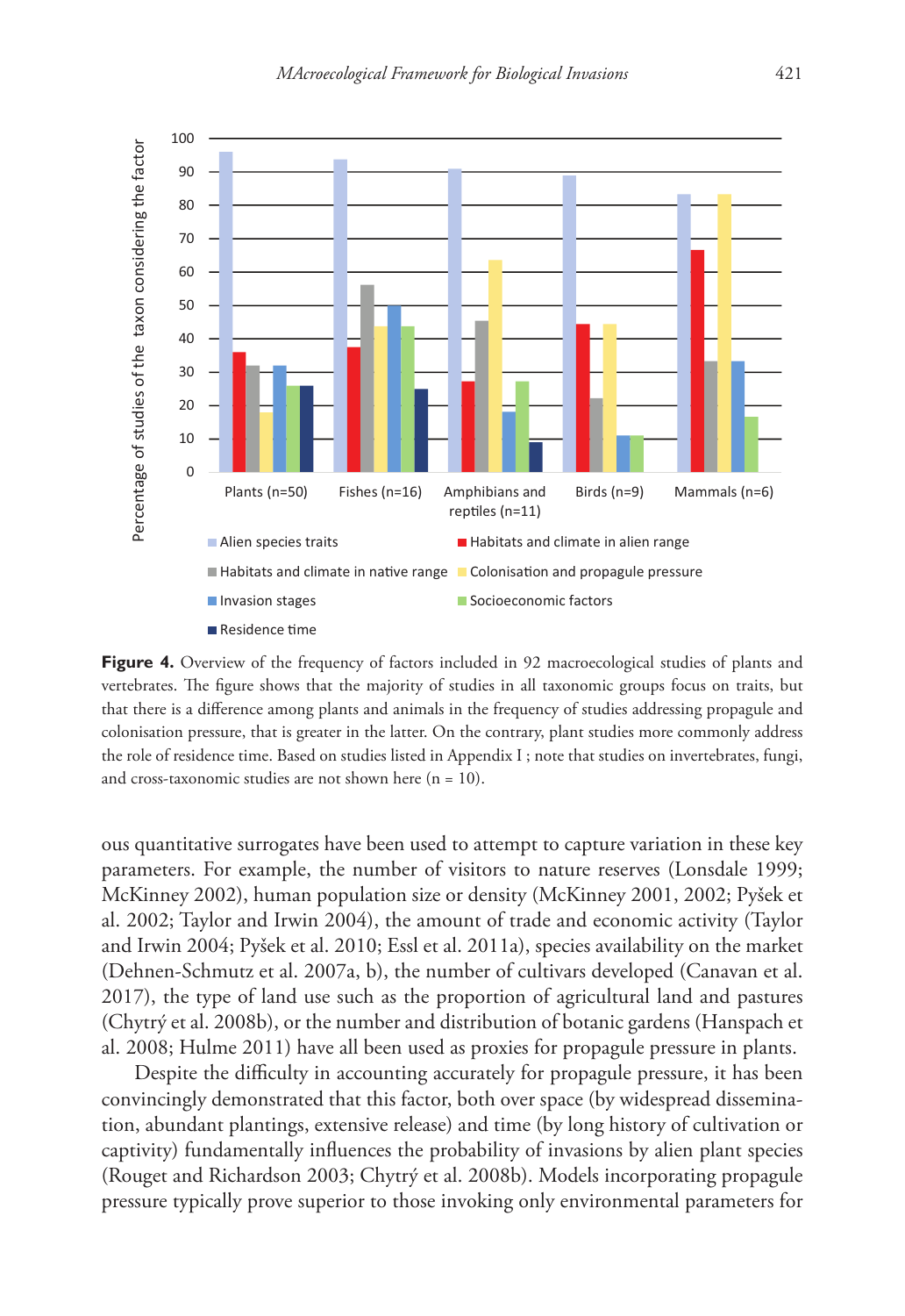**Figure 4.** Overview of the frequency of factors included in 92 macroecological studies of plants and vertebrates. The figure shows that the majority of studies in all taxonomic groups focus on traits, but that there is a difference among plants and animals in the frequency of studies addressing propagule and colonisation pressure, that is greater in the latter. On the contrary, plant studies more commonly address the role of residence time. Based on studies listed in Appendix I ; note that studies on invertebrates, fungi, and cross-taxonomic studies are not shown here (n = 10).

ous quantitative surrogates have been used to attempt to capture variation in these key parameters. For example, the number of visitors to nature reserves (Lonsdale 1999; McKinney 2002), human population size or density (McKinney 2001, 2002; Pyšek et al. 2002; Taylor and Irwin 2004), the amount of trade and economic activity (Taylor and Irwin 2004; Pyšek et al. 2010; Essl et al. 2011a), species availability on the market (Dehnen-Schmutz et al. 2007a, b), the number of cultivars developed (Canavan et al. 2017), the type of land use such as the proportion of agricultural land and pastures (Chytrý et al. 2008b), or the number and distribution of botanic gardens (Hanspach et al. 2008; Hulme 2011) have all been used as proxies for propagule pressure in plants.

Despite the difficulty in accounting accurately for propagule pressure, it has been convincingly demonstrated that this factor, both over space (by widespread dissemination, abundant plantings, extensive release) and time (by long history of cultivation or captivity) fundamentally influences the probability of invasions by alien plant species (Rouget and Richardson 2003; Chytrý et al. 2008b). Models incorporating propagule pressure typically prove superior to those invoking only environmental parameters for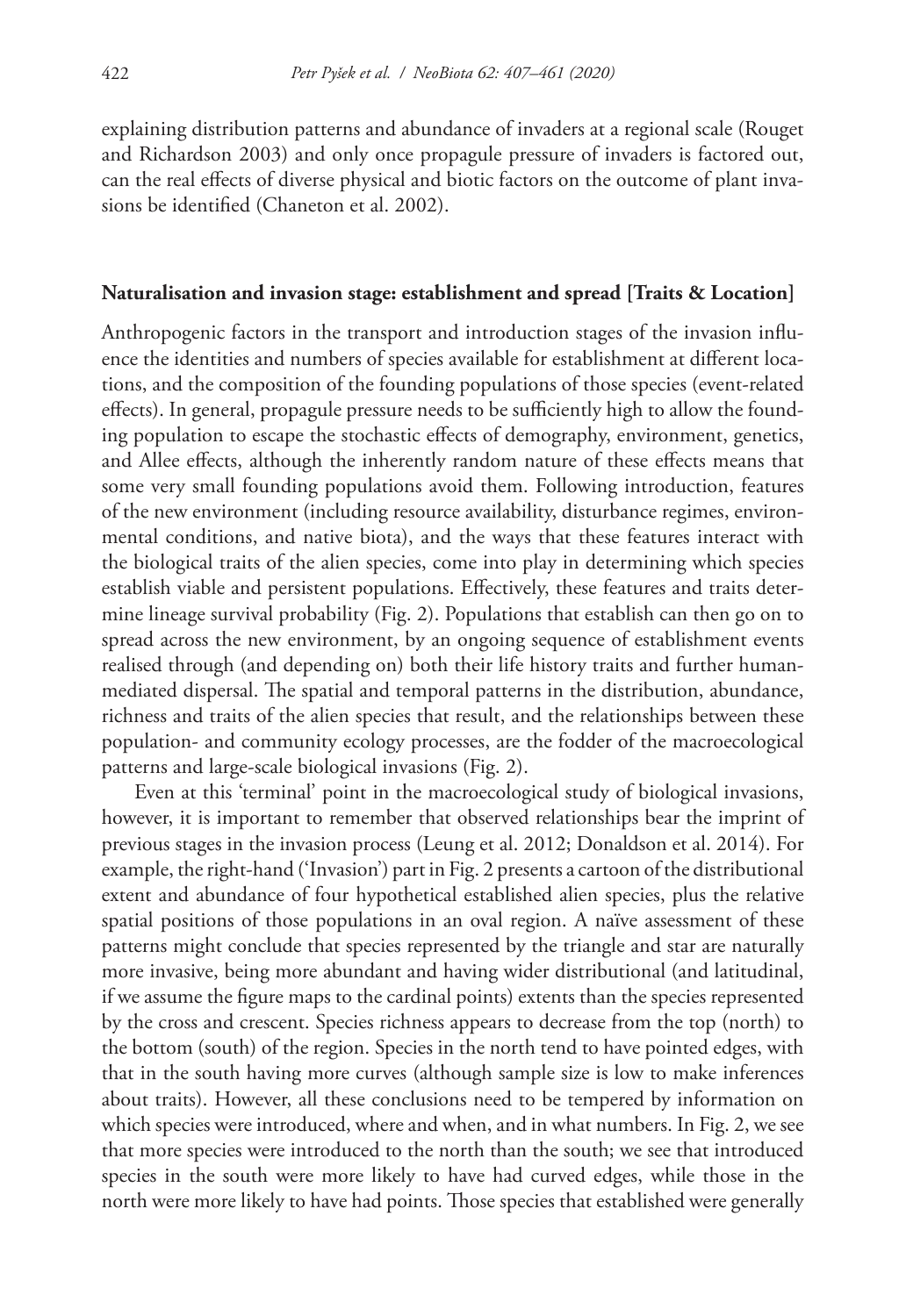explaining distribution patterns and abundance of invaders at a regional scale (Rouget and Richardson 2003) and only once propagule pressure of invaders is factored out, can the real effects of diverse physical and biotic factors on the outcome of plant invasions be identified (Chaneton et al. 2002).

### Naturalisation and invasion stage: establishment and spread [Traits & Location]

Anthropogenic factors in the transport and introduction stages of the invasion influence the identities and numbers of species available for establishment at different locations, and the composition of the founding populations of those species (event-related effects). In general, propagule pressure needs to be sufficiently high to allow the founding population to escape the stochastic effects of demography, environment, genetics, and Allee effects, although the inherently random nature of these effects means that some very small founding populations avoid them. Following introduction, features of the new environment (including resource availability, disturbance regimes, environmental conditions, and native biota), and the ways that these features interact with the biological traits of the alien species, come into play in determining which species establish viable and persistent populations. Effectively, these features and traits determine lineage survival probability (Fig. 2). Populations that establish can then go on to spread across the new environment, by an ongoing sequence of establishment events realised through (and depending on) both their life history traits and further human-mediated dispersal. The spatial and temporal patterns in the distribution, abundance, richness and traits of the alien species that result, and the relationships between these population- and community ecology processes, are the fodder of the macroecological patterns and large-scale biological invasions (Fig. 2).

Even at this 'terminal' point in the macroecological study of biological invasions, however, it is important to remember that observed relationships bear the imprint of previous stages in the invasion process (Leung et al. 2012; Donaldson et al. 2014). For example, the right-hand ('Invasion') part in Fig. 2 presents a cartoon of the distributional extent and abundance of four hypothetical established alien species, plus the relative spatial positions of those populations in an oval region. A naïve assessment of these patterns might conclude that species represented by the triangle and star are naturally more invasive, being more abundant and having wider distributional (and latitudinal, if we assume the figure maps to the cardinal points) extents than the species represented by the cross and crescent. Species richness appears to decrease from the top (north) to the bottom (south) of the region. Species in the north tend to have pointed edges, with that in the south having more curves (although sample size is low to make inferences about traits). However, all these conclusions need to be tempered by information on which species were introduced, where and when, and in what numbers. In Fig. 2, we see that more species were introduced to the north than the south; we see that introduced species in the south were more likely to have had curved edges, while those in the north were more likely to have had points. Those species that established were generally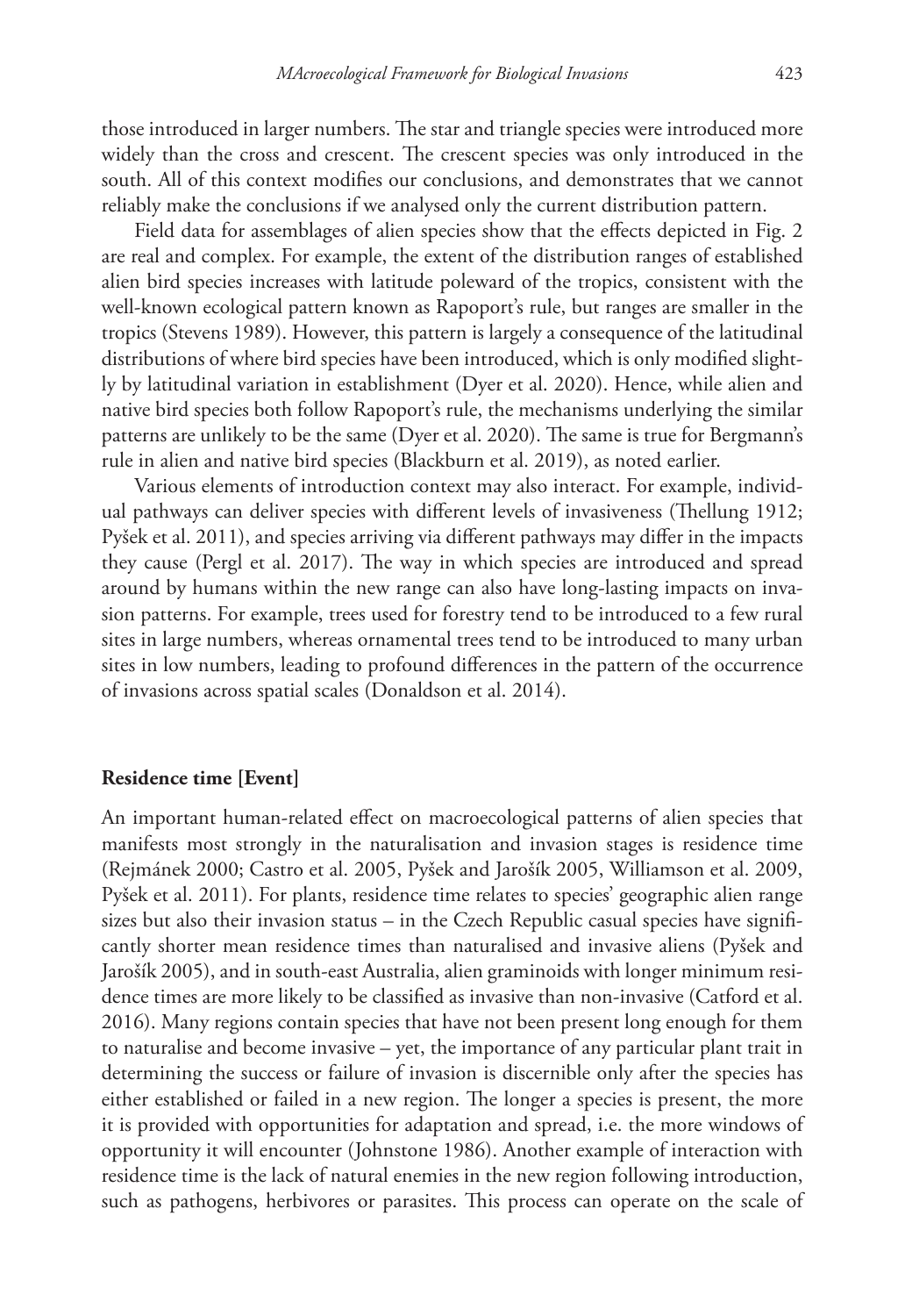those introduced in larger numbers. The star and triangle species were introduced more widely than the cross and crescent. The crescent species was only introduced in the south. All of this context modifies our conclusions, and demonstrates that we cannot reliably make the conclusions if we analysed only the current distribution pattern.

Field data for assemblages of alien species show that the effects depicted in Fig. 2 are real and complex. For example, the extent of the distribution ranges of established alien bird species increases with latitude poleward of the tropics, consistent with the well-known ecological pattern known as Rapoport's rule, but ranges are smaller in the tropics (Stevens 1989). However, this pattern is largely a consequence of the latitudinal distributions of where bird species have been introduced, which is only modified slightly by latitudinal variation in establishment (Dyer et al. 2020). Hence, while alien and native bird species both follow Rapoport's rule, the mechanisms underlying the similar patterns are unlikely to be the same (Dyer et al. 2020). The same is true for Bergmann's rule in alien and native bird species (Blackburn et al. 2019), as noted earlier.

Various elements of introduction context may also interact. For example, individual pathways can deliver species with different levels of invasiveness (Thellung 1912; Pyšek et al. 2011), and species arriving via different pathways may differ in the impacts they cause (Pergl et al. 2017). The way in which species are introduced and spread around by humans within the new range can also have long-lasting impacts on invasion patterns. For example, trees used for forestry tend to be introduced to a few rural sites in large numbers, whereas ornamental trees tend to be introduced to many urban sites in low numbers, leading to profound differences in the pattern of the occurrence of invasions across spatial scales (Donaldson et al. 2014).

### Residence time [Event]

An important human-related effect on macroecological patterns of alien species that manifests most strongly in the naturalisation and invasion stages is residence time (Rejmánek 2000; Castro et al. 2005, Pyšek and Jarošík 2005, Williamson et al. 2009, Pyšek et al. 2011). For plants, residence time relates to species' geographic alien range sizes but also their invasion status – in the Czech Republic casual species have significantly shorter mean residence times than naturalised and invasive aliens (Pyšek and Jarošík 2005), and in south-east Australia, alien graminoids with longer minimum residence times are more likely to be classified as invasive than non-invasive (Catford et al. 2016). Many regions contain species that have not been present long enough for them to naturalise and become invasive – yet, the importance of any particular plant trait in determining the success or failure of invasion is discernible only after the species has either established or failed in a new region. The longer a species is present, the more it is provided with opportunities for adaptation and spread, i.e. the more windows of opportunity it will encounter (Johnstone 1986). Another example of interaction with residence time is the lack of natural enemies in the new region following introduction, such as pathogens, herbivores or parasites. This process can operate on the scale of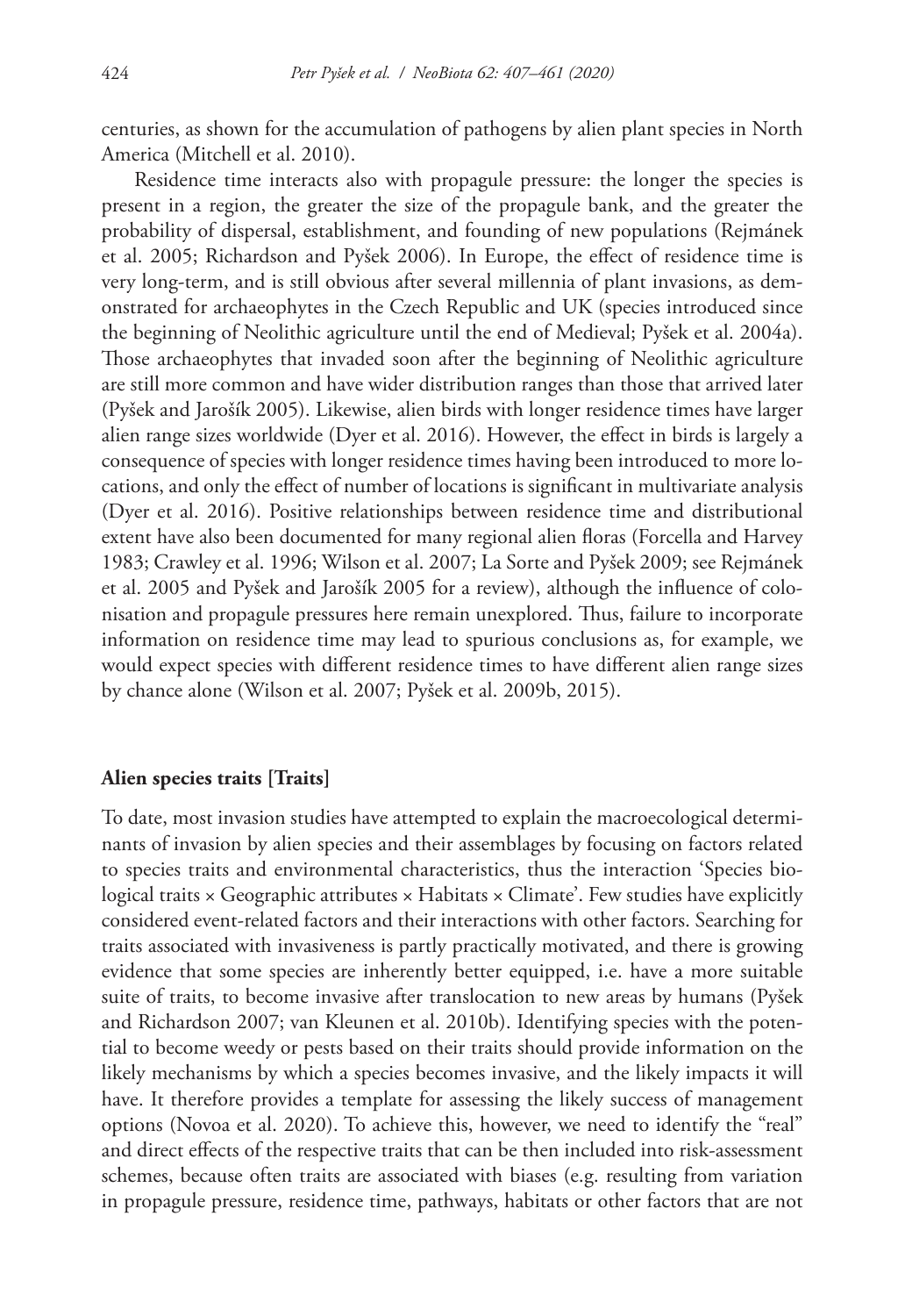centuries, as shown for the accumulation of pathogens by alien plant species in North America (Mitchell et al. 2010).

Residence time interacts also with propagule pressure: the longer the species is present in a region, the greater the size of the propagule bank, and the greater the probability of dispersal, establishment, and founding of new populations (Rejmánek et al. 2005; Richardson and Pyšek 2006). In Europe, the effect of residence time is very long-term, and is still obvious after several millennia of plant invasions, as demonstrated for archaeophytes in the Czech Republic and UK (species introduced since the beginning of Neolithic agriculture until the end of Medieval; Pyšek et al. 2004a). Those archaeophytes that invaded soon after the beginning of Neolithic agriculture are still more common and have wider distribution ranges than those that arrived later (Pyšek and Jarošík 2005). Likewise, alien birds with longer residence times have larger alien range sizes worldwide (Dyer et al. 2016). However, the effect in birds is largely a consequence of species with longer residence times having been introduced to more locations, and only the effect of number of locations is significant in multivariate analysis (Dyer et al. 2016). Positive relationships between residence time and distributional extent have also been documented for many regional alien floras (Forcella and Harvey 1983; Crawley et al. 1996; Wilson et al. 2007; La Sorte and Pyšek 2009; see Rejmánek et al. 2005 and Pyšek and Jarošík 2005 for a review), although the influence of colonisation and propagule pressures here remain unexplored. Thus, failure to incorporate information on residence time may lead to spurious conclusions as, for example, we would expect species with different residence times to have different alien range sizes by chance alone (Wilson et al. 2007; Pyšek et al. 2009b, 2015).

#### Alien species traits [Traits]

To date, most invasion studies have attempted to explain the macroecological determinants of invasion by alien species and their assemblages by focusing on factors related to species traits and environmental characteristics, thus the interaction 'Species biological traits × Geographic attributes × Habitats × Climate'. Few studies have explicitly considered event-related factors and their interactions with other factors. Searching for traits associated with invasiveness is partly practically motivated, and there is growing evidence that some species are inherently better equipped, i.e. have a more suitable suite of traits, to become invasive after translocation to new areas by humans (Pyšek and Richardson 2007; van Kleunen et al. 2010b). Identifying species with the potential to become weedy or pests based on their traits should provide information on the likely mechanisms by which a species becomes invasive, and the likely impacts it will have. It therefore provides a template for assessing the likely success of management options (Novoa et al. 2020). To achieve this, however, we need to identify the "real" and direct effects of the respective traits that can be then included into risk-assessment schemes, because often traits are associated with biases (e.g. resulting from variation in propagule pressure, residence time, pathways, habitats or other factors that are not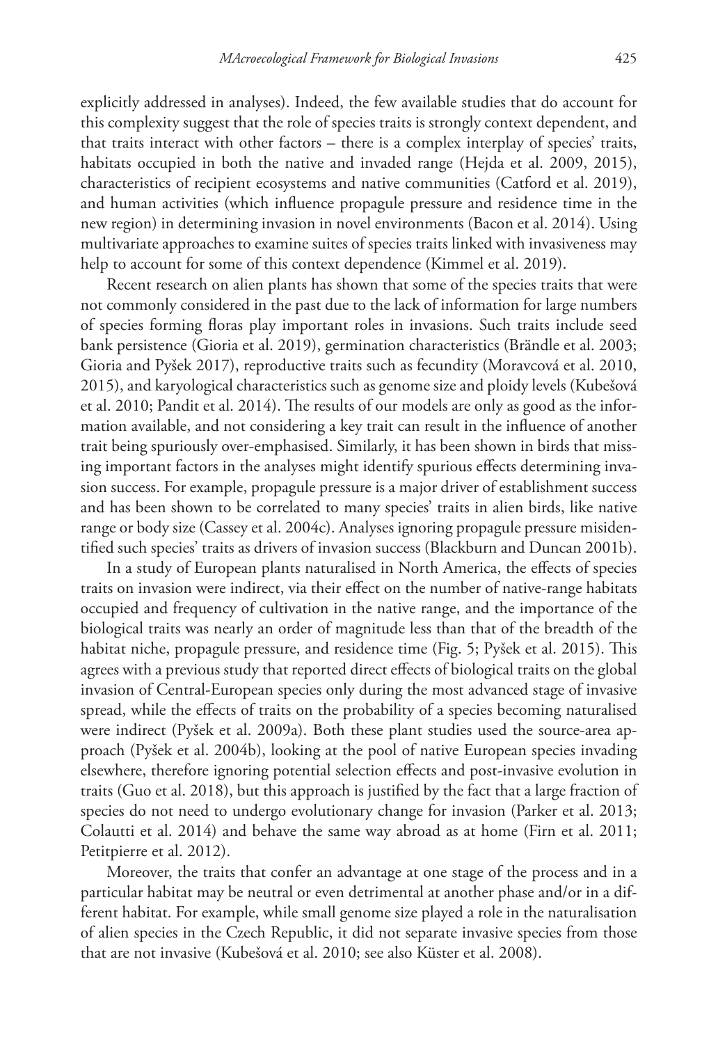explicitly addressed in analyses). Indeed, the few available studies that do account for this complexity suggest that the role of species traits is strongly context dependent, and that traits interact with other factors – there is a complex interplay of species' traits, habitats occupied in both the native and invaded range (Hejda et al. 2009, 2015), characteristics of recipient ecosystems and native communities (Catford et al. 2019), and human activities (which influence propagule pressure and residence time in the new region) in determining invasion in novel environments (Bacon et al. 2014). Using multivariate approaches to examine suites of species traits linked with invasiveness may help to account for some of this context dependence (Kimmel et al. 2019).

Recent research on alien plants has shown that some of the species traits that were not commonly considered in the past due to the lack of information for large numbers of species forming floras play important roles in invasions. Such traits include seed bank persistence (Gioria et al. 2019), germination characteristics (Brändle et al. 2003; Gioria and Pyšek 2017), reproductive traits such as fecundity (Moravcová et al. 2010, 2015), and karyological characteristics such as genome size and ploidy levels (Kubešová et al. 2010; Pandit et al. 2014). The results of our models are only as good as the information available, and not considering a key trait can result in the influence of another trait being spuriously over-emphasised. Similarly, it has been shown in birds that missing important factors in the analyses might identify spurious effects determining invasion success. For example, propagule pressure is a major driver of establishment success and has been shown to be correlated to many species' traits in alien birds, like native range or body size (Cassey et al. 2004c). Analyses ignoring propagule pressure misidentified such species' traits as drivers of invasion success (Blackburn and Duncan 2001b).

In a study of European plants naturalised in North America, the effects of species traits on invasion were indirect, via their effect on the number of native-range habitats occupied and frequency of cultivation in the native range, and the importance of the biological traits was nearly an order of magnitude less than that of the breadth of the habitat niche, propagule pressure, and residence time (Fig. 5; Pyšek et al. 2015). This agrees with a previous study that reported direct effects of biological traits on the global invasion of Central-European species only during the most advanced stage of invasive spread, while the effects of traits on the probability of a species becoming naturalised were indirect (Pyšek et al. 2009a). Both these plant studies used the source-area approach (Pyšek et al. 2004b), looking at the pool of native European species invading elsewhere, therefore ignoring potential selection effects and post-invasive evolution in traits (Guo et al. 2018), but this approach is justified by the fact that a large fraction of species do not need to undergo evolutionary change for invasion (Parker et al. 2013; Colautti et al. 2014) and behave the same way abroad as at home (Firn et al. 2011; Petitpierre et al. 2012).

Moreover, the traits that confer an advantage at one stage of the process and in a particular habitat may be neutral or even detrimental at another phase and/or in a different habitat. For example, while small genome size played a role in the naturalisation of alien species in the Czech Republic, it did not separate invasive species from those that are not invasive (Kubešová et al. 2010; see also Küster et al. 2008).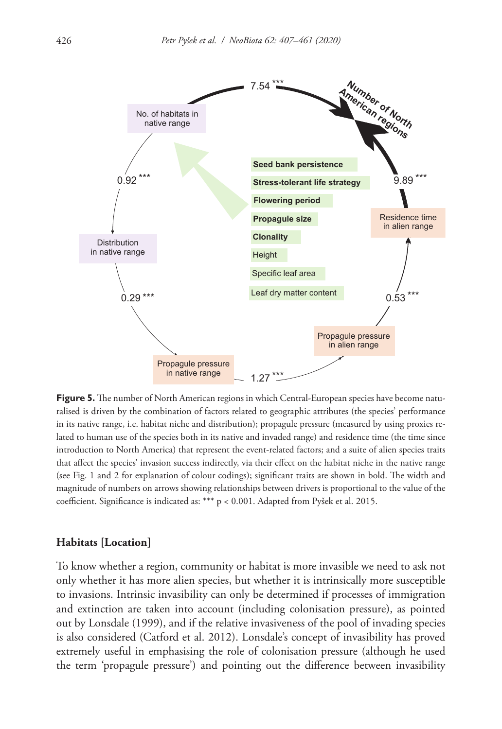**Figure 5.** The number of North American regions in which Central-European species have become naturalised is driven by the combination of factors related to geographic attributes (the species' performance in its native range, i.e. habitat niche and distribution); propagule pressure (measured by using proxies related to human use of the species both in its native and invaded range) and residence time (the time since introduction to North America) that represent the event-related factors; and a suite of alien species traits that affect the species' invasion success indirectly, via their effect on the habitat niche in the native range (see Fig. 1 and 2 for explanation of colour codings); significant traits are shown in bold. The width and magnitude of numbers on arrows showing relationships between drivers is proportional to the value of the coefficient. Significance is indicated as: *** $p < 0.001$. Adapted from Pyšek et al. 2015.

## Habitats [Location]

To know whether a region, community or habitat is more invasible we need to ask not only whether it has more alien species, but whether it is intrinsically more susceptible to invasions. Intrinsic invasibility can only be determined if processes of immigration and extinction are taken into account (including colonisation pressure), as pointed out by Lonsdale (1999), and if the relative invasiveness of the pool of invading species is also considered (Catford et al. 2012). Lonsdale's concept of invasibility has proved extremely useful in emphasising the role of colonisation pressure (although he used the term 'propagule pressure') and pointing out the difference between invasibility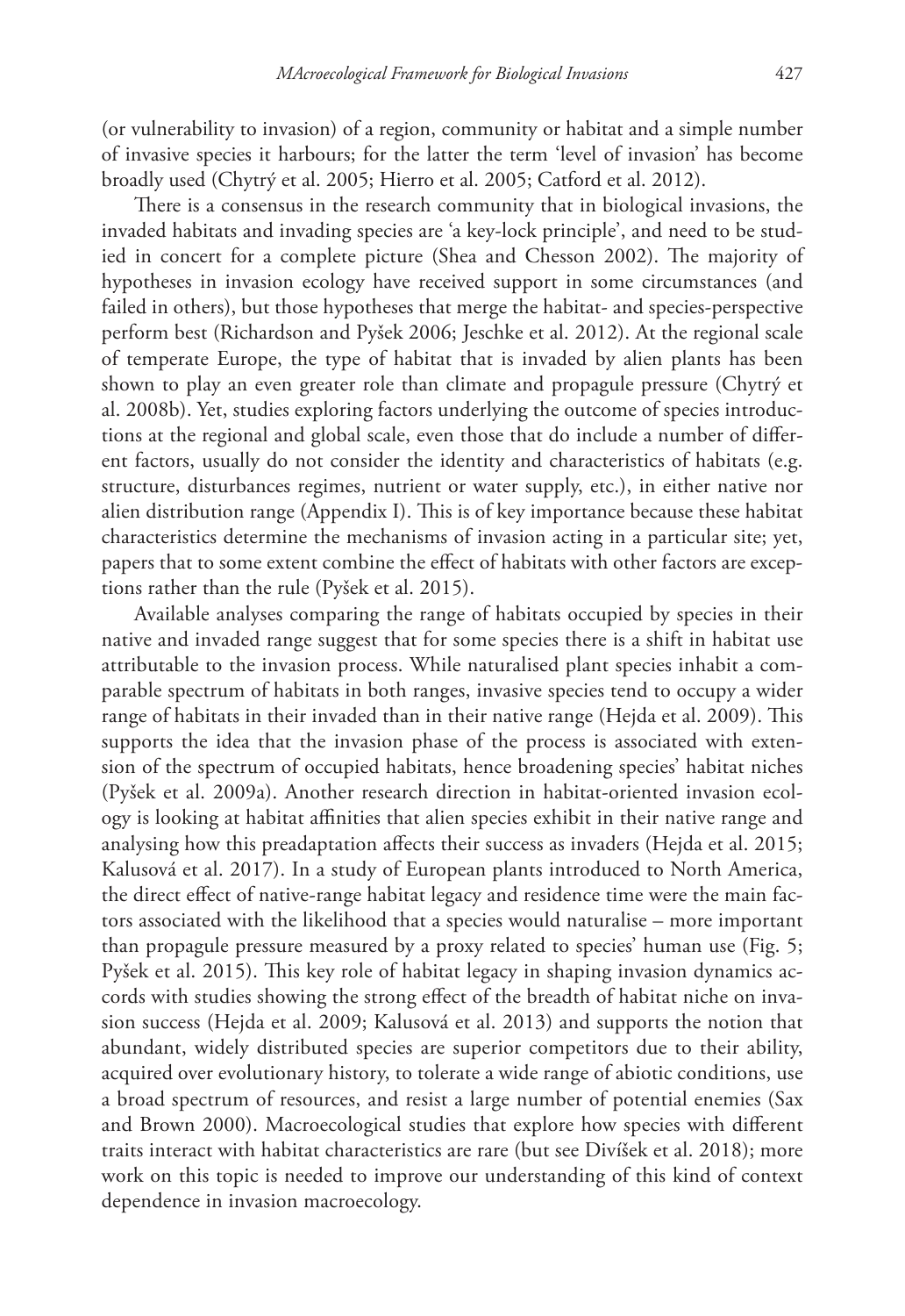(or vulnerability to invasion) of a region, community or habitat and a simple number of invasive species it harbours; for the latter the term 'level of invasion' has become broadly used (Chytrý et al. 2005; Hierro et al. 2005; Catford et al. 2012).

There is a consensus in the research community that in biological invasions, the invaded habitats and invading species are 'a key-lock principle', and need to be studied in concert for a complete picture (Shea and Chesson 2002). The majority of hypotheses in invasion ecology have received support in some circumstances (and failed in others), but those hypotheses that merge the habitat- and species-perspective perform best (Richardson and Pyšek 2006; Jeschke et al. 2012). At the regional scale of temperate Europe, the type of habitat that is invaded by alien plants has been shown to play an even greater role than climate and propagule pressure (Chytrý et al. 2008b). Yet, studies exploring factors underlying the outcome of species introductions at the regional and global scale, even those that do include a number of different factors, usually do not consider the identity and characteristics of habitats (e.g. structure, disturbances regimes, nutrient or water supply, etc.), in either native nor alien distribution range (Appendix I). This is of key importance because these habitat characteristics determine the mechanisms of invasion acting in a particular site; yet, papers that to some extent combine the effect of habitats with other factors are exceptions rather than the rule (Pyšek et al. 2015).

Available analyses comparing the range of habitats occupied by species in their native and invaded range suggest that for some species there is a shift in habitat use attributable to the invasion process. While naturalised plant species inhabit a comparable spectrum of habitats in both ranges, invasive species tend to occupy a wider range of habitats in their invaded than in their native range (Hejda et al. 2009). This supports the idea that the invasion phase of the process is associated with extension of the spectrum of occupied habitats, hence broadening species' habitat niches (Pyšek et al. 2009a). Another research direction in habitat-oriented invasion ecology is looking at habitat affinities that alien species exhibit in their native range and analysing how this preadaptation affects their success as invaders (Hejda et al. 2015; Kalusová et al. 2017). In a study of European plants introduced to North America, the direct effect of native-range habitat legacy and residence time were the main factors associated with the likelihood that a species would naturalise – more important than propagule pressure measured by a proxy related to species' human use (Fig. 5; Pyšek et al. 2015). This key role of habitat legacy in shaping invasion dynamics accords with studies showing the strong effect of the breadth of habitat niche on invasion success (Hejda et al. 2009; Kalusová et al. 2013) and supports the notion that abundant, widely distributed species are superior competitors due to their ability, acquired over evolutionary history, to tolerate a wide range of abiotic conditions, use a broad spectrum of resources, and resist a large number of potential enemies (Sax and Brown 2000). Macroecological studies that explore how species with different traits interact with habitat characteristics are rare (but see Divíšek et al. 2018); more work on this topic is needed to improve our understanding of this kind of context dependence in invasion macroecology.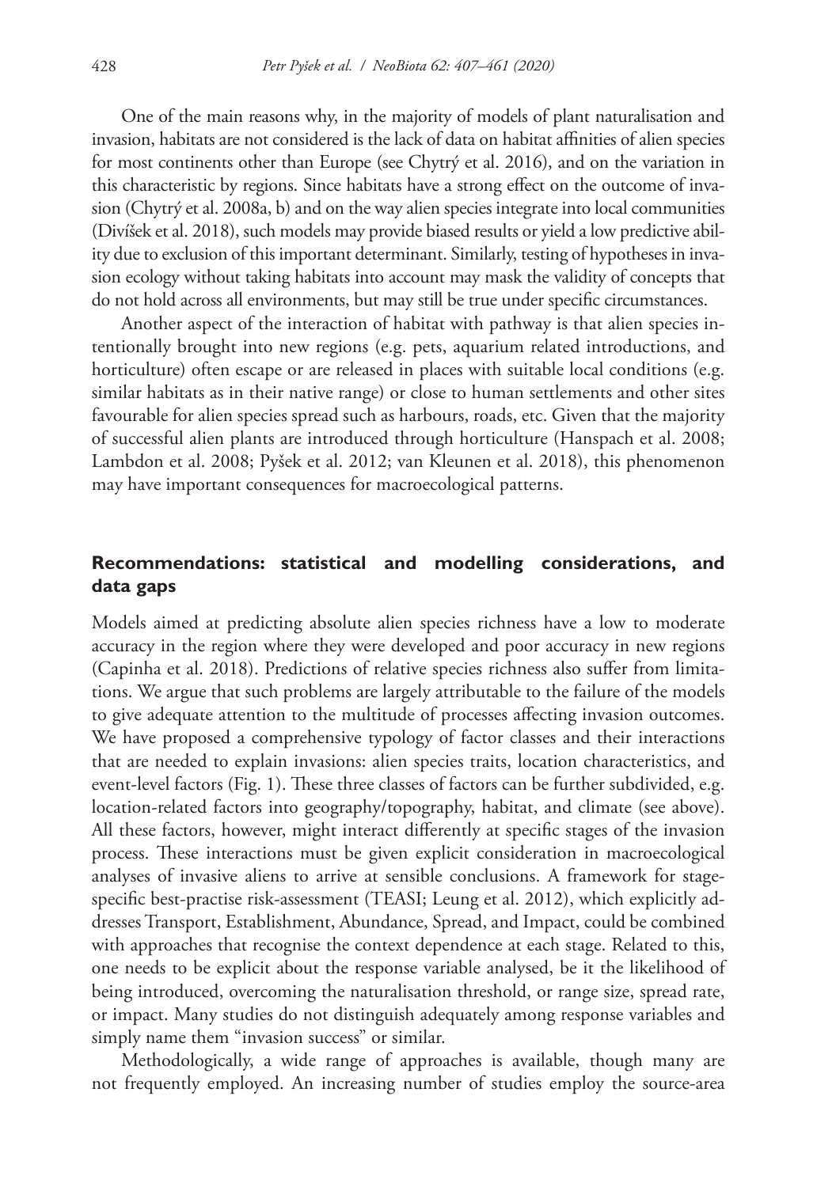One of the main reasons why, in the majority of models of plant naturalisation and invasion, habitats are not considered is the lack of data on habitat affinities of alien species for most continents other than Europe (see Chytrý et al. 2016), and on the variation in this characteristic by regions. Since habitats have a strong effect on the outcome of invasion (Chytrý et al. 2008a, b) and on the way alien species integrate into local communities (Divíšek et al. 2018), such models may provide biased results or yield a low predictive ability due to exclusion of this important determinant. Similarly, testing of hypotheses in invasion ecology without taking habitats into account may mask the validity of concepts that do not hold across all environments, but may still be true under specific circumstances.

Another aspect of the interaction of habitat with pathway is that alien species intentionally brought into new regions (e.g. pets, aquarium related introductions, and horticulture) often escape or are released in places with suitable local conditions (e.g. similar habitats as in their native range) or close to human settlements and other sites favourable for alien species spread such as harbours, roads, etc. Given that the majority of successful alien plants are introduced through horticulture (Hanspach et al. 2008; Lambdon et al. 2008; Pyšek et al. 2012; van Kleunen et al. 2018), this phenomenon may have important consequences for macroecological patterns.

## Recommendations: statistical and modelling considerations, and data gaps

Models aimed at predicting absolute alien species richness have a low to moderate accuracy in the region where they were developed and poor accuracy in new regions (Capinha et al. 2018). Predictions of relative species richness also suffer from limitations. We argue that such problems are largely attributable to the failure of the models to give adequate attention to the multitude of processes affecting invasion outcomes. We have proposed a comprehensive typology of factor classes and their interactions that are needed to explain invasions: alien species traits, location characteristics, and event-level factors (Fig. 1). These three classes of factors can be further subdivided, e.g. location-related factors into geography/topography, habitat, and climate (see above). All these factors, however, might interact differently at specific stages of the invasion process. These interactions must be given explicit consideration in macroecological analyses of invasive aliens to arrive at sensible conclusions. A framework for stage-specific best-practise risk-assessment (TEASI; Leung et al. 2012), which explicitly addresses Transport, Establishment, Abundance, Spread, and Impact, could be combined with approaches that recognise the context dependence at each stage. Related to this, one needs to be explicit about the response variable analysed, be it the likelihood of being introduced, overcoming the naturalisation threshold, or range size, spread rate, or impact. Many studies do not distinguish adequately among response variables and simply name them "invasion success" or similar.

Methodologically, a wide range of approaches is available, though many are not frequently employed. An increasing number of studies employ the source-area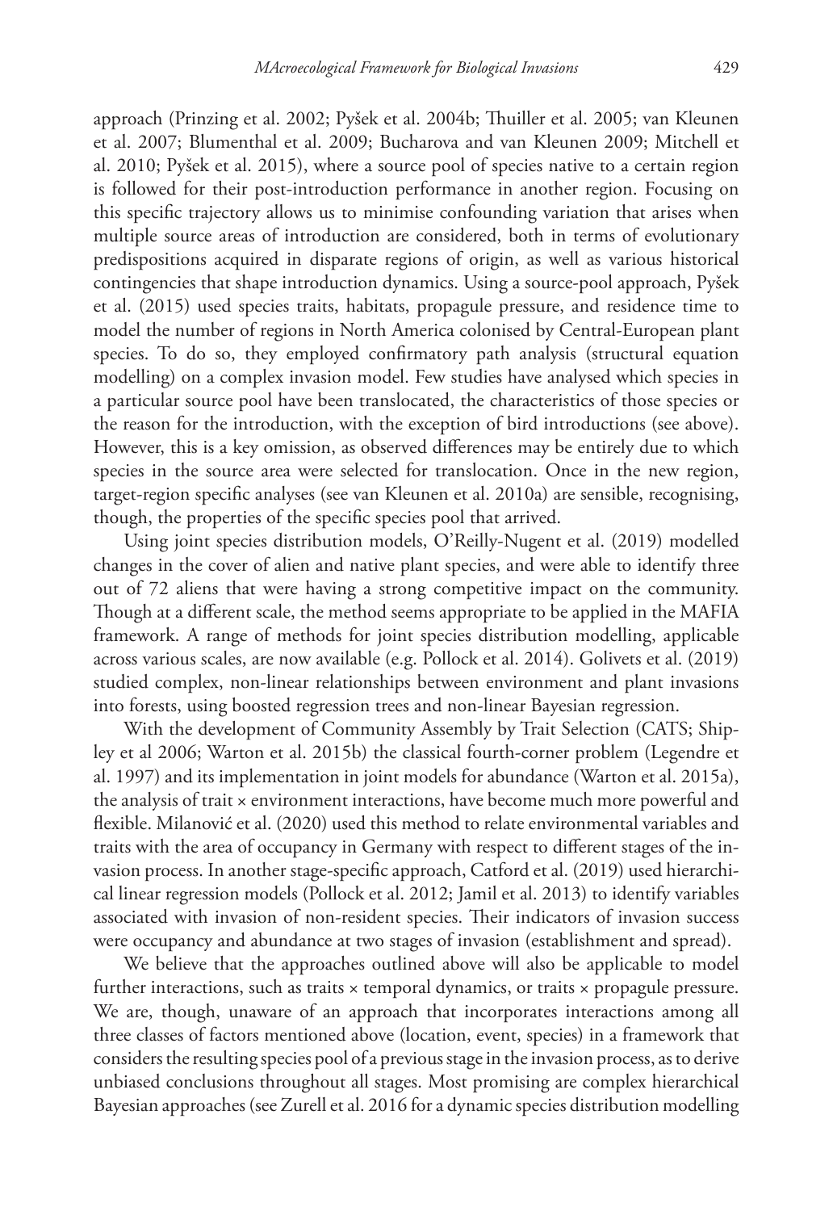approach (Prinzing et al. 2002; Pyšek et al. 2004b; Thuiller et al. 2005; van Kleunen et al. 2007; Blumenthal et al. 2009; Bucharova and van Kleunen 2009; Mitchell et al. 2010; Pyšek et al. 2015), where a source pool of species native to a certain region is followed for their post-introduction performance in another region. Focusing on this specific trajectory allows us to minimise confounding variation that arises when multiple source areas of introduction are considered, both in terms of evolutionary predispositions acquired in disparate regions of origin, as well as various historical contingencies that shape introduction dynamics. Using a source-pool approach, Pyšek et al. (2015) used species traits, habitats, propagule pressure, and residence time to model the number of regions in North America colonised by Central-European plant species. To do so, they employed confirmatory path analysis (structural equation modelling) on a complex invasion model. Few studies have analysed which species in a particular source pool have been translocated, the characteristics of those species or the reason for the introduction, with the exception of bird introductions (see above). However, this is a key omission, as observed differences may be entirely due to which species in the source area were selected for translocation. Once in the new region, target-region specific analyses (see van Kleunen et al. 2010a) are sensible, recognising, though, the properties of the specific species pool that arrived.

Using joint species distribution models, O'Reilly-Nugent et al. (2019) modelled changes in the cover of alien and native plant species, and were able to identify three out of 72 aliens that were having a strong competitive impact on the community. Though at a different scale, the method seems appropriate to be applied in the MAFIA framework. A range of methods for joint species distribution modelling, applicable across various scales, are now available (e.g. Pollock et al. 2014). Golivets et al. (2019) studied complex, non-linear relationships between environment and plant invasions into forests, using boosted regression trees and non-linear Bayesian regression.

With the development of Community Assembly by Trait Selection (CATS; Shipley et al 2006; Warton et al. 2015b) the classical fourth-corner problem (Legendre et al. 1997) and its implementation in joint models for abundance (Warton et al. 2015a), the analysis of trait × environment interactions, have become much more powerful and flexible. Milanović et al. (2020) used this method to relate environmental variables and traits with the area of occupancy in Germany with respect to different stages of the invasion process. In another stage-specific approach, Catford et al. (2019) used hierarchical linear regression models (Pollock et al. 2012; Jamil et al. 2013) to identify variables associated with invasion of non-resident species. Their indicators of invasion success were occupancy and abundance at two stages of invasion (establishment and spread).

We believe that the approaches outlined above will also be applicable to model further interactions, such as traits × temporal dynamics, or traits × propagule pressure. We are, though, unaware of an approach that incorporates interactions among all three classes of factors mentioned above (location, event, species) in a framework that considers the resulting species pool of a previous stage in the invasion process, as to derive unbiased conclusions throughout all stages. Most promising are complex hierarchical Bayesian approaches (see Zurell et al. 2016 for a dynamic species distribution modelling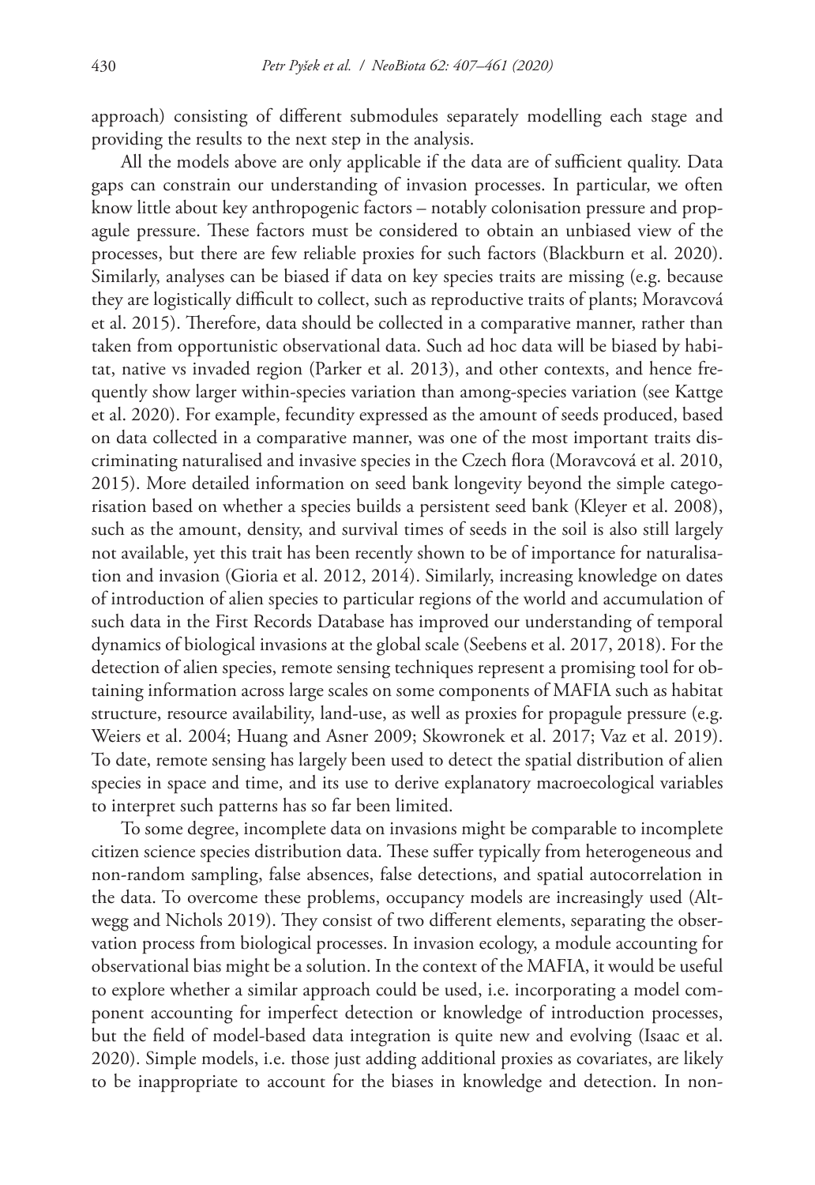approach) consisting of different submodules separately modelling each stage and providing the results to the next step in the analysis.

All the models above are only applicable if the data are of sufficient quality. Data gaps can constrain our understanding of invasion processes. In particular, we often know little about key anthropogenic factors – notably colonisation pressure and propagule pressure. These factors must be considered to obtain an unbiased view of the processes, but there are few reliable proxies for such factors (Blackburn et al. 2020). Similarly, analyses can be biased if data on key species traits are missing (e.g. because they are logistically difficult to collect, such as reproductive traits of plants; Moravcová et al. 2015). Therefore, data should be collected in a comparative manner, rather than taken from opportunistic observational data. Such ad hoc data will be biased by habitat, native vs invaded region (Parker et al. 2013), and other contexts, and hence frequently show larger within-species variation than among-species variation (see Kattge et al. 2020). For example, fecundity expressed as the amount of seeds produced, based on data collected in a comparative manner, was one of the most important traits discriminating naturalised and invasive species in the Czech flora (Moravcová et al. 2010, 2015). More detailed information on seed bank longevity beyond the simple categorisation based on whether a species builds a persistent seed bank (Kleyer et al. 2008), such as the amount, density, and survival times of seeds in the soil is also still largely not available, yet this trait has been recently shown to be of importance for naturalisation and invasion (Gioria et al. 2012, 2014). Similarly, increasing knowledge on dates of introduction of alien species to particular regions of the world and accumulation of such data in the First Records Database has improved our understanding of temporal dynamics of biological invasions at the global scale (Seebens et al. 2017, 2018). For the detection of alien species, remote sensing techniques represent a promising tool for obtaining information across large scales on some components of MAFIA such as habitat structure, resource availability, land-use, as well as proxies for propagule pressure (e.g. Weiers et al. 2004; Huang and Asner 2009; Skowronek et al. 2017; Vaz et al. 2019). To date, remote sensing has largely been used to detect the spatial distribution of alien species in space and time, and its use to derive explanatory macroecological variables to interpret such patterns has so far been limited.

To some degree, incomplete data on invasions might be comparable to incomplete citizen science species distribution data. These suffer typically from heterogeneous and non-random sampling, false absences, false detections, and spatial autocorrelation in the data. To overcome these problems, occupancy models are increasingly used (Altwegg and Nichols 2019). They consist of two different elements, separating the observation process from biological processes. In invasion ecology, a module accounting for observational bias might be a solution. In the context of the MAFIA, it would be useful to explore whether a similar approach could be used, i.e. incorporating a model component accounting for imperfect detection or knowledge of introduction processes, but the field of model-based data integration is quite new and evolving (Isaac et al. 2020). Simple models, i.e. those just adding additional proxies as covariates, are likely to be inappropriate to account for the biases in knowledge and detection. In non-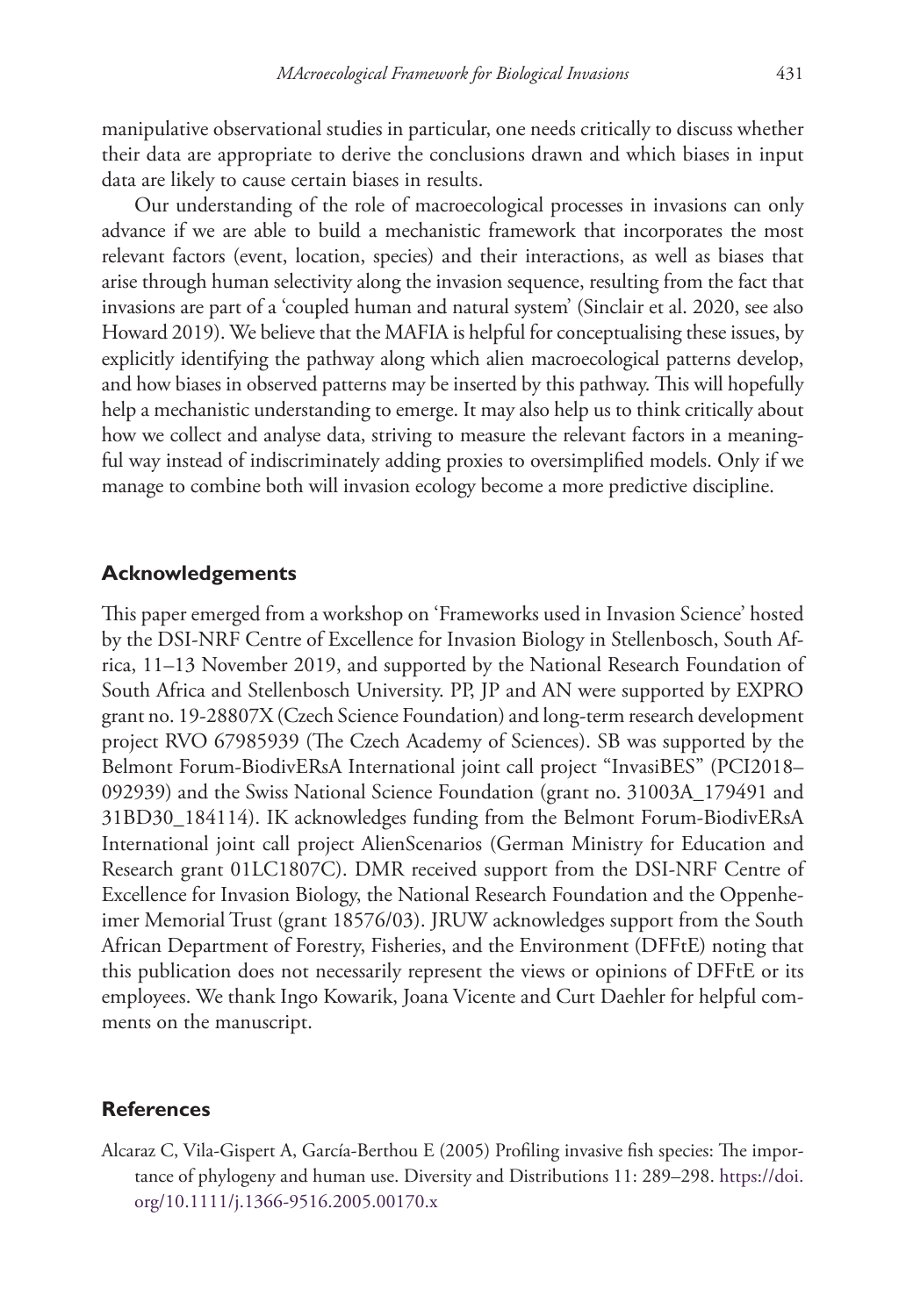manipulative observational studies in particular, one needs critically to discuss whether their data are appropriate to derive the conclusions drawn and which biases in input data are likely to cause certain biases in results.

Our understanding of the role of macroecological processes in invasions can only advance if we are able to build a mechanistic framework that incorporates the most relevant factors (event, location, species) and their interactions, as well as biases that arise through human selectivity along the invasion sequence, resulting from the fact that invasions are part of a 'coupled human and natural system' (Sinclair et al. 2020, see also Howard 2019). We believe that the MAFIA is helpful for conceptualising these issues, by explicitly identifying the pathway along which alien macroecological patterns develop, and how biases in observed patterns may be inserted by this pathway. This will hopefully help a mechanistic understanding to emerge. It may also help us to think critically about how we collect and analyse data, striving to measure the relevant factors in a meaningful way instead of indiscriminately adding proxies to oversimplified models. Only if we manage to combine both will invasion ecology become a more predictive discipline.

## Acknowledgements

This paper emerged from a workshop on 'Frameworks used in Invasion Science' hosted by the DSI-NRF Centre of Excellence for Invasion Biology in Stellenbosch, South Africa, 11–13 November 2019, and supported by the National Research Foundation of South Africa and Stellenbosch University. PP, JP and AN were supported by EXPRO grant no. 19-28807X (Czech Science Foundation) and long-term research development project RVO 67985939 (The Czech Academy of Sciences). SB was supported by the Belmont Forum-BiodivERsA International joint call project "InvasiBES" (PCI2018–092939) and the Swiss National Science Foundation (grant no. 31003A_179491 and 31BD30_184114). IK acknowledges funding from the Belmont Forum-BiodivERsA International joint call project AlienScenarios (German Ministry for Education and Research grant 01LC1807C). DMR received support from the DSI-NRF Centre of Excellence for Invasion Biology, the National Research Foundation and the Oppenheimer Memorial Trust (grant 18576/03). JRUW acknowledges support from the South African Department of Forestry, Fisheries, and the Environment (DFFtE) noting that this publication does not necessarily represent the views or opinions of DFFtE or its employees. We thank Ingo Kowarik, Joana Vicente and Curt Daehler for helpful comments on the manuscript.

## References

Alcaraz C, Vila-Gispert A, García-Berthou E (2005) Profiling invasive fish species: The importance of phylogeny and human use. Diversity and Distributions 11: 289–298. https://doi.org/10.1111/j.1366-9516.2005.00170.x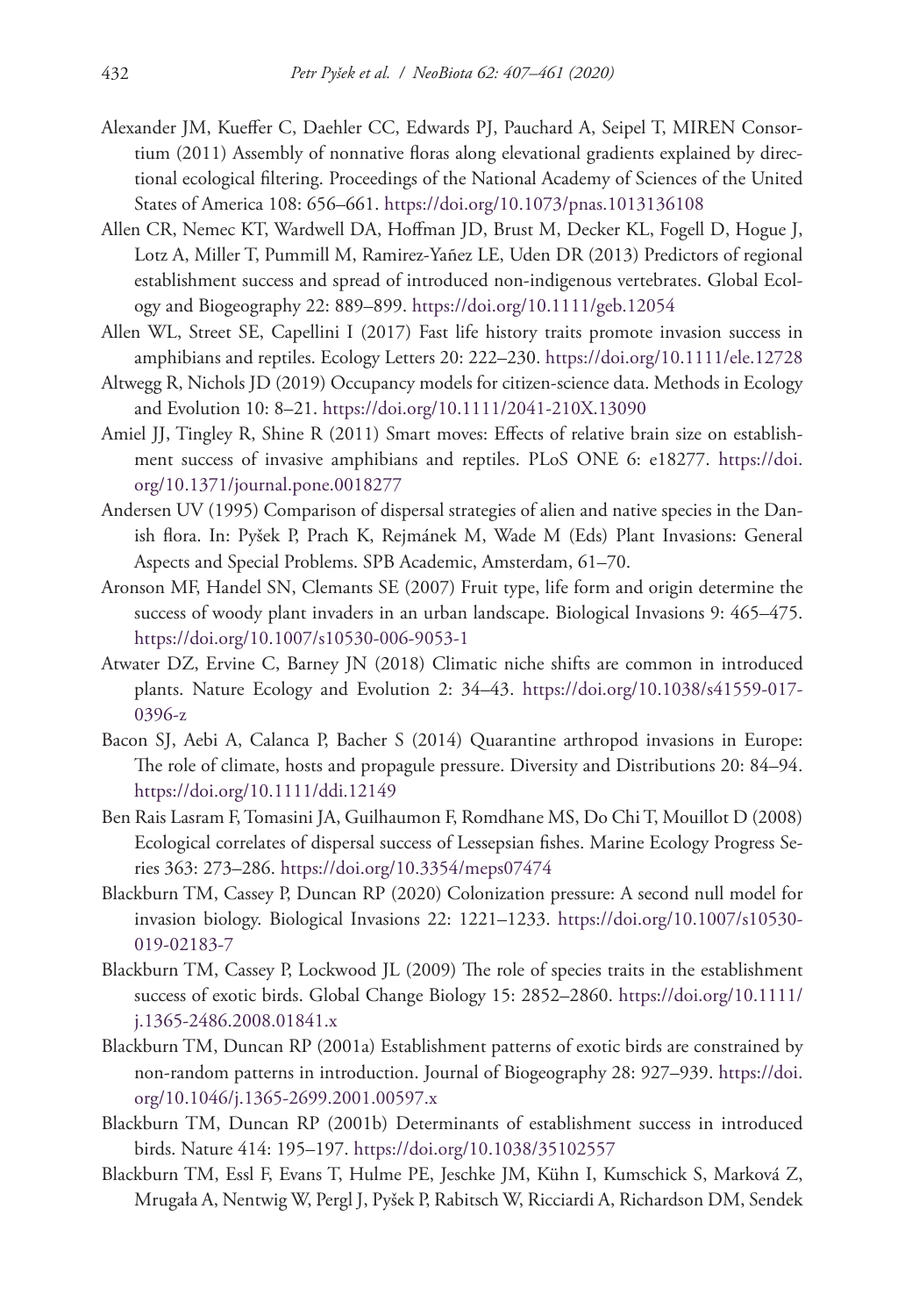Alexander JM, Kueffer C, Daehler CC, Edwards PJ, Pauchard A, Seipel T, MIREN Consortium (2011) Assembly of nonnative floras along elevational gradients explained by directional ecological filtering. Proceedings of the National Academy of Sciences of the United States of America 108: 656–661. https://doi.org/10.1073/pnas.1013136108

Allen CR, Nemec KT, Wardwell DA, Hoffman JD, Brust M, Decker KL, Fogell D, Hogue J, Lotz A, Miller T, Pummill M, Ramirez-Yañez LE, Uden DR (2013) Predictors of regional establishment success and spread of introduced non-indigenous vertebrates. Global Ecology and Biogeography 22: 889–899. https://doi.org/10.1111/geb.12054

Allen WL, Street SE, Capellini I (2017) Fast life history traits promote invasion success in amphibians and reptiles. Ecology Letters 20: 222–230. https://doi.org/10.1111/ele.12728

Altwegg R, Nichols JD (2019) Occupancy models for citizen-science data. Methods in Ecology and Evolution 10: 8–21. https://doi.org/10.1111/2041-210X.13090

Amiel JJ, Tingley R, Shine R (2011) Smart moves: Effects of relative brain size on establishment success of invasive amphibians and reptiles. PLoS ONE 6: e18277. https://doi.org/10.1371/journal.pone.0018277

Andersen UV (1995) Comparison of dispersal strategies of alien and native species in the Danish flora. In: Pyšek P, Prach K, Rejmánek M, Wade M (Eds) Plant Invasions: General Aspects and Special Problems. SPB Academic, Amsterdam, 61–70.

Aronson MF, Handel SN, Clemants SE (2007) Fruit type, life form and origin determine the success of woody plant invaders in an urban landscape. Biological Invasions 9: 465–475. https://doi.org/10.1007/s10530-006-9053-1

Atwater DZ, Ervine C, Barney JN (2018) Climatic niche shifts are common in introduced plants. Nature Ecology and Evolution 2: 34–43. https://doi.org/10.1038/s41559-017-0396-z

Bacon SJ, Aebi A, Calanca P, Bacher S (2014) Quarantine arthropod invasions in Europe: The role of climate, hosts and propagule pressure. Diversity and Distributions 20: 84–94. https://doi.org/10.1111/ddi.12149

Ben Rais Lasram F, Tomasini JA, Guilhaumon F, Romdhane MS, Do Chi T, Mouillot D (2008) Ecological correlates of dispersal success of Lessepsian fishes. Marine Ecology Progress Series 363: 273–286. https://doi.org/10.3354/meps07474

Blackburn TM, Cassey P, Duncan RP (2020) Colonization pressure: A second null model for invasion biology. Biological Invasions 22: 1221–1233. https://doi.org/10.1007/s10530-019-02183-7

Blackburn TM, Cassey P, Lockwood JL (2009) The role of species traits in the establishment success of exotic birds. Global Change Biology 15: 2852–2860. https://doi.org/10.1111/j.1365-2486.2008.01841.x

Blackburn TM, Duncan RP (2001a) Establishment patterns of exotic birds are constrained by non-random patterns in introduction. Journal of Biogeography 28: 927–939. https://doi.org/10.1046/j.1365-2699.2001.00597.x

Blackburn TM, Duncan RP (2001b) Determinants of establishment success in introduced birds. Nature 414: 195–197. https://doi.org/10.1038/35102557

Blackburn TM, Essl F, Evans T, Hulme PE, Jeschke JM, Kühn I, Kumschick S, Marková Z, Mrugała A, Nentwig W, Pergl J, Pyšek P, Rabitsch W, Ricciardi A, Richardson DM, Sendek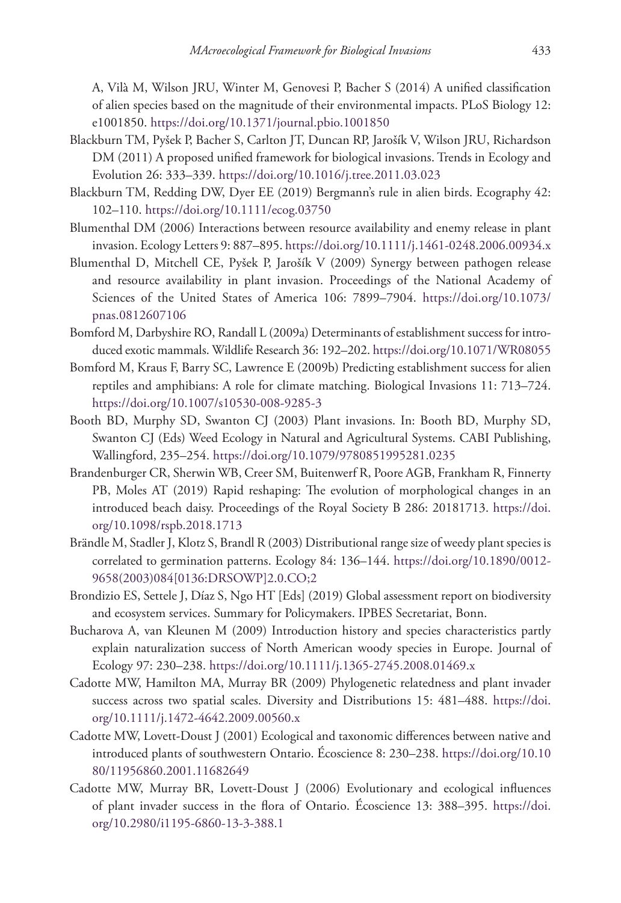A, Vilà M, Wilson JRU, Winter M, Genovesi P, Bacher S (2014) A unified classification of alien species based on the magnitude of their environmental impacts. PLoS Biology 12: e1001850. https://doi.org/10.1371/journal.pbio.1001850

Blackburn TM, Pyšek P, Bacher S, Carlton JT, Duncan RP, Jarošík V, Wilson JRU, Richardson DM (2011) A proposed unified framework for biological invasions. Trends in Ecology and Evolution 26: 333–339. https://doi.org/10.1016/j.tree.2011.03.023

Blackburn TM, Redding DW, Dyer EE (2019) Bergmann's rule in alien birds. Ecography 42: 102–110. https://doi.org/10.1111/ecog.03750

Blumenthal DM (2006) Interactions between resource availability and enemy release in plant invasion. Ecology Letters 9: 887–895. https://doi.org/10.1111/j.1461-0248.2006.00934.x

Blumenthal D, Mitchell CE, Pyšek P, Jarošík V (2009) Synergy between pathogen release and resource availability in plant invasion. Proceedings of the National Academy of Sciences of the United States of America 106: 7899–7904. https://doi.org/10.1073/pnas.0812607106

Bomford M, Darbyshire RO, Randall L (2009a) Determinants of establishment success for introduced exotic mammals. Wildlife Research 36: 192–202. https://doi.org/10.1071/WR08055

Bomford M, Kraus F, Barry SC, Lawrence E (2009b) Predicting establishment success for alien reptiles and amphibians: A role for climate matching. Biological Invasions 11: 713–724. https://doi.org/10.1007/s10530-008-9285-3

Booth BD, Murphy SD, Swanton CJ (2003) Plant invasions. In: Booth BD, Murphy SD, Swanton CJ (Eds) Weed Ecology in Natural and Agricultural Systems. CABI Publishing, Wallingford, 235–254. https://doi.org/10.1079/9780851995281.0235

Brandenburger CR, Sherwin WB, Creer SM, Buitenwerf R, Poore AGB, Frankham R, Finnerty PB, Moles AT (2019) Rapid reshaping: The evolution of morphological changes in an introduced beach daisy. Proceedings of the Royal Society B 286: 20181713. https://doi.org/10.1098/rspb.2018.1713

Brändle M, Stadler J, Klotz S, Brandl R (2003) Distributional range size of weedy plant species is correlated to germination patterns. Ecology 84: 136–144. https://doi.org/10.1890/0012-9658(2003)084[0136:DRSOWP]2.0.CO;2

Brondizio ES, Settele J, Díaz S, Ngo HT [Eds] (2019) Global assessment report on biodiversity and ecosystem services. Summary for Policymakers. IPBES Secretariat, Bonn.

Bucharova A, van Kleunen M (2009) Introduction history and species characteristics partly explain naturalization success of North American woody species in Europe. Journal of Ecology 97: 230–238. https://doi.org/10.1111/j.1365-2745.2008.01469.x

Cadotte MW, Hamilton MA, Murray BR (2009) Phylogenetic relatedness and plant invader success across two spatial scales. Diversity and Distributions 15: 481–488. https://doi.org/10.1111/j.1472-4642.2009.00560.x

Cadotte MW, Lovett-Doust J (2001) Ecological and taxonomic differences between native and introduced plants of southwestern Ontario. Écoscience 8: 230–238. https://doi.org/10.1080/11956860.2001.11682649

Cadotte MW, Murray BR, Lovett-Doust J (2006) Evolutionary and ecological influences of plant invader success in the flora of Ontario. Écoscience 13: 388–395. https://doi.org/10.2980/i1195-6860-13-3-388.1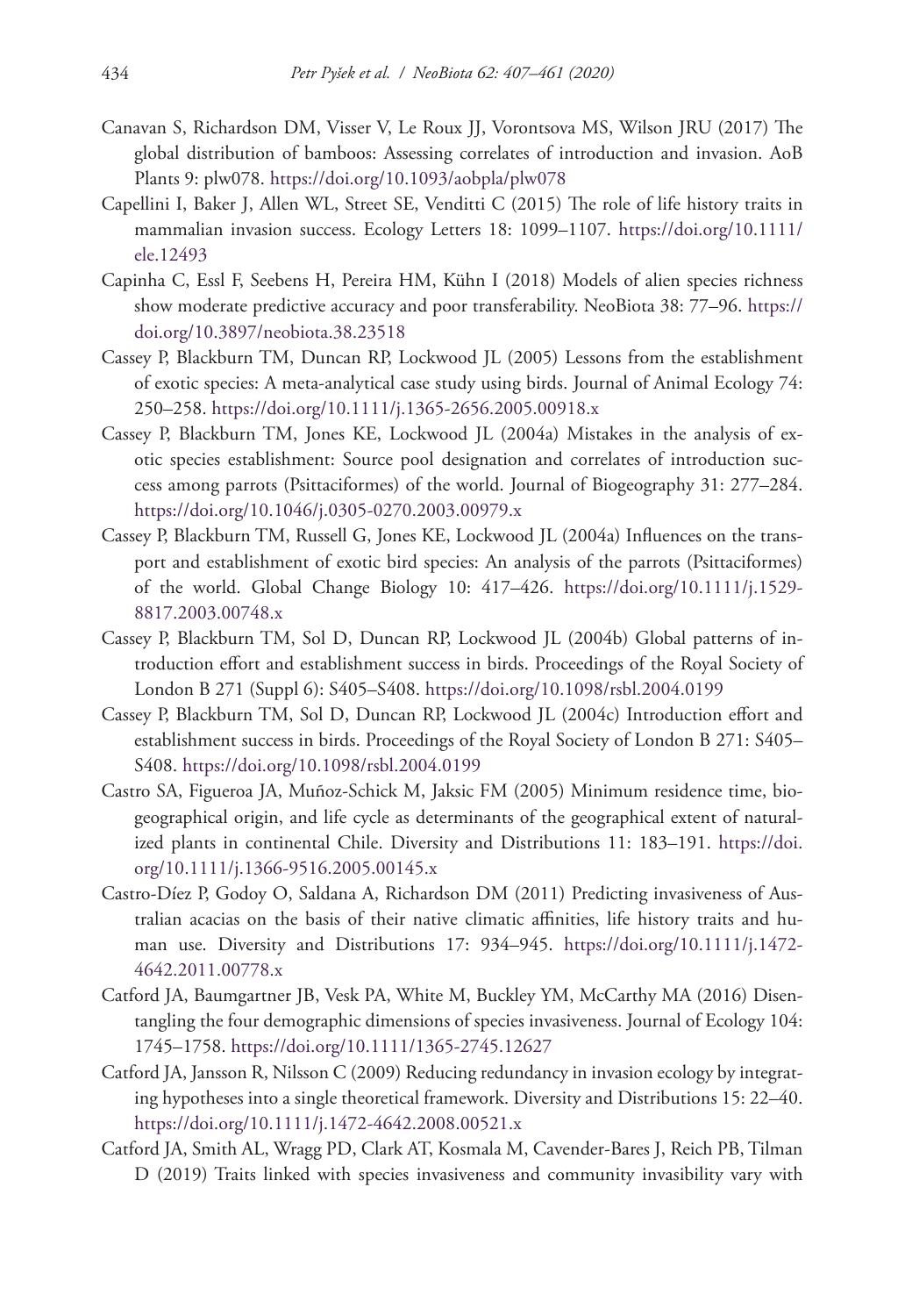Canavan S, Richardson DM, Visser V, Le Roux JJ, Vorontsova MS, Wilson JRU (2017) The global distribution of bamboos: Assessing correlates of introduction and invasion. AoB Plants 9: plw078. https://doi.org/10.1093/aobpla/plw078

Capellini I, Baker J, Allen WL, Street SE, Venditti C (2015) The role of life history traits in mammalian invasion success. Ecology Letters 18: 1099–1107. https://doi.org/10.1111/ele.12493

Capinha C, Essl F, Seebens H, Pereira HM, Kühn I (2018) Models of alien species richness show moderate predictive accuracy and poor transferability. NeoBiota 38: 77–96. https://doi.org/10.3897/neobiota.38.23518

Cassey P, Blackburn TM, Duncan RP, Lockwood JL (2005) Lessons from the establishment of exotic species: A meta-analytical case study using birds. Journal of Animal Ecology 74: 250–258. https://doi.org/10.1111/j.1365-2656.2005.00918.x

Cassey P, Blackburn TM, Jones KE, Lockwood JL (2004a) Mistakes in the analysis of exotic species establishment: Source pool designation and correlates of introduction success among parrots (Psittaciformes) of the world. Journal of Biogeography 31: 277–284. https://doi.org/10.1046/j.0305-0270.2003.00979.x

Cassey P, Blackburn TM, Russell G, Jones KE, Lockwood JL (2004a) Influences on the transport and establishment of exotic bird species: An analysis of the parrots (Psittaciformes) of the world. Global Change Biology 10: 417–426. https://doi.org/10.1111/j.1529-8817.2003.00748.x

Cassey P, Blackburn TM, Sol D, Duncan RP, Lockwood JL (2004b) Global patterns of introduction effort and establishment success in birds. Proceedings of the Royal Society of London B 271 (Suppl 6): S405–S408. https://doi.org/10.1098/rsbl.2004.0199

Cassey P, Blackburn TM, Sol D, Duncan RP, Lockwood JL (2004c) Introduction effort and establishment success in birds. Proceedings of the Royal Society of London B 271: S405–S408. https://doi.org/10.1098/rsbl.2004.0199

Castro SA, Figueroa JA, Muñoz-Schick M, Jaksic FM (2005) Minimum residence time, biogeographical origin, and life cycle as determinants of the geographical extent of naturalized plants in continental Chile. Diversity and Distributions 11: 183–191. https://doi.org/10.1111/j.1366-9516.2005.00145.x

Castro-Díez P, Godoy O, Saldana A, Richardson DM (2011) Predicting invasiveness of Australian acacias on the basis of their native climatic affinities, life history traits and human use. Diversity and Distributions 17: 934–945. https://doi.org/10.1111/j.1472-4642.2011.00778.x

Catford JA, Baumgartner JB, Vesk PA, White M, Buckley YM, McCarthy MA (2016) Disentangling the four demographic dimensions of species invasiveness. Journal of Ecology 104: 1745–1758. https://doi.org/10.1111/1365-2745.12627

Catford JA, Jansson R, Nilsson C (2009) Reducing redundancy in invasion ecology by integrating hypotheses into a single theoretical framework. Diversity and Distributions 15: 22–40. https://doi.org/10.1111/j.1472-4642.2008.00521.x

Catford JA, Smith AL, Wragg PD, Clark AT, Kosmala M, Cavender-Bares J, Reich PB, Tilman D (2019) Traits linked with species invasiveness and community invasibility vary with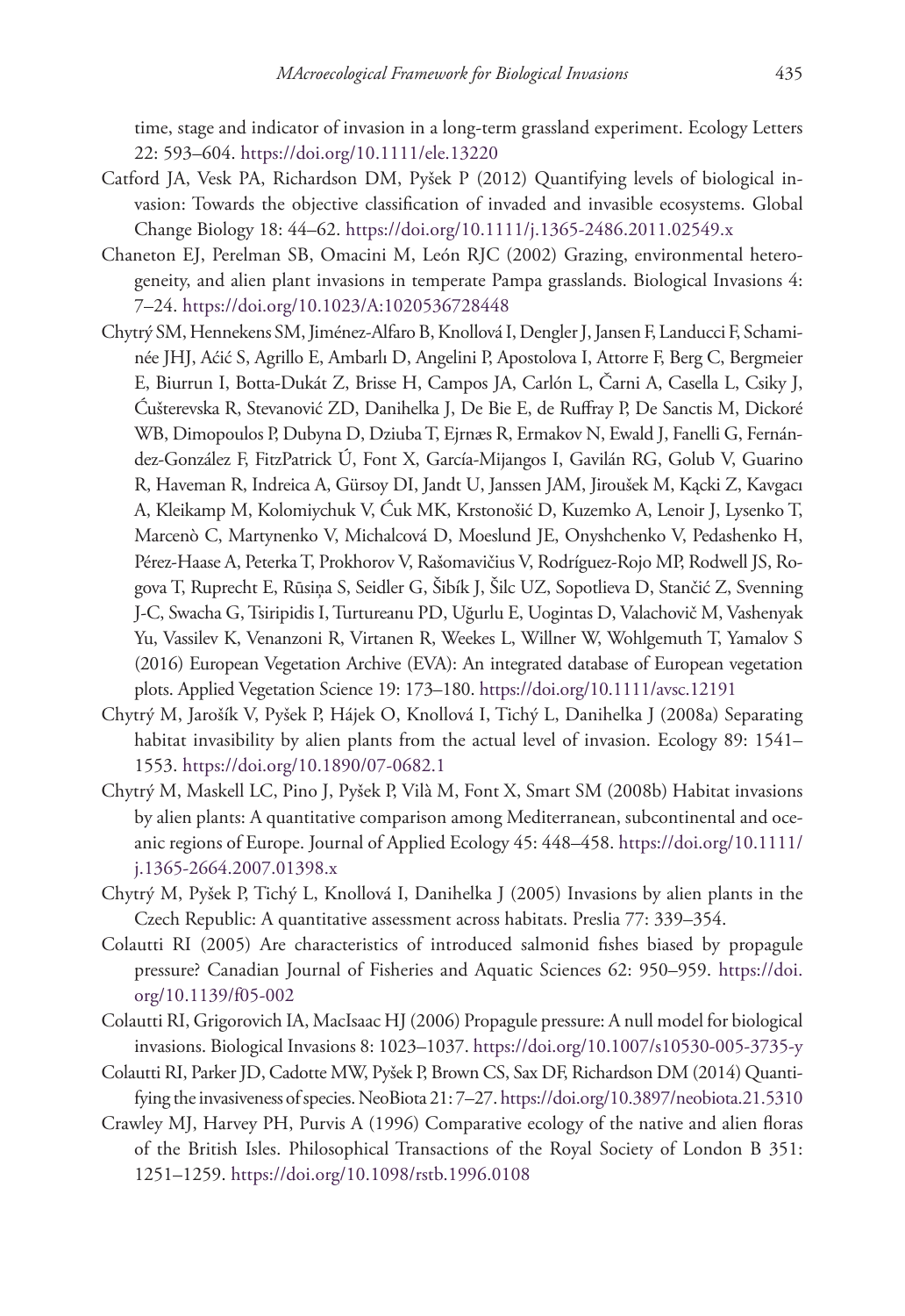time, stage and indicator of invasion in a long-term grassland experiment. Ecology Letters 22: 593–604. https://doi.org/10.1111/ele.13220

Catford JA, Vesk PA, Richardson DM, Pyšek P (2012) Quantifying levels of biological invasion: Towards the objective classification of invaded and invasible ecosystems. Global Change Biology 18: 44–62. https://doi.org/10.1111/j.1365-2486.2011.02549.x

Chaneton EJ, Perelman SB, Omacini M, León RJC (2002) Grazing, environmental heterogeneity, and alien plant invasions in temperate Pampa grasslands. Biological Invasions 4: 7–24. https://doi.org/10.1023/A:1020536728448

Chytrý SM, Hennekens SM, Jiménez-Alfaro B, Knollová I, Dengler J, Jansen F, Landucci F, Schaminée JHJ, Aćić S, Agrillo E, Ambarlı D, Angelini P, Apostolova I, Attorre F, Berg C, Bergmeier E, Biurrun I, Botta-Dukát Z, Brisse H, Campos JA, Carlón L, Čarni A, Casella L, Csiky J, Ćušterevska R, Stevanović ZD, Danihelka J, De Bie E, de Ruffray P, De Sanctis M, Dickoré WB, Dimopoulos P, Dubyna D, Dziuba T, Ejrnæs R, Ermakov N, Ewald J, Fanelli G, Fernández-González F, FitzPatrick Ú, Font X, García-Mijangos I, Gavilán RG, Golub V, Guarino R, Haveman R, Indreica A, Gürsoy DI, Jandt U, Janssen JAM, Jiroušek M, Kącki Z, Kavgacı A, Kleikamp M, Kolomiychuk V, Ćuk MK, Krstonošić D, Kuzemko A, Lenoir J, Lysenko T, Marcenò C, Martynenko V, Michalcová D, Moeslund JE, Onyshchenko V, Pedashenko H, Pérez-Haase A, Peterka T, Prokhorov V, Rašomavičius V, Rodríguez-Rojo MP, Rodwell JS, Rogova T, Ruprecht E, Rūsiņa S, Seidler G, Šibík J, Šilc UZ, Sopotlieva D, Stančić Z, Svenning J-C, Swacha G, Tsiripidis I, Turtureanu PD, Uğurlu E, Uogintas D, Valachovič M, Vashenyak Yu, Vassilev K, Venanzoni R, Virtanen R, Weekes L, Willner W, Wohlgemuth T, Yamalov S (2016) European Vegetation Archive (EVA): An integrated database of European vegetation plots. Applied Vegetation Science 19: 173–180. https://doi.org/10.1111/avsc.12191

Chytrý M, Jarošík V, Pyšek P, Hájek O, Knollová I, Tichý L, Danihelka J (2008a) Separating habitat invasibility by alien plants from the actual level of invasion. Ecology 89: 1541–1553. https://doi.org/10.1890/07-0682.1

Chytrý M, Maskell LC, Pino J, Pyšek P, Vilà M, Font X, Smart SM (2008b) Habitat invasions by alien plants: A quantitative comparison among Mediterranean, subcontinental and oceanic regions of Europe. Journal of Applied Ecology 45: 448–458. https://doi.org/10.1111/j.1365-2664.2007.01398.x

Chytrý M, Pyšek P, Tichý L, Knollová I, Danihelka J (2005) Invasions by alien plants in the Czech Republic: A quantitative assessment across habitats. Preslia 77: 339–354.

Colautti RI (2005) Are characteristics of introduced salmonid fishes biased by propagule pressure? Canadian Journal of Fisheries and Aquatic Sciences 62: 950–959. https://doi.org/10.1139/f05-002

Colautti RI, Grigorovich IA, MacIsaac HJ (2006) Propagule pressure: A null model for biological invasions. Biological Invasions 8: 1023–1037. https://doi.org/10.1007/s10530-005-3735-y

Colautti RI, Parker JD, Cadotte MW, Pyšek P, Brown CS, Sax DF, Richardson DM (2014) Quantifying the invasiveness of species. NeoBiota 21: 7–27. https://doi.org/10.3897/neobiota.21.5310

Crawley MJ, Harvey PH, Purvis A (1996) Comparative ecology of the native and alien floras of the British Isles. Philosophical Transactions of the Royal Society of London B 351: 1251–1259. https://doi.org/10.1098/rstb.1996.0108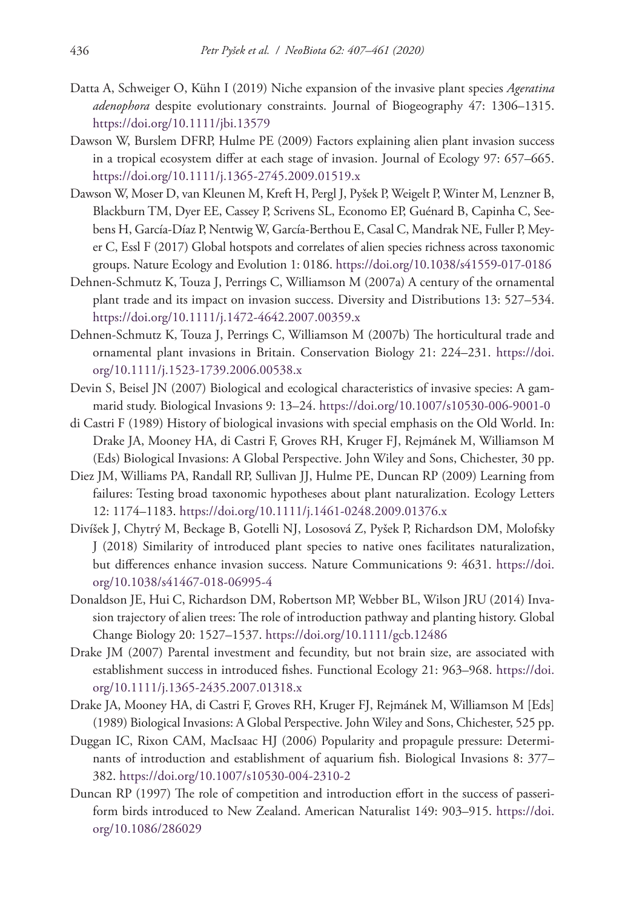Datta A, Schweiger O, Kühn I (2019) Niche expansion of the invasive plant species *Ageratina adenophora* despite evolutionary constraints. Journal of Biogeography 47: 1306–1315. https://doi.org/10.1111/jbi.13579

Dawson W, Burslem DFRP, Hulme PE (2009) Factors explaining alien plant invasion success in a tropical ecosystem differ at each stage of invasion. Journal of Ecology 97: 657–665. https://doi.org/10.1111/j.1365-2745.2009.01519.x

Dawson W, Moser D, van Kleunen M, Kreft H, Pergl J, Pyšek P, Weigelt P, Winter M, Lenzner B, Blackburn TM, Dyer EE, Cassey P, Scrivens SL, Economo EP, Guénard B, Capinha C, Seebens H, García-Díaz P, Nentwig W, García-Berthou E, Casal C, Mandrak NE, Fuller P, Meyer C, Essl F (2017) Global hotspots and correlates of alien species richness across taxonomic groups. Nature Ecology and Evolution 1: 0186. https://doi.org/10.1038/s41559-017-0186

Dehnen-Schmutz K, Touza J, Perrings C, Williamson M (2007a) A century of the ornamental plant trade and its impact on invasion success. Diversity and Distributions 13: 527–534. https://doi.org/10.1111/j.1472-4642.2007.00359.x

Dehnen-Schmutz K, Touza J, Perrings C, Williamson M (2007b) The horticultural trade and ornamental plant invasions in Britain. Conservation Biology 21: 224–231. https://doi.org/10.1111/j.1523-1739.2006.00538.x

Devin S, Beisel JN (2007) Biological and ecological characteristics of invasive species: A gammarid study. Biological Invasions 9: 13–24. https://doi.org/10.1007/s10530-006-9001-0

di Castri F (1989) History of biological invasions with special emphasis on the Old World. In: Drake JA, Mooney HA, di Castri F, Groves RH, Kruger FJ, Rejmánek M, Williamson M (Eds) Biological Invasions: A Global Perspective. John Wiley and Sons, Chichester, 30 pp.

Diez JM, Williams PA, Randall RP, Sullivan JJ, Hulme PE, Duncan RP (2009) Learning from failures: Testing broad taxonomic hypotheses about plant naturalization. Ecology Letters 12: 1174–1183. https://doi.org/10.1111/j.1461-0248.2009.01376.x

Divíšek J, Chytrý M, Beckage B, Gotelli NJ, Lososová Z, Pyšek P, Richardson DM, Molofsky J (2018) Similarity of introduced plant species to native ones facilitates naturalization, but differences enhance invasion success. Nature Communications 9: 4631. https://doi.org/10.1038/s41467-018-06995-4

Donaldson JE, Hui C, Richardson DM, Robertson MP, Webber BL, Wilson JRU (2014) Invasion trajectory of alien trees: The role of introduction pathway and planting history. Global Change Biology 20: 1527–1537. https://doi.org/10.1111/gcb.12486

Drake JM (2007) Parental investment and fecundity, but not brain size, are associated with establishment success in introduced fishes. Functional Ecology 21: 963–968. https://doi.org/10.1111/j.1365-2435.2007.01318.x

Drake JA, Mooney HA, di Castri F, Groves RH, Kruger FJ, Rejmánek M, Williamson M [Eds] (1989) Biological Invasions: A Global Perspective. John Wiley and Sons, Chichester, 525 pp.

Duggan IC, Rixon CAM, MacIsaac HJ (2006) Popularity and propagule pressure: Determinants of introduction and establishment of aquarium fish. Biological Invasions 8: 377–382. https://doi.org/10.1007/s10530-004-2310-2

Duncan RP (1997) The role of competition and introduction effort in the success of passeriform birds introduced to New Zealand. American Naturalist 149: 903–915. https://doi.org/10.1086/286029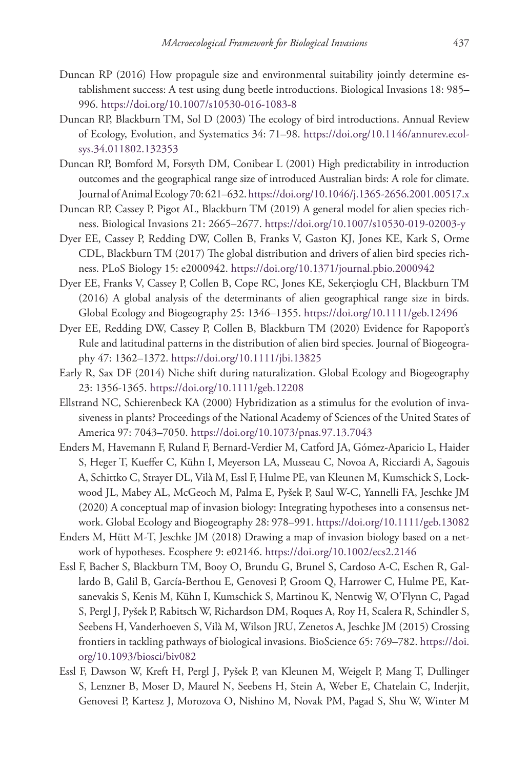Duncan RP (2016) How propagule size and environmental suitability jointly determine establishment success: A test using dung beetle introductions. Biological Invasions 18: 985–996. https://doi.org/10.1007/s10530-016-1083-8

Duncan RP, Blackburn TM, Sol D (2003) The ecology of bird introductions. Annual Review of Ecology, Evolution, and Systematics 34: 71–98. https://doi.org/10.1146/annurev.ecolsys.34.011802.132353

Duncan RP, Bomford M, Forsyth DM, Conibear L (2001) High predictability in introduction outcomes and the geographical range size of introduced Australian birds: A role for climate. Journal of Animal Ecology 70: 621–632. https://doi.org/10.1046/j.1365-2656.2001.00517.x

Duncan RP, Cassey P, Pigot AL, Blackburn TM (2019) A general model for alien species richness. Biological Invasions 21: 2665–2677. https://doi.org/10.1007/s10530-019-02003-y

Dyer EE, Cassey P, Redding DW, Collen B, Franks V, Gaston KJ, Jones KE, Kark S, Orme CDL, Blackburn TM (2017) The global distribution and drivers of alien bird species richness. PLoS Biology 15: e2000942. https://doi.org/10.1371/journal.pbio.2000942

Dyer EE, Franks V, Cassey P, Collen B, Cope RC, Jones KE, Sekerçioglu CH, Blackburn TM (2016) A global analysis of the determinants of alien geographical range size in birds. Global Ecology and Biogeography 25: 1346–1355. https://doi.org/10.1111/geb.12496

Dyer EE, Redding DW, Cassey P, Collen B, Blackburn TM (2020) Evidence for Rapoport's Rule and latitudinal patterns in the distribution of alien bird species. Journal of Biogeography 47: 1362–1372. https://doi.org/10.1111/jbi.13825

Early R, Sax DF (2014) Niche shift during naturalization. Global Ecology and Biogeography 23: 1356-1365. https://doi.org/10.1111/geb.12208

Ellstrand NC, Schierenbeck KA (2000) Hybridization as a stimulus for the evolution of invasiveness in plants? Proceedings of the National Academy of Sciences of the United States of America 97: 7043–7050. https://doi.org/10.1073/pnas.97.13.7043

Enders M, Havemann F, Ruland F, Bernard-Verdier M, Catford JA, Gómez-Aparicio L, Haider S, Heger T, Kueffer C, Kühn I, Meyerson LA, Musseau C, Novoa A, Ricciardi A, Sagouis A, Schittko C, Strayer DL, Vilà M, Essl F, Hulme PE, van Kleunen M, Kumschick S, Lockwood JL, Mabey AL, McGeoch M, Palma E, Pyšek P, Saul W-C, Yannelli FA, Jeschke JM (2020) A conceptual map of invasion biology: Integrating hypotheses into a consensus network. Global Ecology and Biogeography 28: 978–991. https://doi.org/10.1111/geb.13082

Enders M, Hütt M-T, Jeschke JM (2018) Drawing a map of invasion biology based on a network of hypotheses. Ecosphere 9: e02146. https://doi.org/10.1002/ecs2.2146

Essl F, Bacher S, Blackburn TM, Booy O, Brundu G, Brunel S, Cardoso A-C, Eschen R, Gallardo B, Galil B, García-Berthou E, Genovesi P, Groom Q, Harrower C, Hulme PE, Katsanevakis S, Kenis M, Kühn I, Kumschick S, Martinou K, Nentwig W, O'Flynn C, Pagad S, Pergl J, Pyšek P, Rabitsch W, Richardson DM, Roques A, Roy H, Scalera R, Schindler S, Seebens H, Vanderhoeven S, Vilà M, Wilson JRU, Zenetos A, Jeschke JM (2015) Crossing frontiers in tackling pathways of biological invasions. BioScience 65: 769–782. https://doi.org/10.1093/biosci/biv082

Essl F, Dawson W, Kreft H, Pergl J, Pyšek P, van Kleunen M, Weigelt P, Mang T, Dullinger S, Lenzner B, Moser D, Maurel N, Seebens H, Stein A, Weber E, Chatelain C, Inderjit, Genovesi P, Kartesz J, Morozova O, Nishino M, Novak PM, Pagad S, Shu W, Winter M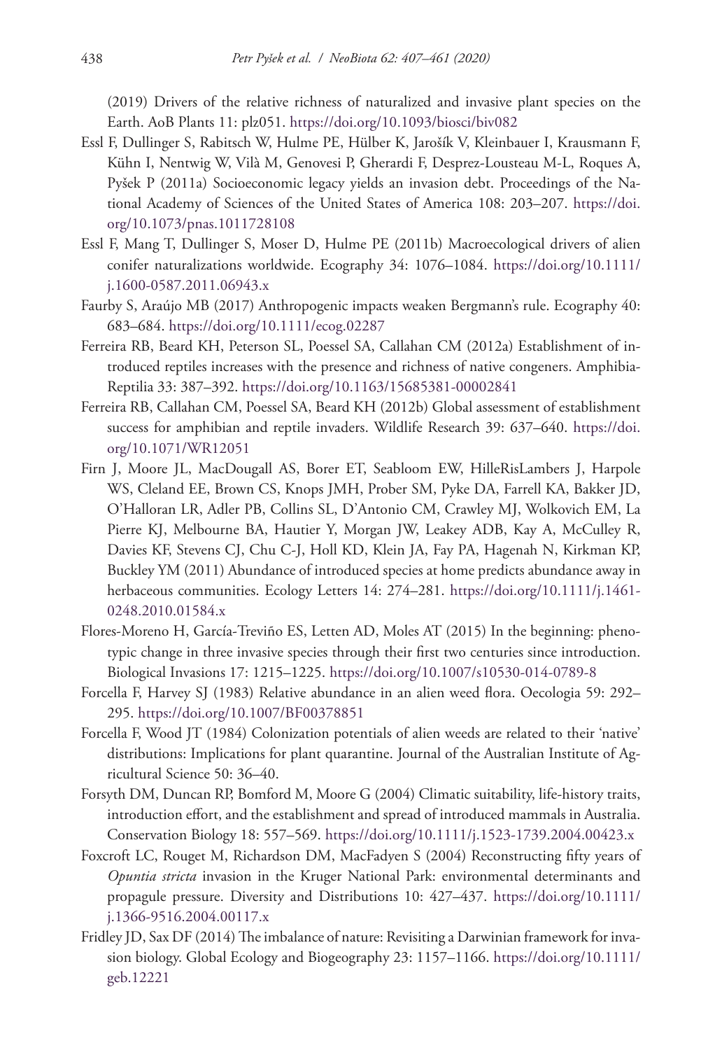(2019) Drivers of the relative richness of naturalized and invasive plant species on the Earth. AoB Plants 11: plz051. https://doi.org/10.1093/biosci/biv082

Essl F, Dullinger S, Rabitsch W, Hulme PE, Hülber K, Jarošík V, Kleinbauer I, Krausmann F, Kühn I, Nentwig W, Vilà M, Genovesi P, Gherardi F, Desprez-Lousteau M-L, Roques A, Pyšek P (2011a) Socioeconomic legacy yields an invasion debt. Proceedings of the National Academy of Sciences of the United States of America 108: 203–207. https://doi.org/10.1073/pnas.1011728108

Essl F, Mang T, Dullinger S, Moser D, Hulme PE (2011b) Macroecological drivers of alien conifer naturalizations worldwide. Ecography 34: 1076–1084. https://doi.org/10.1111/j.1600-0587.2011.06943.x

Faurby S, Araújo MB (2017) Anthropogenic impacts weaken Bergmann's rule. Ecography 40: 683–684. https://doi.org/10.1111/ecog.02287

Ferreira RB, Beard KH, Peterson SL, Poessel SA, Callahan CM (2012a) Establishment of introduced reptiles increases with the presence and richness of native congeners. Amphibia-Reptilia 33: 387–392. https://doi.org/10.1163/15685381-00002841

Ferreira RB, Callahan CM, Poessel SA, Beard KH (2012b) Global assessment of establishment success for amphibian and reptile invaders. Wildlife Research 39: 637–640. https://doi.org/10.1071/WR12051

Firn J, Moore JL, MacDougall AS, Borer ET, Seabloom EW, HilleRisLambers J, Harpole WS, Cleland EE, Brown CS, Knops JMH, Prober SM, Pyke DA, Farrell KA, Bakker JD, O'Halloran LR, Adler PB, Collins SL, D'Antonio CM, Crawley MJ, Wolkovich EM, La Pierre KJ, Melbourne BA, Hautier Y, Morgan JW, Leakey ADB, Kay A, McCulley R, Davies KF, Stevens CJ, Chu C-J, Holl KD, Klein JA, Fay PA, Hagenah N, Kirkman KP, Buckley YM (2011) Abundance of introduced species at home predicts abundance away in herbaceous communities. Ecology Letters 14: 274–281. https://doi.org/10.1111/j.1461-0248.2010.01584.x

Flores-Moreno H, García-Treviño ES, Letten AD, Moles AT (2015) In the beginning: phenotypic change in three invasive species through their first two centuries since introduction. Biological Invasions 17: 1215–1225. https://doi.org/10.1007/s10530-014-0789-8

Forcella F, Harvey SJ (1983) Relative abundance in an alien weed flora. Oecologia 59: 292–295. https://doi.org/10.1007/BF00378851

Forcella F, Wood JT (1984) Colonization potentials of alien weeds are related to their 'native' distributions: Implications for plant quarantine. Journal of the Australian Institute of Agricultural Science 50: 36–40.

Forsyth DM, Duncan RP, Bomford M, Moore G (2004) Climatic suitability, life-history traits, introduction effort, and the establishment and spread of introduced mammals in Australia. Conservation Biology 18: 557–569. https://doi.org/10.1111/j.1523-1739.2004.00423.x

Foxcroft LC, Rouget M, Richardson DM, MacFadyen S (2004) Reconstructing fifty years of *Opuntia stricta* invasion in the Kruger National Park: environmental determinants and propagule pressure. Diversity and Distributions 10: 427–437. https://doi.org/10.1111/j.1366-9516.2004.00117.x

Fridley JD, Sax DF (2014) The imbalance of nature: Revisiting a Darwinian framework for invasion biology. Global Ecology and Biogeography 23: 1157–1166. https://doi.org/10.1111/geb.12221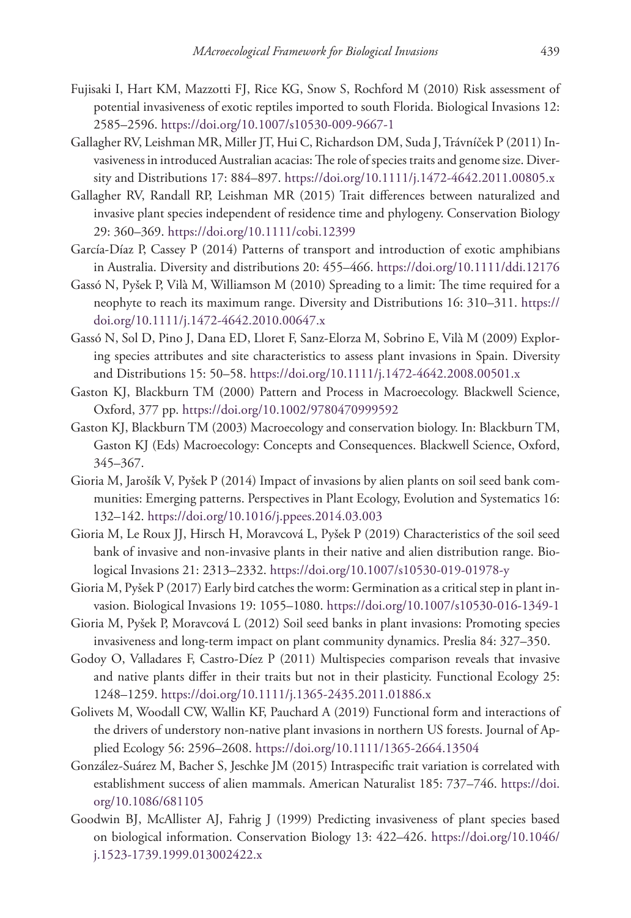Fujisaki I, Hart KM, Mazzotti FJ, Rice KG, Snow S, Rochford M (2010) Risk assessment of potential invasiveness of exotic reptiles imported to south Florida. Biological Invasions 12: 2585–2596. https://doi.org/10.1007/s10530-009-9667-1

Gallagher RV, Leishman MR, Miller JT, Hui C, Richardson DM, Suda J, Trávníček P (2011) Invasiveness in introduced Australian acacias: The role of species traits and genome size. Diversity and Distributions 17: 884–897. https://doi.org/10.1111/j.1472-4642.2011.00805.x

Gallagher RV, Randall RP, Leishman MR (2015) Trait differences between naturalized and invasive plant species independent of residence time and phylogeny. Conservation Biology 29: 360–369. https://doi.org/10.1111/cobi.12399

García-Díaz P, Cassey P (2014) Patterns of transport and introduction of exotic amphibians in Australia. Diversity and distributions 20: 455–466. https://doi.org/10.1111/ddi.12176

Gassó N, Pyšek P, Vilà M, Williamson M (2010) Spreading to a limit: The time required for a neophyte to reach its maximum range. Diversity and Distributions 16: 310–311. https://doi.org/10.1111/j.1472-4642.2010.00647.x

Gassó N, Sol D, Pino J, Dana ED, Lloret F, Sanz-Elorza M, Sobrino E, Vilà M (2009) Exploring species attributes and site characteristics to assess plant invasions in Spain. Diversity and Distributions 15: 50–58. https://doi.org/10.1111/j.1472-4642.2008.00501.x

Gaston KJ, Blackburn TM (2000) Pattern and Process in Macroecology. Blackwell Science, Oxford, 377 pp. https://doi.org/10.1002/9780470999592

Gaston KJ, Blackburn TM (2003) Macroecology and conservation biology. In: Blackburn TM, Gaston KJ (Eds) Macroecology: Concepts and Consequences. Blackwell Science, Oxford, 345–367.

Gioria M, Jarošík V, Pyšek P (2014) Impact of invasions by alien plants on soil seed bank communities: Emerging patterns. Perspectives in Plant Ecology, Evolution and Systematics 16: 132–142. https://doi.org/10.1016/j.ppees.2014.03.003

Gioria M, Le Roux JJ, Hirsch H, Moravcová L, Pyšek P (2019) Characteristics of the soil seed bank of invasive and non-invasive plants in their native and alien distribution range. Biological Invasions 21: 2313–2332. https://doi.org/10.1007/s10530-019-01978-y

Gioria M, Pyšek P (2017) Early bird catches the worm: Germination as a critical step in plant invasion. Biological Invasions 19: 1055–1080. https://doi.org/10.1007/s10530-016-1349-1

Gioria M, Pyšek P, Moravcová L (2012) Soil seed banks in plant invasions: Promoting species invasiveness and long-term impact on plant community dynamics. Preslia 84: 327–350.

Godoy O, Valladares F, Castro-Díez P (2011) Multispecies comparison reveals that invasive and native plants differ in their traits but not in their plasticity. Functional Ecology 25: 1248–1259. https://doi.org/10.1111/j.1365-2435.2011.01886.x

Golivets M, Woodall CW, Wallin KF, Pauchard A (2019) Functional form and interactions of the drivers of understory non-native plant invasions in northern US forests. Journal of Applied Ecology 56: 2596–2608. https://doi.org/10.1111/1365-2664.13504

González-Suárez M, Bacher S, Jeschke JM (2015) Intraspecific trait variation is correlated with establishment success of alien mammals. American Naturalist 185: 737–746. https://doi.org/10.1086/681105

Goodwin BJ, McAllister AJ, Fahrig J (1999) Predicting invasiveness of plant species based on biological information. Conservation Biology 13: 422–426. https://doi.org/10.1046/j.1523-1739.1999.013002422.x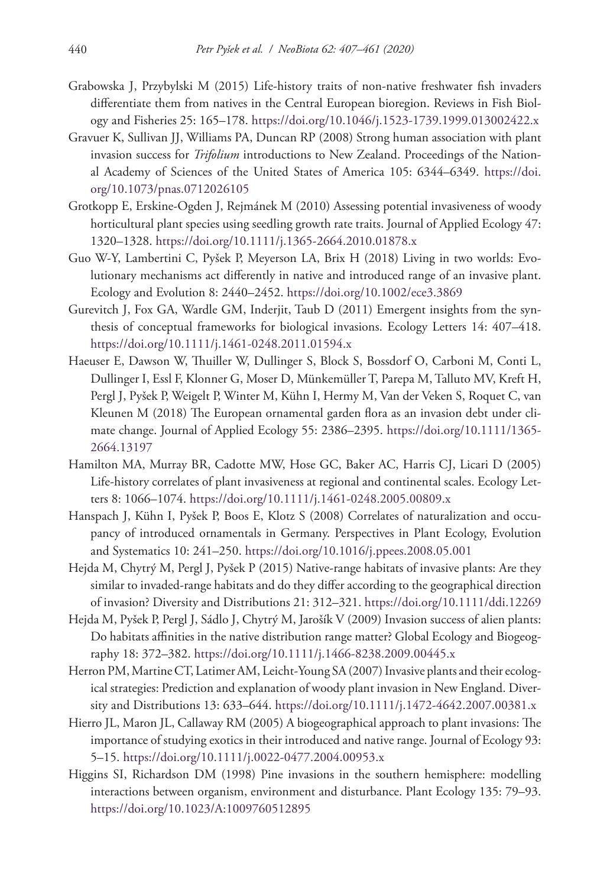Grabowska J, Przybylski M (2015) Life-history traits of non-native freshwater fish invaders differentiate them from natives in the Central European bioregion. Reviews in Fish Biology and Fisheries 25: 165–178. https://doi.org/10.1046/j.1523-1739.1999.013002422.x

Gravuer K, Sullivan JJ, Williams PA, Duncan RP (2008) Strong human association with plant invasion success for *Trifolium* introductions to New Zealand. Proceedings of the National Academy of Sciences of the United States of America 105: 6344–6349. https://doi.org/10.1073/pnas.0712026105

Grotkopp E, Erskine-Ogden J, Rejmánek M (2010) Assessing potential invasiveness of woody horticultural plant species using seedling growth rate traits. Journal of Applied Ecology 47: 1320–1328. https://doi.org/10.1111/j.1365-2664.2010.01878.x

Guo W-Y, Lambertini C, Pyšek P, Meyerson LA, Brix H (2018) Living in two worlds: Evolutionary mechanisms act differently in native and introduced range of an invasive plant. Ecology and Evolution 8: 2440–2452. https://doi.org/10.1002/ece3.3869

Gurevitch J, Fox GA, Wardle GM, Inderjit, Taub D (2011) Emergent insights from the synthesis of conceptual frameworks for biological invasions. Ecology Letters 14: 407–418. https://doi.org/10.1111/j.1461-0248.2011.01594.x

Haeuser E, Dawson W, Thuiller W, Dullinger S, Block S, Bossdorf O, Carboni M, Conti L, Dullinger I, Essl F, Klonner G, Moser D, Münkemüller T, Parepa M, Talluto MV, Kreft H, Pergl J, Pyšek P, Weigelt P, Winter M, Kühn I, Hermy M, Van der Veken S, Roquet C, van Kleunen M (2018) The European ornamental garden flora as an invasion debt under climate change. Journal of Applied Ecology 55: 2386–2395. https://doi.org/10.1111/1365-2664.13197

Hamilton MA, Murray BR, Cadotte MW, Hose GC, Baker AC, Harris CJ, Licari D (2005) Life-history correlates of plant invasiveness at regional and continental scales. Ecology Letters 8: 1066–1074. https://doi.org/10.1111/j.1461-0248.2005.00809.x

Hanspach J, Kühn I, Pyšek P, Boos E, Klotz S (2008) Correlates of naturalization and occupancy of introduced ornamentals in Germany. Perspectives in Plant Ecology, Evolution and Systematics 10: 241–250. https://doi.org/10.1016/j.ppees.2008.05.001

Hejda M, Chytrý M, Pergl J, Pyšek P (2015) Native-range habitats of invasive plants: Are they similar to invaded-range habitats and do they differ according to the geographical direction of invasion? Diversity and Distributions 21: 312–321. https://doi.org/10.1111/ddi.12269

Hejda M, Pyšek P, Pergl J, Sádlo J, Chytrý M, Jarošík V (2009) Invasion success of alien plants: Do habitats affinities in the native distribution range matter? Global Ecology and Biogeography 18: 372–382. https://doi.org/10.1111/j.1466-8238.2009.00445.x

Herron PM, Martine CT, Latimer AM, Leicht-Young SA (2007) Invasive plants and their ecological strategies: Prediction and explanation of woody plant invasion in New England. Diversity and Distributions 13: 633–644. https://doi.org/10.1111/j.1472-4642.2007.00381.x

Hierro JL, Maron JL, Callaway RM (2005) A biogeographical approach to plant invasions: The importance of studying exotics in their introduced and native range. Journal of Ecology 93: 5–15. https://doi.org/10.1111/j.0022-0477.2004.00953.x

Higgins SI, Richardson DM (1998) Pine invasions in the southern hemisphere: modelling interactions between organism, environment and disturbance. Plant Ecology 135: 79–93. https://doi.org/10.1023/A:1009760512895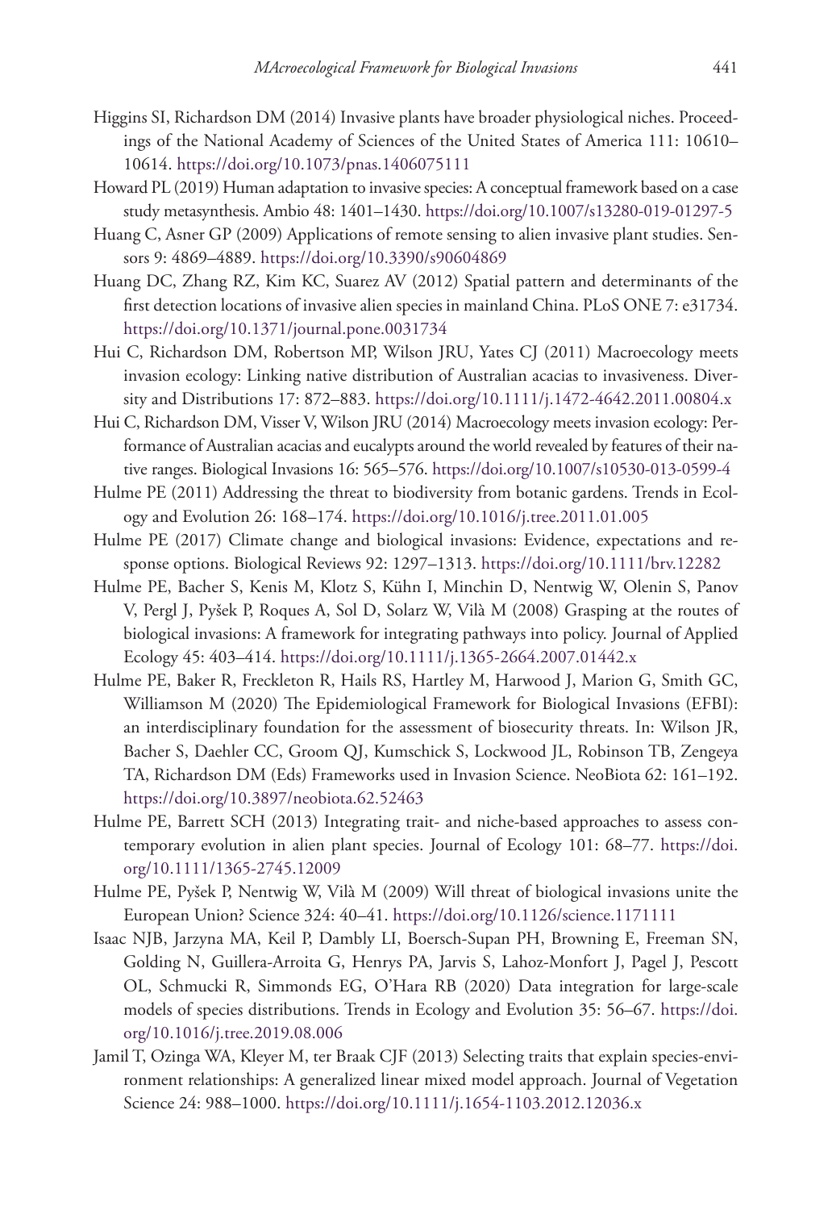Higgins SI, Richardson DM (2014) Invasive plants have broader physiological niches. Proceedings of the National Academy of Sciences of the United States of America 111: 10610–10614. https://doi.org/10.1073/pnas.1406075111

Howard PL (2019) Human adaptation to invasive species: A conceptual framework based on a case study metasynthesis. Ambio 48: 1401–1430. https://doi.org/10.1007/s13280-019-01297-5

Huang C, Asner GP (2009) Applications of remote sensing to alien invasive plant studies. Sensors 9: 4869–4889. https://doi.org/10.3390/s90604869

Huang DC, Zhang RZ, Kim KC, Suarez AV (2012) Spatial pattern and determinants of the first detection locations of invasive alien species in mainland China. PLoS ONE 7: e31734. https://doi.org/10.1371/journal.pone.0031734

Hui C, Richardson DM, Robertson MP, Wilson JRU, Yates CJ (2011) Macroecology meets invasion ecology: Linking native distribution of Australian acacias to invasiveness. Diversity and Distributions 17: 872–883. https://doi.org/10.1111/j.1472-4642.2011.00804.x

Hui C, Richardson DM, Visser V, Wilson JRU (2014) Macroecology meets invasion ecology: Performance of Australian acacias and eucalypts around the world revealed by features of their native ranges. Biological Invasions 16: 565–576. https://doi.org/10.1007/s10530-013-0599-4

Hulme PE (2011) Addressing the threat to biodiversity from botanic gardens. Trends in Ecology and Evolution 26: 168–174. https://doi.org/10.1016/j.tree.2011.01.005

Hulme PE (2017) Climate change and biological invasions: Evidence, expectations and response options. Biological Reviews 92: 1297–1313. https://doi.org/10.1111/brv.12282

Hulme PE, Bacher S, Kenis M, Klotz S, Kühn I, Minchin D, Nentwig W, Olenin S, Panov V, Pergl J, Pyšek P, Roques A, Sol D, Solarz W, Vilà M (2008) Grasping at the routes of biological invasions: A framework for integrating pathways into policy. Journal of Applied Ecology 45: 403–414. https://doi.org/10.1111/j.1365-2664.2007.01442.x

Hulme PE, Baker R, Freckleton R, Hails RS, Hartley M, Harwood J, Marion G, Smith GC, Williamson M (2020) The Epidemiological Framework for Biological Invasions (EFBI): an interdisciplinary foundation for the assessment of biosecurity threats. In: Wilson JR, Bacher S, Daehler CC, Groom QJ, Kumschick S, Lockwood JL, Robinson TB, Zengeya TA, Richardson DM (Eds) Frameworks used in Invasion Science. NeoBiota 62: 161–192. https://doi.org/10.3897/neobiota.62.52463

Hulme PE, Barrett SCH (2013) Integrating trait- and niche-based approaches to assess contemporary evolution in alien plant species. Journal of Ecology 101: 68–77. https://doi.org/10.1111/1365-2745.12009

Hulme PE, Pyšek P, Nentwig W, Vilà M (2009) Will threat of biological invasions unite the European Union? Science 324: 40–41. https://doi.org/10.1126/science.1171111

Isaac NJB, Jarzyna MA, Keil P, Dambly LI, Boersch-Supan PH, Browning E, Freeman SN, Golding N, Guillera-Arroita G, Henrys PA, Jarvis S, Lahoz-Monfort J, Pagel J, Pescott OL, Schmucki R, Simmonds EG, O'Hara RB (2020) Data integration for large-scale models of species distributions. Trends in Ecology and Evolution 35: 56–67. https://doi.org/10.1016/j.tree.2019.08.006

Jamil T, Ozinga WA, Kleyer M, ter Braak CJF (2013) Selecting traits that explain species-environment relationships: A generalized linear mixed model approach. Journal of Vegetation Science 24: 988–1000. https://doi.org/10.1111/j.1654-1103.2012.12036.x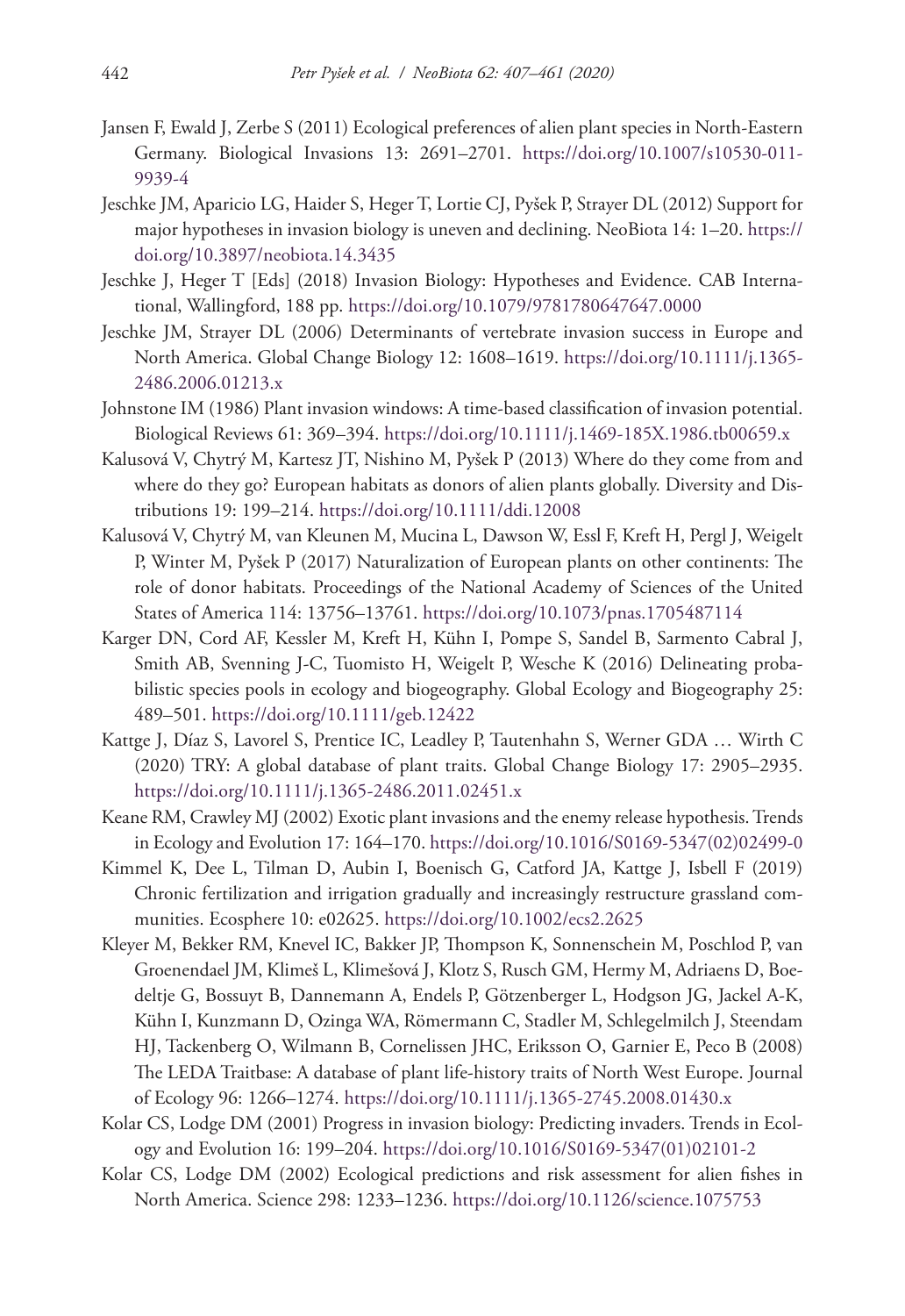Jansen F, Ewald J, Zerbe S (2011) Ecological preferences of alien plant species in North-Eastern Germany. Biological Invasions 13: 2691–2701. https://doi.org/10.1007/s10530-011-9939-4

Jeschke JM, Aparicio LG, Haider S, Heger T, Lortie CJ, Pyšek P, Strayer DL (2012) Support for major hypotheses in invasion biology is uneven and declining. NeoBiota 14: 1–20. https://doi.org/10.3897/neobiota.14.3435

Jeschke J, Heger T [Eds] (2018) Invasion Biology: Hypotheses and Evidence. CAB International, Wallingford, 188 pp. https://doi.org/10.1079/9781780647647.0000

Jeschke JM, Strayer DL (2006) Determinants of vertebrate invasion success in Europe and North America. Global Change Biology 12: 1608–1619. https://doi.org/10.1111/j.1365-2486.2006.01213.x

Johnstone IM (1986) Plant invasion windows: A time-based classification of invasion potential. Biological Reviews 61: 369–394. https://doi.org/10.1111/j.1469-185X.1986.tb00659.x

Kalusová V, Chytrý M, Kartesz JT, Nishino M, Pyšek P (2013) Where do they come from and where do they go? European habitats as donors of alien plants globally. Diversity and Distributions 19: 199–214. https://doi.org/10.1111/ddi.12008

Kalusová V, Chytrý M, van Kleunen M, Mucina L, Dawson W, Essl F, Kreft H, Pergl J, Weigelt P, Winter M, Pyšek P (2017) Naturalization of European plants on other continents: The role of donor habitats. Proceedings of the National Academy of Sciences of the United States of America 114: 13756–13761. https://doi.org/10.1073/pnas.1705487114

Karger DN, Cord AF, Kessler M, Kreft H, Kühn I, Pompe S, Sandel B, Sarmento Cabral J, Smith AB, Svenning J-C, Tuomisto H, Weigelt P, Wesche K (2016) Delineating probabilistic species pools in ecology and biogeography. Global Ecology and Biogeography 25: 489–501. https://doi.org/10.1111/geb.12422

Kattge J, Díaz S, Lavorel S, Prentice IC, Leadley P, Tautenhahn S, Werner GDA … Wirth C (2020) TRY: A global database of plant traits. Global Change Biology 17: 2905–2935. https://doi.org/10.1111/j.1365-2486.2011.02451.x

Keane RM, Crawley MJ (2002) Exotic plant invasions and the enemy release hypothesis. Trends in Ecology and Evolution 17: 164–170. https://doi.org/10.1016/S0169-5347(02)02499-0

Kimmel K, Dee L, Tilman D, Aubin I, Boenisch G, Catford JA, Kattge J, Isbell F (2019) Chronic fertilization and irrigation gradually and increasingly restructure grassland communities. Ecosphere 10: e02625. https://doi.org/10.1002/ecs2.2625

Kleyer M, Bekker RM, Knevel IC, Bakker JP, Thompson K, Sonnenschein M, Poschlod P, van Groenendael JM, Klimeš L, Klimešová J, Klotz S, Rusch GM, Hermy M, Adriaens D, Boedeltje G, Bossuyt B, Dannemann A, Endels P, Götzenberger L, Hodgson JG, Jackel A-K, Kühn I, Kunzmann D, Ozinga WA, Römermann C, Stadler M, Schlegelmilch J, Steendam HJ, Tackenberg O, Wilmann B, Cornelissen JHC, Eriksson O, Garnier E, Peco B (2008) The LEDA Traitbase: A database of plant life-history traits of North West Europe. Journal of Ecology 96: 1266–1274. https://doi.org/10.1111/j.1365-2745.2008.01430.x

Kolar CS, Lodge DM (2001) Progress in invasion biology: Predicting invaders. Trends in Ecology and Evolution 16: 199–204. https://doi.org/10.1016/S0169-5347(01)02101-2

Kolar CS, Lodge DM (2002) Ecological predictions and risk assessment for alien fishes in North America. Science 298: 1233–1236. https://doi.org/10.1126/science.1075753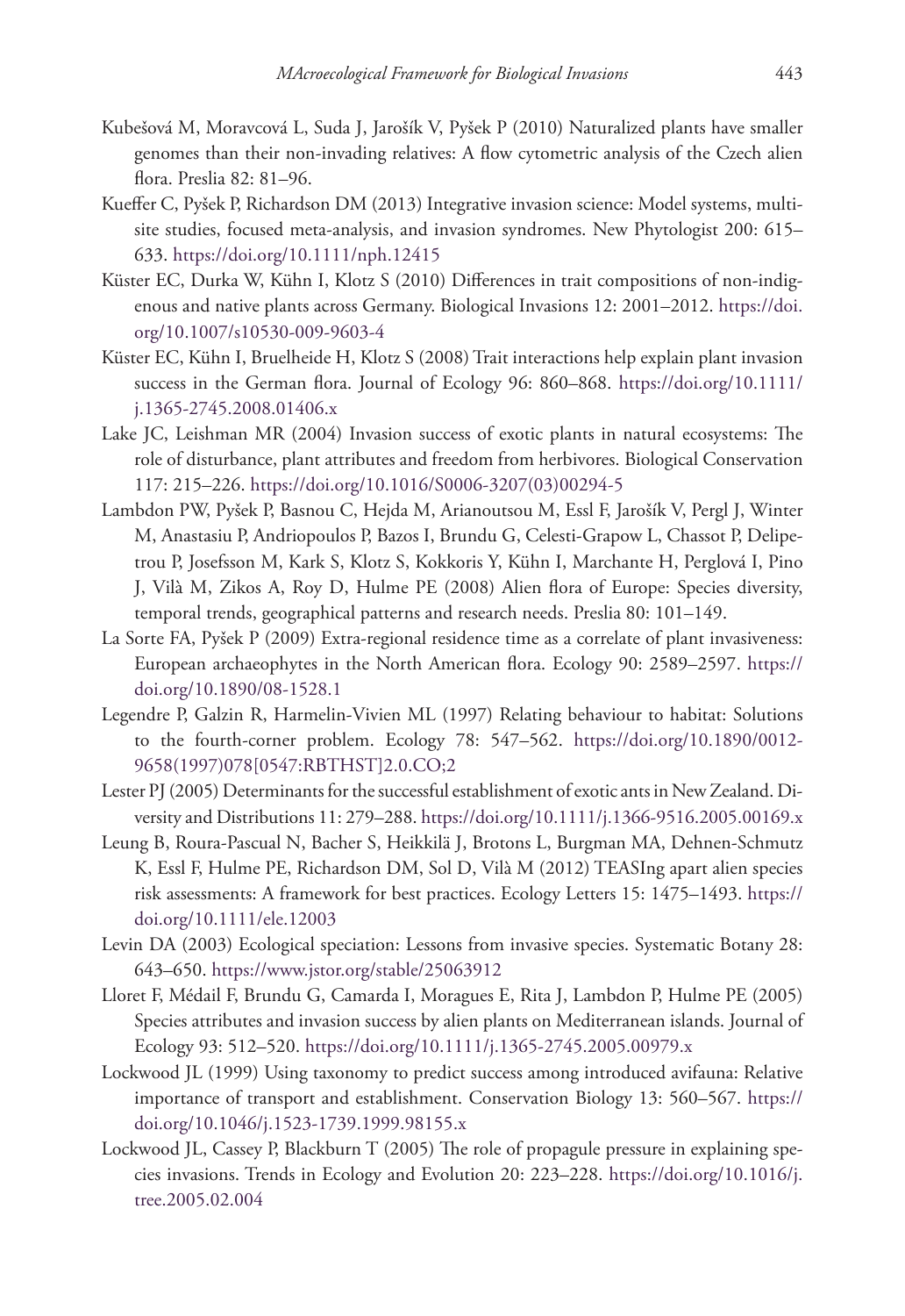Kubešová M, Moravcová L, Suda J, Jarošík V, Pyšek P (2010) Naturalized plants have smaller genomes than their non-invading relatives: A flow cytometric analysis of the Czech alien flora. Preslia 82: 81–96.

Kueffer C, Pyšek P, Richardson DM (2013) Integrative invasion science: Model systems, multi-site studies, focused meta-analysis, and invasion syndromes. New Phytologist 200: 615–633. https://doi.org/10.1111/nph.12415

Küster EC, Durka W, Kühn I, Klotz S (2010) Differences in trait compositions of non-indigenous and native plants across Germany. Biological Invasions 12: 2001–2012. https://doi.org/10.1007/s10530-009-9603-4

Küster EC, Kühn I, Bruelheide H, Klotz S (2008) Trait interactions help explain plant invasion success in the German flora. Journal of Ecology 96: 860–868. https://doi.org/10.1111/j.1365-2745.2008.01406.x

Lake JC, Leishman MR (2004) Invasion success of exotic plants in natural ecosystems: The role of disturbance, plant attributes and freedom from herbivores. Biological Conservation 117: 215–226. https://doi.org/10.1016/S0006-3207(03)00294-5

Lambdon PW, Pyšek P, Basnou C, Hejda M, Arianoutsou M, Essl F, Jarošík V, Pergl J, Winter M, Anastasiu P, Andriopoulos P, Bazos I, Brundu G, Celesti-Grapow L, Chassot P, Delipetrou P, Josefsson M, Kark S, Klotz S, Kokkoris Y, Kühn I, Marchante H, Perglová I, Pino J, Vilà M, Zikos A, Roy D, Hulme PE (2008) Alien flora of Europe: Species diversity, temporal trends, geographical patterns and research needs. Preslia 80: 101–149.

La Sorte FA, Pyšek P (2009) Extra-regional residence time as a correlate of plant invasiveness: European archaeophytes in the North American flora. Ecology 90: 2589–2597. https://doi.org/10.1890/08-1528.1

Legendre P, Galzin R, Harmelin-Vivien ML (1997) Relating behaviour to habitat: Solutions to the fourth-corner problem. Ecology 78: 547–562. https://doi.org/10.1890/0012-9658(1997)078[0547:RBTHST]2.0.CO;2

Lester PJ (2005) Determinants for the successful establishment of exotic ants in New Zealand. Diversity and Distributions 11: 279–288. https://doi.org/10.1111/j.1366-9516.2005.00169.x

Leung B, Roura-Pascual N, Bacher S, Heikkilä J, Brotons L, Burgman MA, Dehnen-Schmutz K, Essl F, Hulme PE, Richardson DM, Sol D, Vilà M (2012) TEASIng apart alien species risk assessments: A framework for best practices. Ecology Letters 15: 1475–1493. https://doi.org/10.1111/ele.12003

Levin DA (2003) Ecological speciation: Lessons from invasive species. Systematic Botany 28: 643–650. https://www.jstor.org/stable/25063912

Lloret F, Médail F, Brundu G, Camarda I, Moragues E, Rita J, Lambdon P, Hulme PE (2005) Species attributes and invasion success by alien plants on Mediterranean islands. Journal of Ecology 93: 512–520. https://doi.org/10.1111/j.1365-2745.2005.00979.x

Lockwood JL (1999) Using taxonomy to predict success among introduced avifauna: Relative importance of transport and establishment. Conservation Biology 13: 560–567. https://doi.org/10.1046/j.1523-1739.1999.98155.x

Lockwood JL, Cassey P, Blackburn T (2005) The role of propagule pressure in explaining species invasions. Trends in Ecology and Evolution 20: 223–228. https://doi.org/10.1016/j.tree.2005.02.004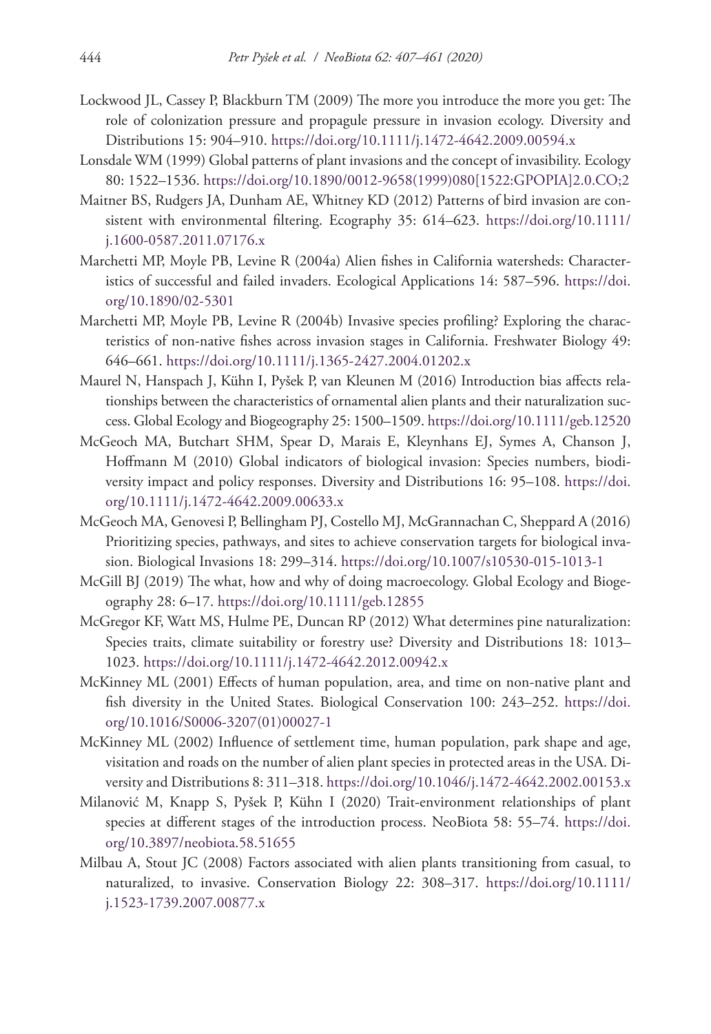Lockwood JL, Cassey P, Blackburn TM (2009) The more you introduce the more you get: The role of colonization pressure and propagule pressure in invasion ecology. Diversity and Distributions 15: 904–910. https://doi.org/10.1111/j.1472-4642.2009.00594.x

Lonsdale WM (1999) Global patterns of plant invasions and the concept of invasibility. Ecology 80: 1522–1536. https://doi.org/10.1890/0012-9658(1999)080[1522:GPOPIA]2.0.CO;2

Maitner BS, Rudgers JA, Dunham AE, Whitney KD (2012) Patterns of bird invasion are consistent with environmental filtering. Ecography 35: 614–623. https://doi.org/10.1111/j.1600-0587.2011.07176.x

Marchetti MP, Moyle PB, Levine R (2004a) Alien fishes in California watersheds: Characteristics of successful and failed invaders. Ecological Applications 14: 587–596. https://doi.org/10.1890/02-5301

Marchetti MP, Moyle PB, Levine R (2004b) Invasive species profiling? Exploring the characteristics of non-native fishes across invasion stages in California. Freshwater Biology 49: 646–661. https://doi.org/10.1111/j.1365-2427.2004.01202.x

Maurel N, Hanspach J, Kühn I, Pyšek P, van Kleunen M (2016) Introduction bias affects relationships between the characteristics of ornamental alien plants and their naturalization success. Global Ecology and Biogeography 25: 1500–1509. https://doi.org/10.1111/geb.12520

McGeoch MA, Butchart SHM, Spear D, Marais E, Kleynhans EJ, Symes A, Chanson J, Hoffmann M (2010) Global indicators of biological invasion: Species numbers, biodiversity impact and policy responses. Diversity and Distributions 16: 95–108. https://doi.org/10.1111/j.1472-4642.2009.00633.x

McGeoch MA, Genovesi P, Bellingham PJ, Costello MJ, McGrannachan C, Sheppard A (2016) Prioritizing species, pathways, and sites to achieve conservation targets for biological invasion. Biological Invasions 18: 299–314. https://doi.org/10.1007/s10530-015-1013-1

McGill BJ (2019) The what, how and why of doing macroecology. Global Ecology and Biogeography 28: 6–17. https://doi.org/10.1111/geb.12855

McGregor KF, Watt MS, Hulme PE, Duncan RP (2012) What determines pine naturalization: Species traits, climate suitability or forestry use? Diversity and Distributions 18: 1013–1023. https://doi.org/10.1111/j.1472-4642.2012.00942.x

McKinney ML (2001) Effects of human population, area, and time on non-native plant and fish diversity in the United States. Biological Conservation 100: 243–252. https://doi.org/10.1016/S0006-3207(01)00027-1

McKinney ML (2002) Influence of settlement time, human population, park shape and age, visitation and roads on the number of alien plant species in protected areas in the USA. Diversity and Distributions 8: 311–318. https://doi.org/10.1046/j.1472-4642.2002.00153.x

Milanović M, Knapp S, Pyšek P, Kühn I (2020) Trait-environment relationships of plant species at different stages of the introduction process. NeoBiota 58: 55–74. https://doi.org/10.3897/neobiota.58.51655

Milbau A, Stout JC (2008) Factors associated with alien plants transitioning from casual, to naturalized, to invasive. Conservation Biology 22: 308–317. https://doi.org/10.1111/j.1523-1739.2007.00877.x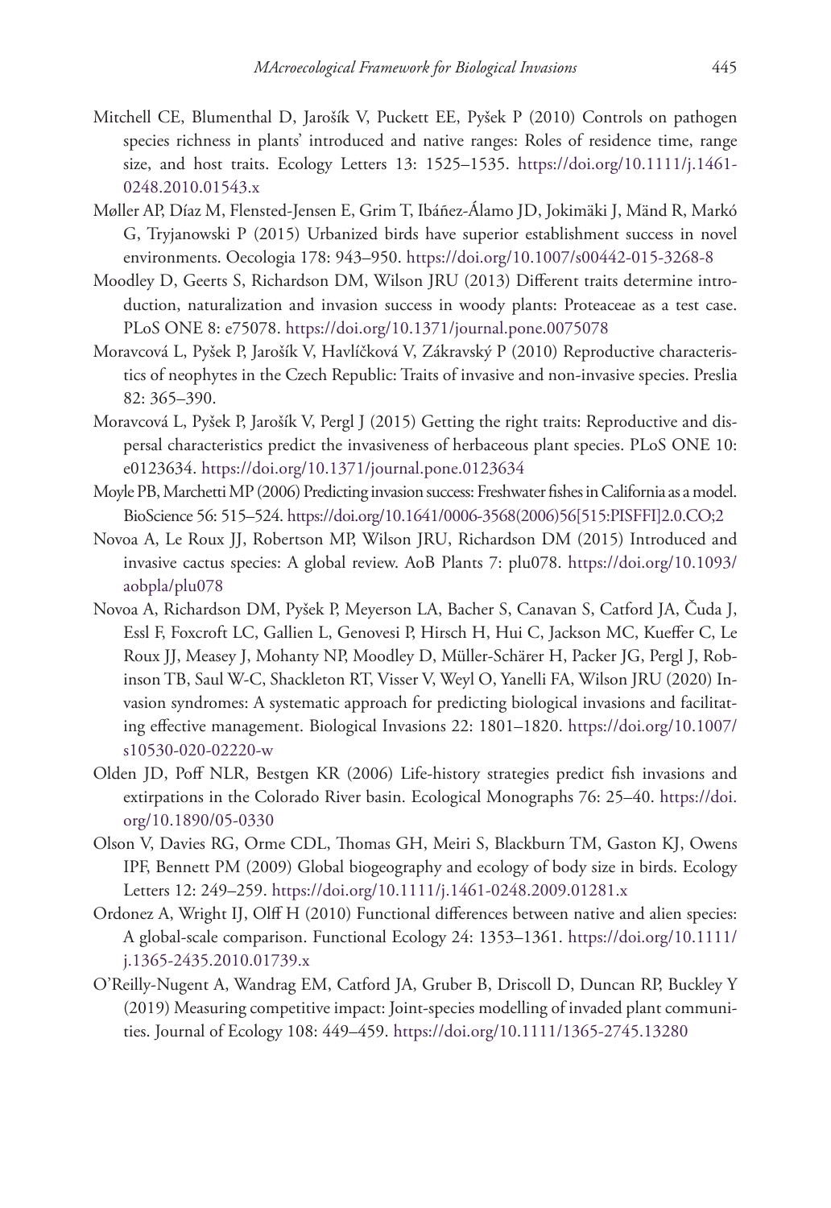Mitchell CE, Blumenthal D, Jarošík V, Puckett EE, Pyšek P (2010) Controls on pathogen species richness in plants' introduced and native ranges: Roles of residence time, range size, and host traits. Ecology Letters 13: 1525–1535. https://doi.org/10.1111/j.1461-0248.2010.01543.x

Møller AP, Díaz M, Flensted-Jensen E, Grim T, Ibáñez-Álamo JD, Jokimäki J, Mänd R, Markó G, Tryjanowski P (2015) Urbanized birds have superior establishment success in novel environments. Oecologia 178: 943–950. https://doi.org/10.1007/s00442-015-3268-8

Moodley D, Geerts S, Richardson DM, Wilson JRU (2013) Different traits determine introduction, naturalization and invasion success in woody plants: Proteaceae as a test case. PLoS ONE 8: e75078. https://doi.org/10.1371/journal.pone.0075078

Moravcová L, Pyšek P, Jarošík V, Havlíčková V, Zákravský P (2010) Reproductive characteristics of neophytes in the Czech Republic: Traits of invasive and non-invasive species. Preslia 82: 365–390.

Moravcová L, Pyšek P, Jarošík V, Pergl J (2015) Getting the right traits: Reproductive and dispersal characteristics predict the invasiveness of herbaceous plant species. PLoS ONE 10: e0123634. https://doi.org/10.1371/journal.pone.0123634

Moyle PB, Marchetti MP (2006) Predicting invasion success: Freshwater fishes in California as a model. BioScience 56: 515–524. https://doi.org/10.1641/0006-3568(2006)56[515:PISFFI]2.0.CO;2

Novoa A, Le Roux JJ, Robertson MP, Wilson JRU, Richardson DM (2015) Introduced and invasive cactus species: A global review. AoB Plants 7: plu078. https://doi.org/10.1093/aobpla/plu078

Novoa A, Richardson DM, Pyšek P, Meyerson LA, Bacher S, Canavan S, Catford JA, Čuda J, Essl F, Foxcroft LC, Gallien L, Genovesi P, Hirsch H, Hui C, Jackson MC, Kueffer C, Le Roux JJ, Measey J, Mohanty NP, Moodley D, Müller-Schärer H, Packer JG, Pergl J, Robinson TB, Saul W-C, Shackleton RT, Visser V, Weyl O, Yanelli FA, Wilson JRU (2020) Invasion syndromes: A systematic approach for predicting biological invasions and facilitating effective management. Biological Invasions 22: 1801–1820. https://doi.org/10.1007/s10530-020-02220-w

Olden JD, Poff NLR, Bestgen KR (2006) Life-history strategies predict fish invasions and extirpations in the Colorado River basin. Ecological Monographs 76: 25–40. https://doi.org/10.1890/05-0330

Olson V, Davies RG, Orme CDL, Thomas GH, Meiri S, Blackburn TM, Gaston KJ, Owens IPF, Bennett PM (2009) Global biogeography and ecology of body size in birds. Ecology Letters 12: 249–259. https://doi.org/10.1111/j.1461-0248.2009.01281.x

Ordonez A, Wright IJ, Olff H (2010) Functional differences between native and alien species: A global-scale comparison. Functional Ecology 24: 1353–1361. https://doi.org/10.1111/j.1365-2435.2010.01739.x

O'Reilly-Nugent A, Wandrag EM, Catford JA, Gruber B, Driscoll D, Duncan RP, Buckley Y (2019) Measuring competitive impact: Joint-species modelling of invaded plant communities. Journal of Ecology 108: 449–459. https://doi.org/10.1111/1365-2745.13280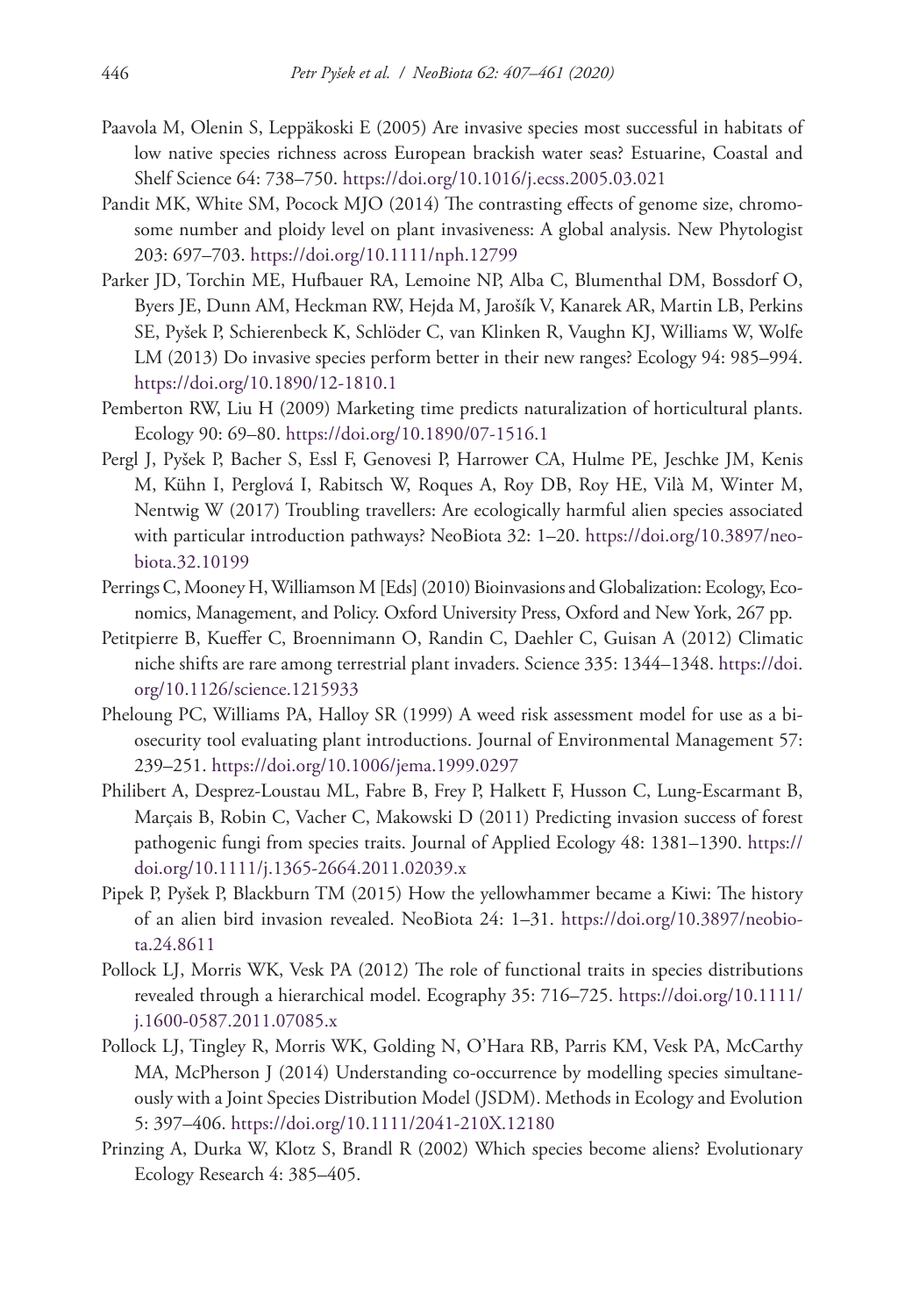Paavola M, Olenin S, Leppäkoski E (2005) Are invasive species most successful in habitats of low native species richness across European brackish water seas? Estuarine, Coastal and Shelf Science 64: 738–750. https://doi.org/10.1016/j.ecss.2005.03.021

Pandit MK, White SM, Pocock MJO (2014) The contrasting effects of genome size, chromosome number and ploidy level on plant invasiveness: A global analysis. New Phytologist 203: 697–703. https://doi.org/10.1111/nph.12799

Parker JD, Torchin ME, Hufbauer RA, Lemoine NP, Alba C, Blumenthal DM, Bossdorf O, Byers JE, Dunn AM, Heckman RW, Hejda M, Jarošík V, Kanarek AR, Martin LB, Perkins SE, Pyšek P, Schierenbeck K, Schlöder C, van Klinken R, Vaughn KJ, Williams W, Wolfe LM (2013) Do invasive species perform better in their new ranges? Ecology 94: 985–994. https://doi.org/10.1890/12-1810.1

Pemberton RW, Liu H (2009) Marketing time predicts naturalization of horticultural plants. Ecology 90: 69–80. https://doi.org/10.1890/07-1516.1

Pergl J, Pyšek P, Bacher S, Essl F, Genovesi P, Harrower CA, Hulme PE, Jeschke JM, Kenis M, Kühn I, Perglová I, Rabitsch W, Roques A, Roy DB, Roy HE, Vilà M, Winter M, Nentwig W (2017) Troubling travellers: Are ecologically harmful alien species associated with particular introduction pathways? NeoBiota 32: 1–20. https://doi.org/10.3897/neobiota.32.10199

Perrings C, Mooney H, Williamson M [Eds] (2010) Bioinvasions and Globalization: Ecology, Economics, Management, and Policy. Oxford University Press, Oxford and New York, 267 pp.

Petitpierre B, Kueffer C, Broennimann O, Randin C, Daehler C, Guisan A (2012) Climatic niche shifts are rare among terrestrial plant invaders. Science 335: 1344–1348. https://doi.org/10.1126/science.1215933

Pheloung PC, Williams PA, Halloy SR (1999) A weed risk assessment model for use as a biosecurity tool evaluating plant introductions. Journal of Environmental Management 57: 239–251. https://doi.org/10.1006/jema.1999.0297

Philibert A, Desprez-Loustau ML, Fabre B, Frey P, Halkett F, Husson C, Lung-Escarmant B, Marçais B, Robin C, Vacher C, Makowski D (2011) Predicting invasion success of forest pathogenic fungi from species traits. Journal of Applied Ecology 48: 1381–1390. https://doi.org/10.1111/j.1365-2664.2011.02039.x

Pipek P, Pyšek P, Blackburn TM (2015) How the yellowhammer became a Kiwi: The history of an alien bird invasion revealed. NeoBiota 24: 1–31. https://doi.org/10.3897/neobiota.24.8611

Pollock LJ, Morris WK, Vesk PA (2012) The role of functional traits in species distributions revealed through a hierarchical model. Ecography 35: 716–725. https://doi.org/10.1111/j.1600-0587.2011.07085.x

Pollock LJ, Tingley R, Morris WK, Golding N, O'Hara RB, Parris KM, Vesk PA, McCarthy MA, McPherson J (2014) Understanding co-occurrence by modelling species simultaneously with a Joint Species Distribution Model (JSDM). Methods in Ecology and Evolution 5: 397–406. https://doi.org/10.1111/2041-210X.12180

Prinzing A, Durka W, Klotz S, Brandl R (2002) Which species become aliens? Evolutionary Ecology Research 4: 385–405.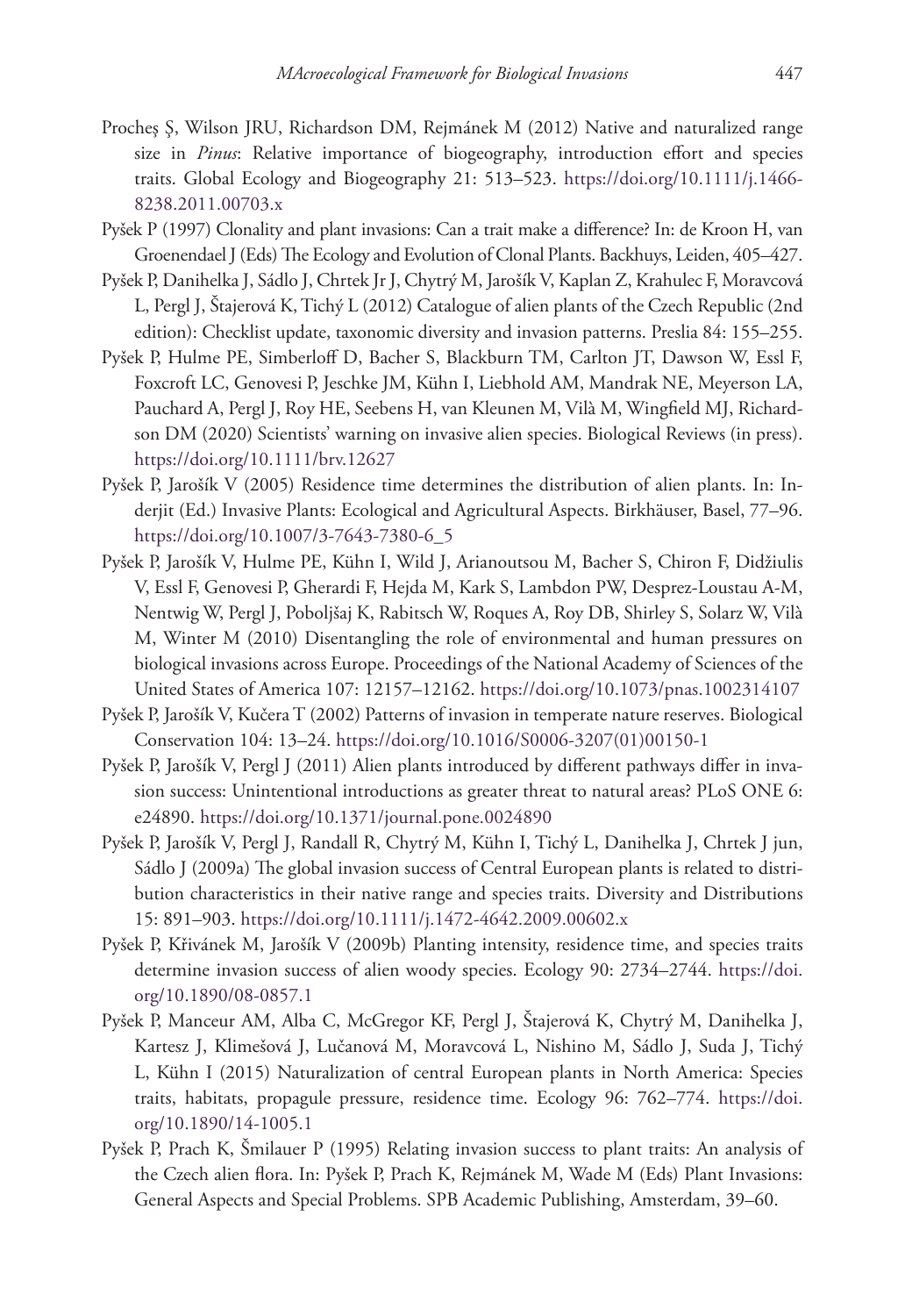Procheş Ş, Wilson JRU, Richardson DM, Rejmánek M (2012) Native and naturalized range size in *Pinus*: Relative importance of biogeography, introduction effort and species traits. Global Ecology and Biogeography 21: 513–523. https://doi.org/10.1111/j.1466-8238.2011.00703.x

Pyšek P (1997) Clonality and plant invasions: Can a trait make a difference? In: de Kroon H, van Groenendael J (Eds) The Ecology and Evolution of Clonal Plants. Backhuys, Leiden, 405–427.

Pyšek P, Danihelka J, Sádlo J, Chrtek Jr J, Chytrý M, Jarošík V, Kaplan Z, Krahulec F, Moravcová L, Pergl J, Štajerová K, Tichý L (2012) Catalogue of alien plants of the Czech Republic (2nd edition): Checklist update, taxonomic diversity and invasion patterns. Preslia 84: 155–255.

Pyšek P, Hulme PE, Simberloff D, Bacher S, Blackburn TM, Carlton JT, Dawson W, Essl F, Foxcroft LC, Genovesi P, Jeschke JM, Kühn I, Liebhold AM, Mandrak NE, Meyerson LA, Pauchard A, Pergl J, Roy HE, Seebens H, van Kleunen M, Vilà M, Wingfield MJ, Richardson DM (2020) Scientists' warning on invasive alien species. Biological Reviews (in press). https://doi.org/10.1111/brv.12627

Pyšek P, Jarošík V (2005) Residence time determines the distribution of alien plants. In: Inderjit (Ed.) Invasive Plants: Ecological and Agricultural Aspects. Birkhäuser, Basel, 77–96. https://doi.org/10.1007/3-7643-7380-6_5

Pyšek P, Jarošík V, Hulme PE, Kühn I, Wild J, Arianoutsou M, Bacher S, Chiron F, Didžiulis V, Essl F, Genovesi P, Gherardi F, Hejda M, Kark S, Lambdon PW, Desprez-Loustau A-M, Nentwig W, Pergl J, Poboljšaj K, Rabitsch W, Roques A, Roy DB, Shirley S, Solarz W, Vilà M, Winter M (2010) Disentangling the role of environmental and human pressures on biological invasions across Europe. Proceedings of the National Academy of Sciences of the United States of America 107: 12157–12162. https://doi.org/10.1073/pnas.1002314107

Pyšek P, Jarošík V, Kučera T (2002) Patterns of invasion in temperate nature reserves. Biological Conservation 104: 13–24. https://doi.org/10.1016/S0006-3207(01)00150-1

Pyšek P, Jarošík V, Pergl J (2011) Alien plants introduced by different pathways differ in invasion success: Unintentional introductions as greater threat to natural areas? PLoS ONE 6: e24890. https://doi.org/10.1371/journal.pone.0024890

Pyšek P, Jarošík V, Pergl J, Randall R, Chytrý M, Kühn I, Tichý L, Danihelka J, Chrtek J jun, Sádlo J (2009a) The global invasion success of Central European plants is related to distribution characteristics in their native range and species traits. Diversity and Distributions 15: 891–903. https://doi.org/10.1111/j.1472-4642.2009.00602.x

Pyšek P, Křivánek M, Jarošík V (2009b) Planting intensity, residence time, and species traits determine invasion success of alien woody species. Ecology 90: 2734–2744. https://doi.org/10.1890/08-0857.1

Pyšek P, Manceur AM, Alba C, McGregor KF, Pergl J, Štajerová K, Chytrý M, Danihelka J, Kartesz J, Klimešová J, Lučanová M, Moravcová L, Nishino M, Sádlo J, Suda J, Tichý L, Kühn I (2015) Naturalization of central European plants in North America: Species traits, habitats, propagule pressure, residence time. Ecology 96: 762–774. https://doi.org/10.1890/14-1005.1

Pyšek P, Prach K, Šmilauer P (1995) Relating invasion success to plant traits: An analysis of the Czech alien flora. In: Pyšek P, Prach K, Rejmánek M, Wade M (Eds) Plant Invasions: General Aspects and Special Problems. SPB Academic Publishing, Amsterdam, 39–60.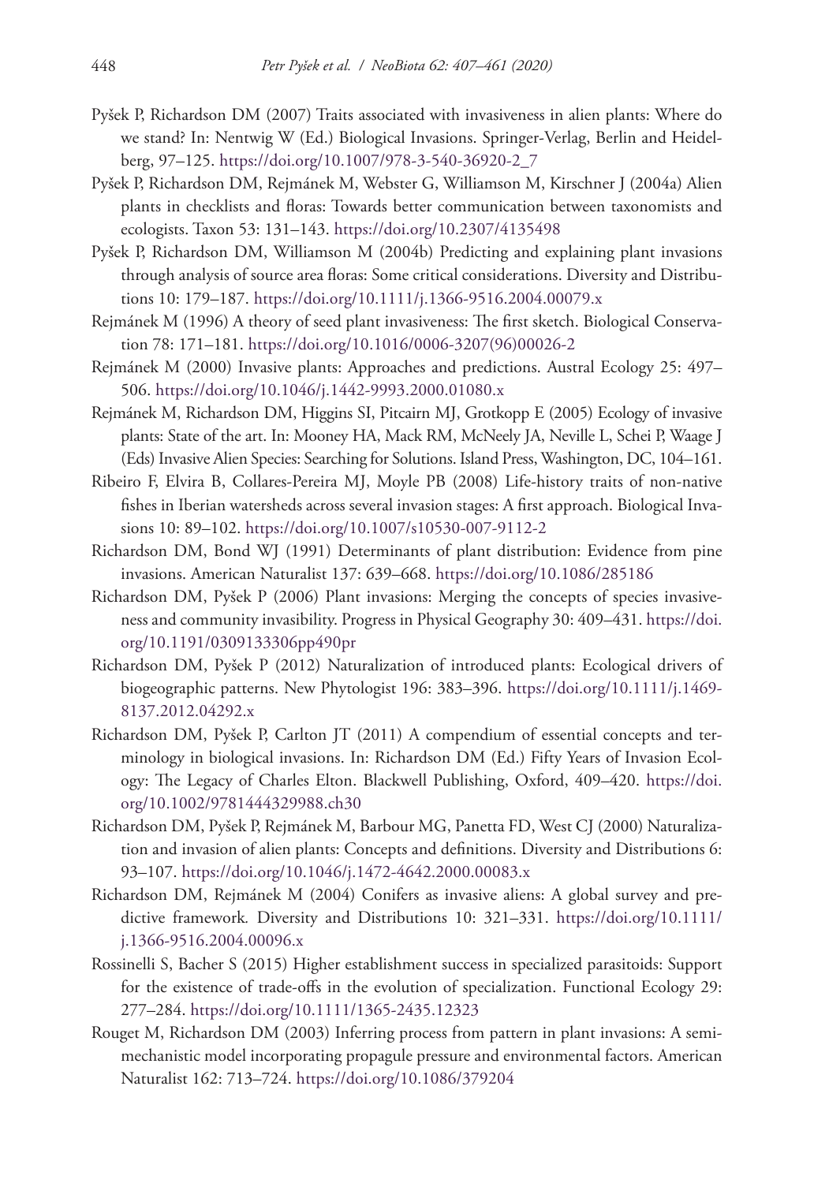Pyšek P, Richardson DM (2007) Traits associated with invasiveness in alien plants: Where do we stand? In: Nentwig W (Ed.) Biological Invasions. Springer-Verlag, Berlin and Heidelberg, 97–125. https://doi.org/10.1007/978-3-540-36920-2_7

Pyšek P, Richardson DM, Rejmánek M, Webster G, Williamson M, Kirschner J (2004a) Alien plants in checklists and floras: Towards better communication between taxonomists and ecologists. Taxon 53: 131–143. https://doi.org/10.2307/4135498

Pyšek P, Richardson DM, Williamson M (2004b) Predicting and explaining plant invasions through analysis of source area floras: Some critical considerations. Diversity and Distributions 10: 179–187. https://doi.org/10.1111/j.1366-9516.2004.00079.x

Rejmánek M (1996) A theory of seed plant invasiveness: The first sketch. Biological Conservation 78: 171–181. https://doi.org/10.1016/0006-3207(96)00026-2

Rejmánek M (2000) Invasive plants: Approaches and predictions. Austral Ecology 25: 497–506. https://doi.org/10.1046/j.1442-9993.2000.01080.x

Rejmánek M, Richardson DM, Higgins SI, Pitcairn MJ, Grotkopp E (2005) Ecology of invasive plants: State of the art. In: Mooney HA, Mack RM, McNeely JA, Neville L, Schei P, Waage J (Eds) Invasive Alien Species: Searching for Solutions. Island Press, Washington, DC, 104–161.

Ribeiro F, Elvira B, Collares-Pereira MJ, Moyle PB (2008) Life-history traits of non-native fishes in Iberian watersheds across several invasion stages: A first approach. Biological Invasions 10: 89–102. https://doi.org/10.1007/s10530-007-9112-2

Richardson DM, Bond WJ (1991) Determinants of plant distribution: Evidence from pine invasions. American Naturalist 137: 639–668. https://doi.org/10.1086/285186

Richardson DM, Pyšek P (2006) Plant invasions: Merging the concepts of species invasiveness and community invasibility. Progress in Physical Geography 30: 409–431. https://doi.org/10.1191/0309133306pp490pr

Richardson DM, Pyšek P (2012) Naturalization of introduced plants: Ecological drivers of biogeographic patterns. New Phytologist 196: 383–396. https://doi.org/10.1111/j.1469-8137.2012.04292.x

Richardson DM, Pyšek P, Carlton JT (2011) A compendium of essential concepts and terminology in biological invasions. In: Richardson DM (Ed.) Fifty Years of Invasion Ecology: The Legacy of Charles Elton. Blackwell Publishing, Oxford, 409–420. https://doi.org/10.1002/9781444329988.ch30

Richardson DM, Pyšek P, Rejmánek M, Barbour MG, Panetta FD, West CJ (2000) Naturalization and invasion of alien plants: Concepts and definitions. Diversity and Distributions 6: 93–107. https://doi.org/10.1046/j.1472-4642.2000.00083.x

Richardson DM, Rejmánek M (2004) Conifers as invasive aliens: A global survey and predictive framework. Diversity and Distributions 10: 321–331. https://doi.org/10.1111/j.1366-9516.2004.00096.x

Rossinelli S, Bacher S (2015) Higher establishment success in specialized parasitoids: Support for the existence of trade-offs in the evolution of specialization. Functional Ecology 29: 277–284. https://doi.org/10.1111/1365-2435.12323

Rouget M, Richardson DM (2003) Inferring process from pattern in plant invasions: A semi-mechanistic model incorporating propagule pressure and environmental factors. American Naturalist 162: 713–724. https://doi.org/10.1086/379204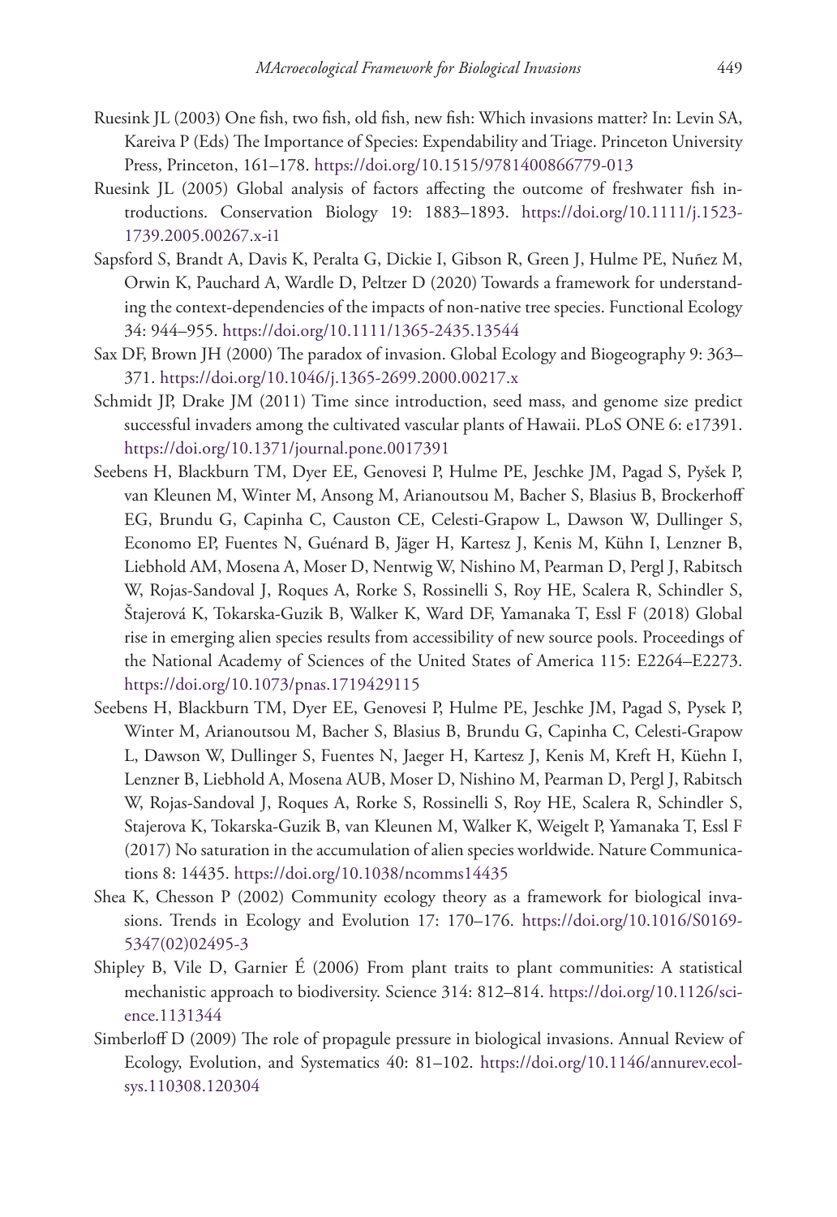Ruesink JL (2003) One fish, two fish, old fish, new fish: Which invasions matter? In: Levin SA, Kareiva P (Eds) The Importance of Species: Expendability and Triage. Princeton University Press, Princeton, 161–178. https://doi.org/10.1515/9781400866779-013

Ruesink JL (2005) Global analysis of factors affecting the outcome of freshwater fish introductions. Conservation Biology 19: 1883–1893. https://doi.org/10.1111/j.1523-1739.2005.00267.x-i1

Sapsford S, Brandt A, Davis K, Peralta G, Dickie I, Gibson R, Green J, Hulme PE, Nuñez M, Orwin K, Pauchard A, Wardle D, Peltzer D (2020) Towards a framework for understanding the context-dependencies of the impacts of non-native tree species. Functional Ecology 34: 944–955. https://doi.org/10.1111/1365-2435.13544

Sax DF, Brown JH (2000) The paradox of invasion. Global Ecology and Biogeography 9: 363–371. https://doi.org/10.1046/j.1365-2699.2000.00217.x

Schmidt JP, Drake JM (2011) Time since introduction, seed mass, and genome size predict successful invaders among the cultivated vascular plants of Hawaii. PLoS ONE 6: e17391. https://doi.org/10.1371/journal.pone.0017391

Seebens H, Blackburn TM, Dyer EE, Genovesi P, Hulme PE, Jeschke JM, Pagad S, Pyšek P, van Kleunen M, Winter M, Ansong M, Arianoutsou M, Bacher S, Blasius B, Brockerhoff EG, Brundu G, Capinha C, Causton CE, Celesti-Grapow L, Dawson W, Dullinger S, Economo EP, Fuentes N, Guénard B, Jäger H, Kartesz J, Kenis M, Kühn I, Lenzner B, Liebhold AM, Mosena A, Moser D, Nentwig W, Nishino M, Pearman D, Pergl J, Rabitsch W, Rojas-Sandoval J, Roques A, Rorke S, Rossinelli S, Roy HE, Scalera R, Schindler S, Štajerová K, Tokarska-Guzik B, Walker K, Ward DF, Yamanaka T, Essl F (2018) Global rise in emerging alien species results from accessibility of new source pools. Proceedings of the National Academy of Sciences of the United States of America 115: E2264–E2273. https://doi.org/10.1073/pnas.1719429115

Seebens H, Blackburn TM, Dyer EE, Genovesi P, Hulme PE, Jeschke JM, Pagad S, Pysek P, Winter M, Arianoutsou M, Bacher S, Blasius B, Brundu G, Capinha C, Celesti-Grapow L, Dawson W, Dullinger S, Fuentes N, Jaeger H, Kartesz J, Kenis M, Kreft H, Küehn I, Lenzner B, Liebhold A, Mosena AUB, Moser D, Nishino M, Pearman D, Pergl J, Rabitsch W, Rojas-Sandoval J, Roques A, Rorke S, Rossinelli S, Roy HE, Scalera R, Schindler S, Stajerova K, Tokarska-Guzik B, van Kleunen M, Walker K, Weigelt P, Yamanaka T, Essl F (2017) No saturation in the accumulation of alien species worldwide. Nature Communications 8: 14435. https://doi.org/10.1038/ncomms14435

Shea K, Chesson P (2002) Community ecology theory as a framework for biological invasions. Trends in Ecology and Evolution 17: 170–176. https://doi.org/10.1016/S0169-5347(02)02495-3

Shipley B, Vile D, Garnier É (2006) From plant traits to plant communities: A statistical mechanistic approach to biodiversity. Science 314: 812–814. https://doi.org/10.1126/science.1131344

Simberloff D (2009) The role of propagule pressure in biological invasions. Annual Review of Ecology, Evolution, and Systematics 40: 81–102. https://doi.org/10.1146/annurev.ecolsys.110308.120304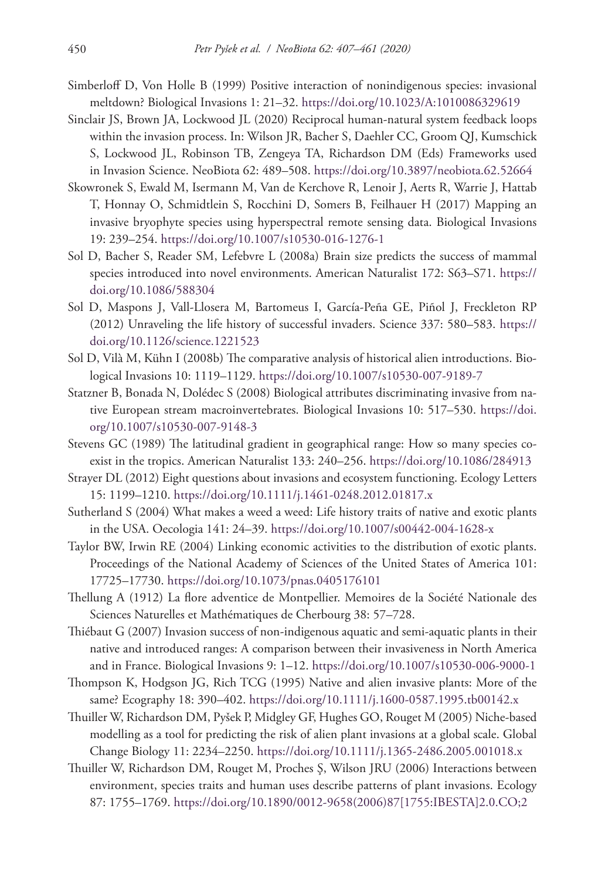Simberloff D, Von Holle B (1999) Positive interaction of nonindigenous species: invasional meltdown? Biological Invasions 1: 21–32. https://doi.org/10.1023/A:1010086329619

Sinclair JS, Brown JA, Lockwood JL (2020) Reciprocal human-natural system feedback loops within the invasion process. In: Wilson JR, Bacher S, Daehler CC, Groom QJ, Kumschick S, Lockwood JL, Robinson TB, Zengeya TA, Richardson DM (Eds) Frameworks used in Invasion Science. NeoBiota 62: 489–508. https://doi.org/10.3897/neobiota.62.52664

Skowronek S, Ewald M, Isermann M, Van de Kerchove R, Lenoir J, Aerts R, Warrie J, Hattab T, Honnay O, Schmidtlein S, Rocchini D, Somers B, Feilhauer H (2017) Mapping an invasive bryophyte species using hyperspectral remote sensing data. Biological Invasions 19: 239–254. https://doi.org/10.1007/s10530-016-1276-1

Sol D, Bacher S, Reader SM, Lefebvre L (2008a) Brain size predicts the success of mammal species introduced into novel environments. American Naturalist 172: S63–S71. https://doi.org/10.1086/588304

Sol D, Maspons J, Vall-Llosera M, Bartomeus I, García-Peña GE, Piñol J, Freckleton RP (2012) Unraveling the life history of successful invaders. Science 337: 580–583. https://doi.org/10.1126/science.1221523

Sol D, Vilà M, Kühn I (2008b) The comparative analysis of historical alien introductions. Biological Invasions 10: 1119–1129. https://doi.org/10.1007/s10530-007-9189-7

Statzner B, Bonada N, Dolédec S (2008) Biological attributes discriminating invasive from native European stream macroinvertebrates. Biological Invasions 10: 517–530. https://doi.org/10.1007/s10530-007-9148-3

Stevens GC (1989) The latitudinal gradient in geographical range: How so many species coexist in the tropics. American Naturalist 133: 240–256. https://doi.org/10.1086/284913

Strayer DL (2012) Eight questions about invasions and ecosystem functioning. Ecology Letters 15: 1199–1210. https://doi.org/10.1111/j.1461-0248.2012.01817.x

Sutherland S (2004) What makes a weed a weed: Life history traits of native and exotic plants in the USA. Oecologia 141: 24–39. https://doi.org/10.1007/s00442-004-1628-x

Taylor BW, Irwin RE (2004) Linking economic activities to the distribution of exotic plants. Proceedings of the National Academy of Sciences of the United States of America 101: 17725–17730. https://doi.org/10.1073/pnas.0405176101

Thellung A (1912) La flore adventice de Montpellier. Memoires de la Société Nationale des Sciences Naturelles et Mathématiques de Cherbourg 38: 57–728.

Thiébaut G (2007) Invasion success of non-indigenous aquatic and semi-aquatic plants in their native and introduced ranges: A comparison between their invasiveness in North America and in France. Biological Invasions 9: 1–12. https://doi.org/10.1007/s10530-006-9000-1

Thompson K, Hodgson JG, Rich TCG (1995) Native and alien invasive plants: More of the same? Ecography 18: 390–402. https://doi.org/10.1111/j.1600-0587.1995.tb00142.x

Thuiller W, Richardson DM, Pyšek P, Midgley GF, Hughes GO, Rouget M (2005) Niche-based modelling as a tool for predicting the risk of alien plant invasions at a global scale. Global Change Biology 11: 2234–2250. https://doi.org/10.1111/j.1365-2486.2005.001018.x

Thuiller W, Richardson DM, Rouget M, Proches Ş, Wilson JRU (2006) Interactions between environment, species traits and human uses describe patterns of plant invasions. Ecology 87: 1755–1769. https://doi.org/10.1890/0012-9658(2006)87[1755:IBESTA]2.0.CO;2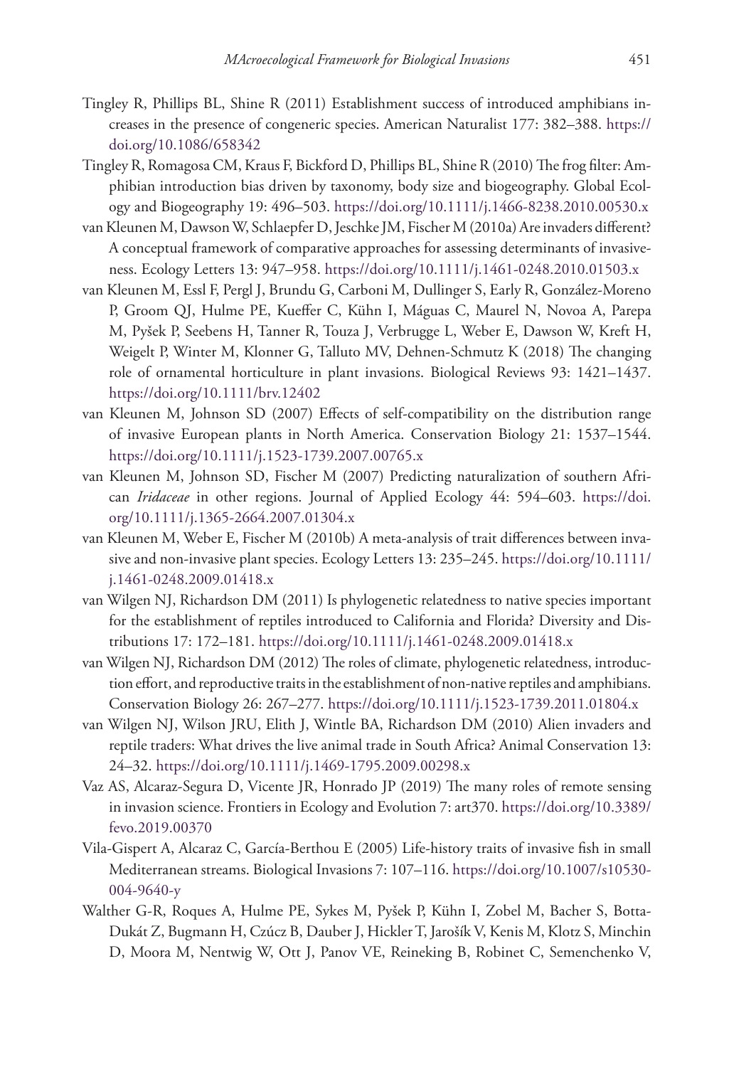Tingley R, Phillips BL, Shine R (2011) Establishment success of introduced amphibians increases in the presence of congeneric species. American Naturalist 177: 382–388. https://doi.org/10.1086/658342

Tingley R, Romagosa CM, Kraus F, Bickford D, Phillips BL, Shine R (2010) The frog filter: Amphibian introduction bias driven by taxonomy, body size and biogeography. Global Ecology and Biogeography 19: 496–503. https://doi.org/10.1111/j.1466-8238.2010.00530.x

van Kleunen M, Dawson W, Schlaepfer D, Jeschke JM, Fischer M (2010a) Are invaders different? A conceptual framework of comparative approaches for assessing determinants of invasiveness. Ecology Letters 13: 947–958. https://doi.org/10.1111/j.1461-0248.2010.01503.x

van Kleunen M, Essl F, Pergl J, Brundu G, Carboni M, Dullinger S, Early R, González-Moreno P, Groom QJ, Hulme PE, Kueffer C, Kühn I, Máguas C, Maurel N, Novoa A, Parepa M, Pyšek P, Seebens H, Tanner R, Touza J, Verbrugge L, Weber E, Dawson W, Kreft H, Weigelt P, Winter M, Klonner G, Talluto MV, Dehnen-Schmutz K (2018) The changing role of ornamental horticulture in plant invasions. Biological Reviews 93: 1421–1437. https://doi.org/10.1111/brv.12402

van Kleunen M, Johnson SD (2007) Effects of self-compatibility on the distribution range of invasive European plants in North America. Conservation Biology 21: 1537–1544. https://doi.org/10.1111/j.1523-1739.2007.00765.x

van Kleunen M, Johnson SD, Fischer M (2007) Predicting naturalization of southern African *Iridaceae* in other regions. Journal of Applied Ecology 44: 594–603. https://doi.org/10.1111/j.1365-2664.2007.01304.x

van Kleunen M, Weber E, Fischer M (2010b) A meta-analysis of trait differences between invasive and non-invasive plant species. Ecology Letters 13: 235–245. https://doi.org/10.1111/j.1461-0248.2009.01418.x

van Wilgen NJ, Richardson DM (2011) Is phylogenetic relatedness to native species important for the establishment of reptiles introduced to California and Florida? Diversity and Distributions 17: 172–181. https://doi.org/10.1111/j.1461-0248.2009.01418.x

van Wilgen NJ, Richardson DM (2012) The roles of climate, phylogenetic relatedness, introduction effort, and reproductive traits in the establishment of non-native reptiles and amphibians. Conservation Biology 26: 267–277. https://doi.org/10.1111/j.1523-1739.2011.01804.x

van Wilgen NJ, Wilson JRU, Elith J, Wintle BA, Richardson DM (2010) Alien invaders and reptile traders: What drives the live animal trade in South Africa? Animal Conservation 13: 24–32. https://doi.org/10.1111/j.1469-1795.2009.00298.x

Vaz AS, Alcaraz-Segura D, Vicente JR, Honrado JP (2019) The many roles of remote sensing in invasion science. Frontiers in Ecology and Evolution 7: art370. https://doi.org/10.3389/fevo.2019.00370

Vila-Gispert A, Alcaraz C, García-Berthou E (2005) Life-history traits of invasive fish in small Mediterranean streams. Biological Invasions 7: 107–116. https://doi.org/10.1007/s10530-004-9640-y

Walther G-R, Roques A, Hulme PE, Sykes M, Pyšek P, Kühn I, Zobel M, Bacher S, Botta-Dukát Z, Bugmann H, Czúcz B, Dauber J, Hickler T, Jarošík V, Kenis M, Klotz S, Minchin D, Moora M, Nentwig W, Ott J, Panov VE, Reineking B, Robinet C, Semenchenko V,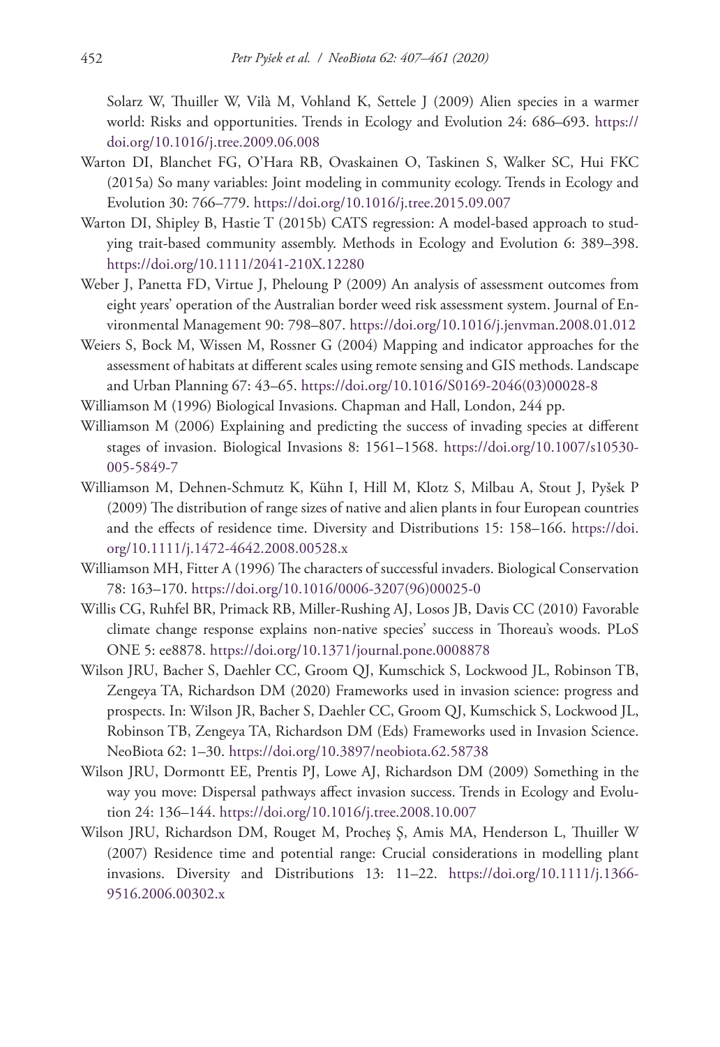Solarz W, Thuiller W, Vilà M, Vohland K, Settele J (2009) Alien species in a warmer world: Risks and opportunities. Trends in Ecology and Evolution 24: 686–693. https://doi.org/10.1016/j.tree.2009.06.008

Warton DI, Blanchet FG, O'Hara RB, Ovaskainen O, Taskinen S, Walker SC, Hui FKC (2015a) So many variables: Joint modeling in community ecology. Trends in Ecology and Evolution 30: 766–779. https://doi.org/10.1016/j.tree.2015.09.007

Warton DI, Shipley B, Hastie T (2015b) CATS regression: A model-based approach to studying trait-based community assembly. Methods in Ecology and Evolution 6: 389–398. https://doi.org/10.1111/2041-210X.12280

Weber J, Panetta FD, Virtue J, Pheloung P (2009) An analysis of assessment outcomes from eight years' operation of the Australian border weed risk assessment system. Journal of Environmental Management 90: 798–807. https://doi.org/10.1016/j.jenvman.2008.01.012

Weiers S, Bock M, Wissen M, Rossner G (2004) Mapping and indicator approaches for the assessment of habitats at different scales using remote sensing and GIS methods. Landscape and Urban Planning 67: 43–65. https://doi.org/10.1016/S0169-2046(03)00028-8

Williamson M (1996) Biological Invasions. Chapman and Hall, London, 244 pp.

Williamson M (2006) Explaining and predicting the success of invading species at different stages of invasion. Biological Invasions 8: 1561–1568. https://doi.org/10.1007/s10530-005-5849-7

Williamson M, Dehnen-Schmutz K, Kühn I, Hill M, Klotz S, Milbau A, Stout J, Pyšek P (2009) The distribution of range sizes of native and alien plants in four European countries and the effects of residence time. Diversity and Distributions 15: 158–166. https://doi.org/10.1111/j.1472-4642.2008.00528.x

Williamson MH, Fitter A (1996) The characters of successful invaders. Biological Conservation 78: 163–170. https://doi.org/10.1016/0006-3207(96)00025-0

Willis CG, Ruhfel BR, Primack RB, Miller-Rushing AJ, Losos JB, Davis CC (2010) Favorable climate change response explains non-native species' success in Thoreau's woods. PLoS ONE 5: ee8878. https://doi.org/10.1371/journal.pone.0008878

Wilson JRU, Bacher S, Daehler CC, Groom QJ, Kumschick S, Lockwood JL, Robinson TB, Zengeya TA, Richardson DM (2020) Frameworks used in invasion science: progress and prospects. In: Wilson JR, Bacher S, Daehler CC, Groom QJ, Kumschick S, Lockwood JL, Robinson TB, Zengeya TA, Richardson DM (Eds) Frameworks used in Invasion Science. NeoBiota 62: 1–30. https://doi.org/10.3897/neobiota.62.58738

Wilson JRU, Dormontt EE, Prentis PJ, Lowe AJ, Richardson DM (2009) Something in the way you move: Dispersal pathways affect invasion success. Trends in Ecology and Evolution 24: 136–144. https://doi.org/10.1016/j.tree.2008.10.007

Wilson JRU, Richardson DM, Rouget M, Procheş Ş, Amis MA, Henderson L, Thuiller W (2007) Residence time and potential range: Crucial considerations in modelling plant invasions. Diversity and Distributions 13: 11–22. https://doi.org/10.1111/j.1366-9516.2006.00302.x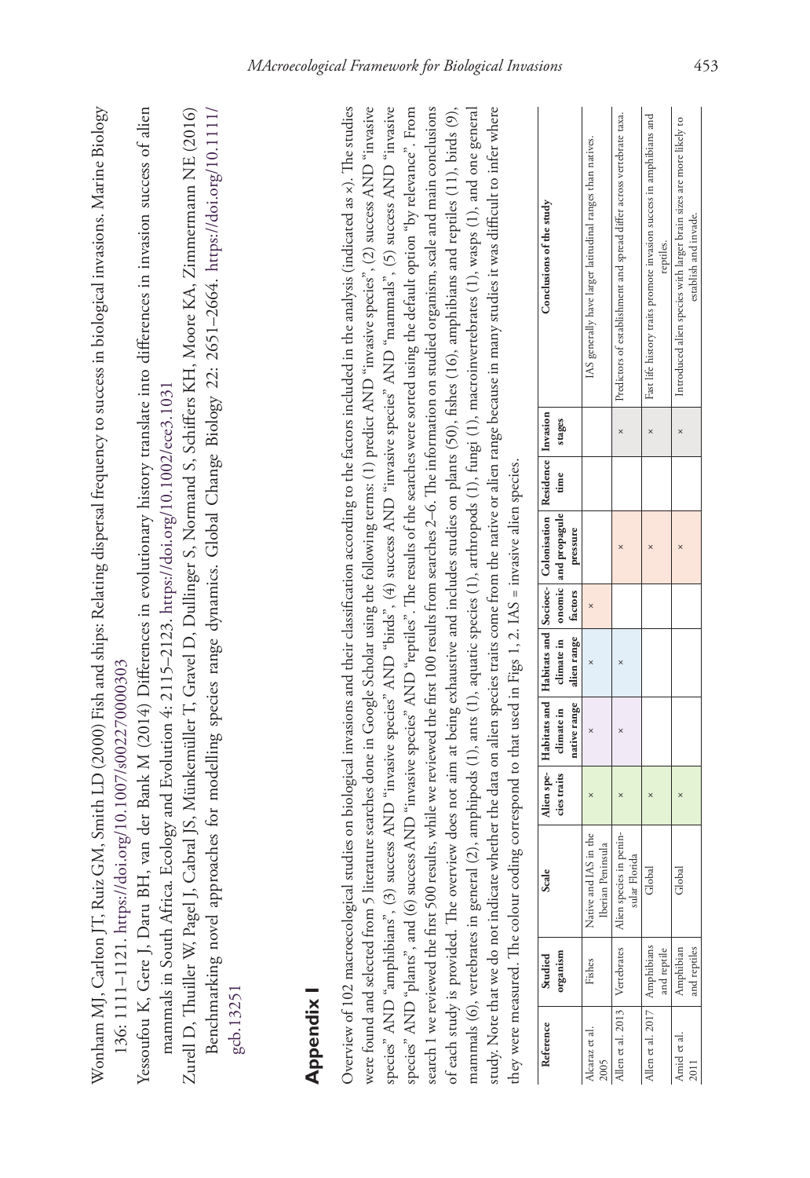Wonham MJ, Carlton JT, Ruiz GM, Smith LD (2000) Fish and ships: Relating dispersal frequency to success in biological invasions. Marine Biology 136: 1111–1121. https://doi.org/10.1007/s002270000303

Yessoufou K, Gere J, Daru BH, van der Bank M (2014) Differences in evolutionary history translate into differences in invasion success of alien mammals in South Africa. Ecology and Evolution 4: 2115–2123. https://doi.org/10.1002/ece3.1031

Zurell D, Thuiller W, Pagel J, Cabral JS, Münkemüller T, Gravel D, Dullinger S, Normand S, Schiffers KH, Moore KA, Zimmermann NE (2016) Benchmarking novel approaches for modelling species range dynamics. Global Change Biology 22: 2651–2664. https://doi.org/10.1111/gcb.13251

## Appendix I

Overview of 102 macroecological studies on biological invasions and their classification according to the factors included in the analysis (indicated as ×). The studies were found and selected from 5 literature searches done in Google Scholar using the following terms: (1) predict AND "invasive species", (2) success AND "invasive species" AND "amphibians", (3) success AND "invasive species" AND "birds", (4) success AND "invasive species" AND "mammals", (5) success AND "invasive species" AND "plants", and (6) success AND "invasive species" AND "reptiles". The results of the searches were sorted using the default option "by relevance". From search 1 we reviewed the first 500 results, while we reviewed the first 100 results from searches 2–6. The information on studied organism, scale and main conclusions of each study is provided. The overview does not aim at being exhaustive and includes studies on plants (50), fishes (16), amphibians and reptiles (11), birds (9), mammals (6), vertebrates in general (2), amphipods (1), ants (1), aquatic species (1), arthropods (1), fungi (1), macroinvertebrates (1), wasps (1), and one general study. Note that we do not indicate whether the data on alien species traits come from the native or alien range because in many studies it was difficult to infer where they were measured. The colour coding correspond to that used in Figs 1, 2. IAS = invasive alien species.

| Reference | Studied organism | Scale | Alien species traits | Habitats and climate in native range | Habitats and climate in alien range | Socioeconomic factors | Colonisation and propagule pressure | Residence time | Invasion stages | Conclusions of the study |
|---|---|---|---|---|---|---|---|---|---|---|
| Alcaraz et al. 2005 | Fishes | Native and IAS in the Iberian Peninsula | × | × | × | × | | | | IAS generally have larger latitudinal ranges than natives. |
| Allen et al. 2013 | Vertebrates | Alien species in peninsular Florida | × | × | × | | × | | × | Predictors of establishment and spread differ across vertebrate taxa. |
| Allen et al. 2017 | Amphibians and reptile | Global | × | | | | × | | × | Fast life history traits promote invasion success in amphibians and reptiles. |
| Amiel et al. 2011 | Amphibian and reptiles | Global | × | | | | × | | × | Introduced alien species with larger brain sizes are more likely to establish and invade. |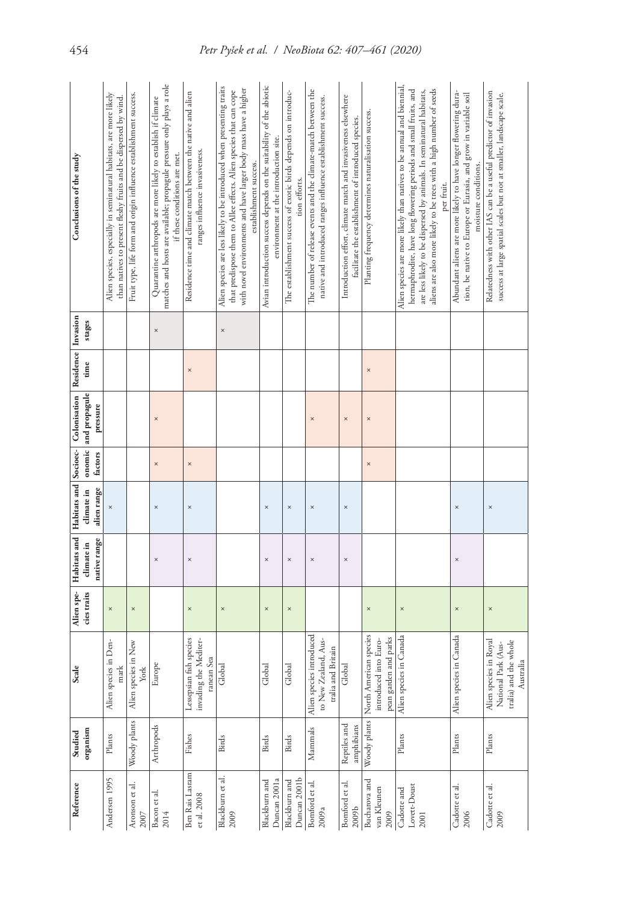| Reference | Studied organism | Scale | Alien species traits | Habitats and climate in native range | Habitats and climate in alien range | Socioeconomic factors | Colonisation and propagule pressure | Residence time | Invasion stages | Conclusions of the study |
|---|---|---|---|---|---|---|---|---|---|---|
| Andersen 1995 | Plants | Alien species in Denmark | × | | × | | | | | Alien species, especially in seminatural habitats, are more likely than natives to present fleshy fruits and be dispersed by wind. |
| Aronson et al. 2007 | Woody plants | Alien species in New York | × | | | | | | | Fruit type, life form and origin influence establishment success. |
| Bacon et al. 2014 | Arthropods | Europe | | × | × | × | × | | × | Quarantine arthropods are more likely to establish if climate matches and hosts are available; propagule pressure only plays a role if these conditions are met. |
| Ben Rais Lasram et al. 2008 | Fishes | Lessepsian fish species invading the Mediterranean Sea | × | × | × | × | | × | | Residence time and climate match between the native and alien ranges influence invasiveness. |
| Blackburn et al. 2009 | Birds | Global | × | | | | | | × | Alien species are less likely to be introduced when presenting traits that predispose them to Allee effects. Alien species that can cope with novel environments and have larger body mass have a higher establishment success. |
| Blackburn and Duncan 2001a | Birds | Global | × | × | × | | | | | Avian introduction success depends on the suitability of the abiotic environment at the introduction site. |
| Blackburn and Duncan 2001b | Birds | Global | × | × | × | | | | | The establishment success of exotic birds depends on introduction efforts. |
| Bomford et al. 2009a | Mammals | Alien species introduced to New Zealand, Australia and Britain | | × | × | | × | | | The number of release events and the climate-match between the native and introduced ranges influence establishment success. |
| Bomford et al. 2009b | Reptiles and amphibians | Global | | × | × | | × | | | Introduction effort, climate match and invasiveness elsewhere facilitate the establishment of introduced species. |
| Bucharova and van Kleunen 2009 | Woody plants | North American species introduced into European garden and parks | × | | | × | × | × | | Planting frequency determines naturalisation success. |
| Cadotte and Lovett-Doust 2001 | Plants | Alien species in Canada | × | | | | | | | Alien species are more likely than natives to be annual and biennial, hermaphrodite, have long flowering periods and small fruits, and are less likely to be dispersed by animals. In seminatural habitats, aliens are also more likely to be trees with a high number of seeds per fruit. |
| Cadotte et al. 2006 | Plants | Alien species in Canada | × | × | × | | | | | Abundant aliens are more likely to have longer flowering duration, be native to Europe or Eurasia, and grow in variable soil moisture conditions. |
| Cadotte et al. 2009 | Plants | Alien species in Royal National Park (Australia) and the whole Australia | × | | × | | | | | Relatedness with other IAS can be a useful predictor of invasion success at large spatial scales but not at smaller, landscape scale. |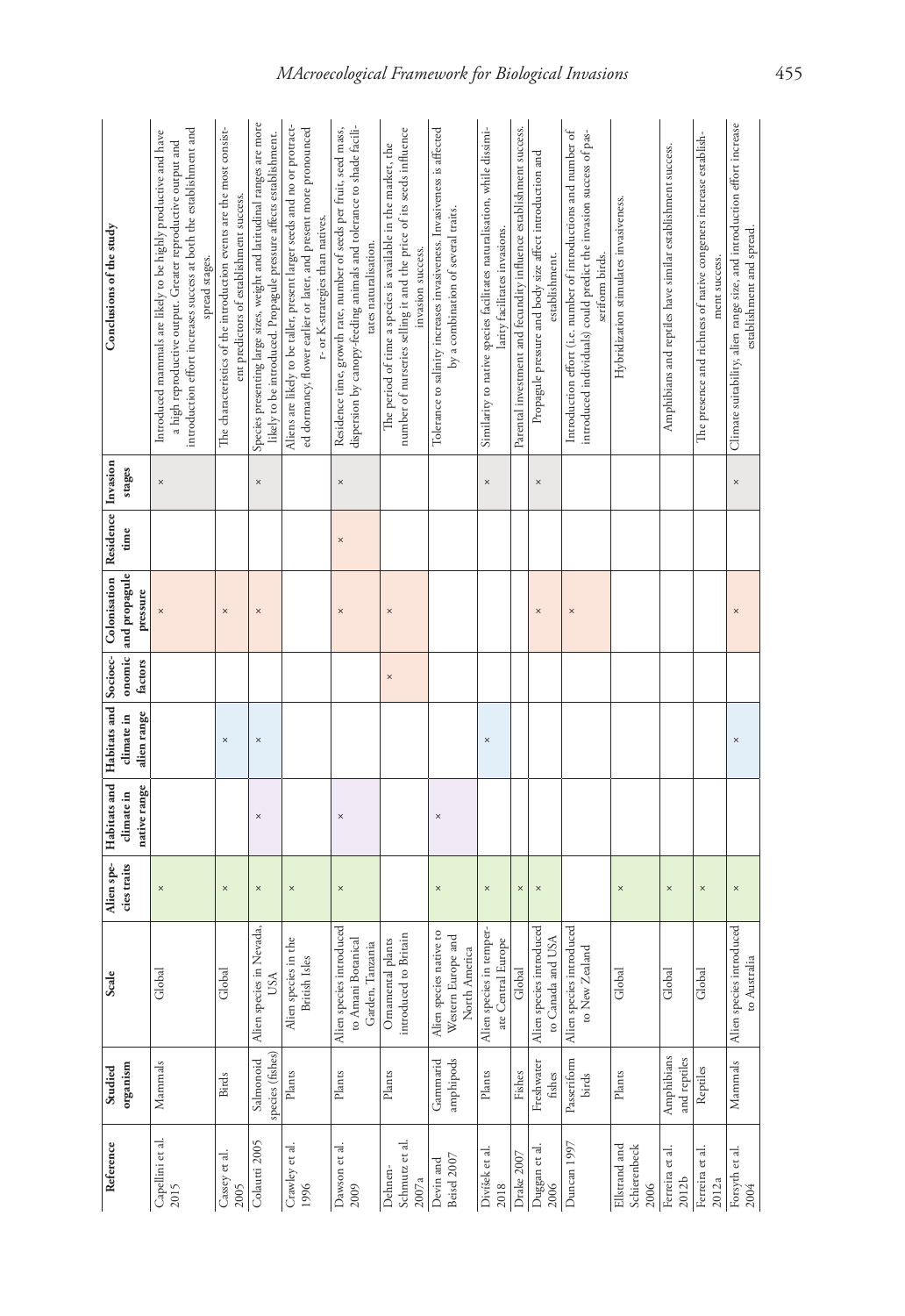| Reference | Studied organism | Scale | Alien species traits | Habitats and climate in native range | Habitats and climate in alien range | Socioeconomic factors | Colonisation and propagule pressure | Residence time | Invasion stages | Conclusions of the study |
|---|---|---|---|---|---|---|---|---|---|---|
| Capellini et al. 2015 | Mammals | Global | × | | | | × | | × | Introduced mammals are likely to be highly productive and have a high reproductive output. Greater reproductive output and introduction effort increases success at both the establishment and spread stages. |
| Cassey et al. 2005 | Birds | Global | × | | × | | × | | | The characteristics of the introduction events are the most consistent predictors of establishment success. |
| Colautti 2005 | Salmonoid species (fishes) | Alien species in Nevada, USA | × | × | × | | × | | × | Species presenting large sizes, weight and latitudinal ranges are more likely to be introduced. Propagule pressure affects establishment. |
| Crawley et al. 1996 | Plants | Alien species in the British Isles | × | | | | | | | Aliens are likely to be taller, present larger seeds and no or protracted dormancy, flower earlier or later, and present more pronounced r- or K-strategies than natives. |
| Dawson et al. 2009 | Plants | Alien species introduced to Amani Botanical Garden, Tanzania | × | × | | | × | × | × | Residence time, growth rate, number of seeds per fruit, seed mass, dispersion by canopy-feeding animals and tolerance to shade facilitates naturalisation. |
| Dehnen-Schmutz et al. 2007a | Plants | Ornamental plants introduced to Britain | | | | × | × | | | The period of time a species is available in the market, the number of nurseries selling it and the price of its seeds influence invasion success. |
| Devin and Beisel 2007 | Gammarid amphipods | Alien species native to Western Europe and North America | × | × | | | | | | Tolerance to salinity increases invasiveness. Invasiveness is affected by a combination of several traits. |
| Divíšek et al. 2018 | Plants | Alien species in temperate Central Europe | × | | × | | | | × | Similarity to native species facilitates naturalisation, while dissimilarity facilitates invasions. |
| Drake 2007 | Fishes | Global | × | | | | | | | Parental investment and fecundity influence establishment success. |
| Duggan et al. 2006 | Freshwater fishes | Alien species introduced to Canada and USA | × | | | | × | | × | Propagule pressure and body size affect introduction and establishment. |
| Duncan 1997 | Passeriform birds | Alien species introduced to New Zealand | | | | | × | | | Introduction effort (i.e. number of introductions and number of introduced individuals) could predict the invasion success of passeriform birds. |
| Ellstrand and Schierenbeck 2006 | Plants | Global | × | | | | | | | Hybridization stimulates invasiveness. |
| Ferreira et al. 2012b | Amphibians and reptiles | Global | × | | | | | | | Amphibians and reptiles have similar establishment success. |
| Ferreira et al. 2012a | Reptiles | Global | × | | | | | | | The presence and richness of native congeners increase establishment success. |
| Forsyth et al. 2004 | Mammals | Alien species introduced to Australia | × | | × | | × | | × | Climate suitability, alien range size, and introduction effort increase establishment and spread. |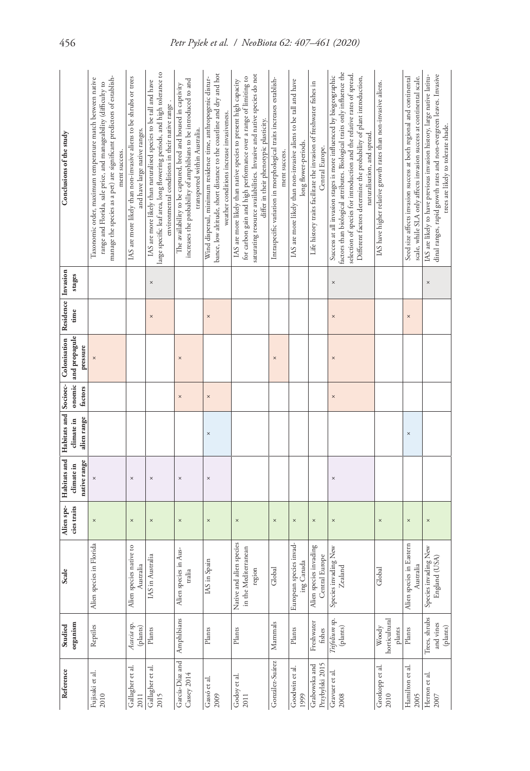| Reference | Studied organism | Scale | Alien species traits | Habitats and climate in native range | Habitats and climate in alien range | Socioeconomic factors | Colonisation and propagule pressure | Residence time | Invasion stages | Conclusions of the study |
|---|---|---|---|---|---|---|---|---|---|---|
| Fujisaki et al. 2010 | Reptiles | Alien species in Florida | × | × | | | × | | | Taxonomic order, maximum temperature match between native range and Florida, sale price, and manageability (difficulty to manage the species as a pet) are significant predictors of establishment success. |
| Gallagher et al. 2011 | *Acacia* sp. (plants) | Alien species native to Australia | × | × | | | | | | IAS are more likely than non-invasive aliens to be shrubs or trees and have large native ranges. |
| Gallagher et al. 2015 | Plants | IAS in Australia | × | × | | | | × | × | IAS are more likely than naturalised species to be tall and have large specific leaf area, long flowering periods, and high tolerance to environmental conditions in their native range . |
| García-Díaz and Cassey 2014 | Amphibians | Alien species in Australia | × | × | | × | × | | | The availability to be captured, bred and housed in captivity increases the probability of amphibians to be introduced to and transported within Australia. |
| Gassó et al. 2009 | Plants | IAS in Spain | × | × | × | × | | × | | Wind dispersal, minimum residence time, anthropogenic disturbance, low altitude, short distance to the coastline and dry and hot weather conditions increase invasiveness. |
| Godoy et al. 2011 | Plants | Native and alien species in the Mediterranean region | × | | | | | | | IAS are more likely than native species to present high capacity for carbon gain and high performance over a range of limiting to saturating resource availabilities. Invasive and native species do not differ in their phenotypic plasticity. |
| González-Suárez | Mammals | Global | × | | | | × | | | Intraspecific variation in morphological traits increases establishment success. |
| Goodwin et al. 1999 | Plants | European species invading Canada | × | | | | | | | IAS are more likely than non-invasive aliens to be tall and have long flower-periods. |
| Grabowska and Przybylski 2015 | Freshwater fishes | Alien species invading Central Europe | × | | | | | | | Life history traits facilitate the invasion of freshwater fishes in Central Europe. |
| Gravuer et al. 2008 | *Trifolium* sp. (plants) | Species invading New Zealand | × | × | | × | × | × | × | Success at all invasion stages is more influenced by biogeographic factors than biological attributes. Biological traits only influence the selection of species for introduction and the relative rates of spread. Different factors determine the probability of plant introduction, naturalisation, and spread. |
| Grotkopp et al. 2010 | Woody horticultural plants | Global | × | | | | | | | IAS have higher relative growth rates than non-invasive aliens. |
| Hamilton et al. 2005 | Plants | Alien species in Eastern Australia | × | | × | | | × | | Seed size affects invasion success at both regional and continental scale, while SLA only affects invasion success at continental scale. |
| Herron et al. 2007 | Trees, shrubs and vines (plants) | Species invading New England (USA) | × | | | | | | × | IAS are likely to have previous invasion history, large native latitudinal ranges, rapid growth rates and non-evergreen leaves. Invasive trees are likely to tolerate shade. |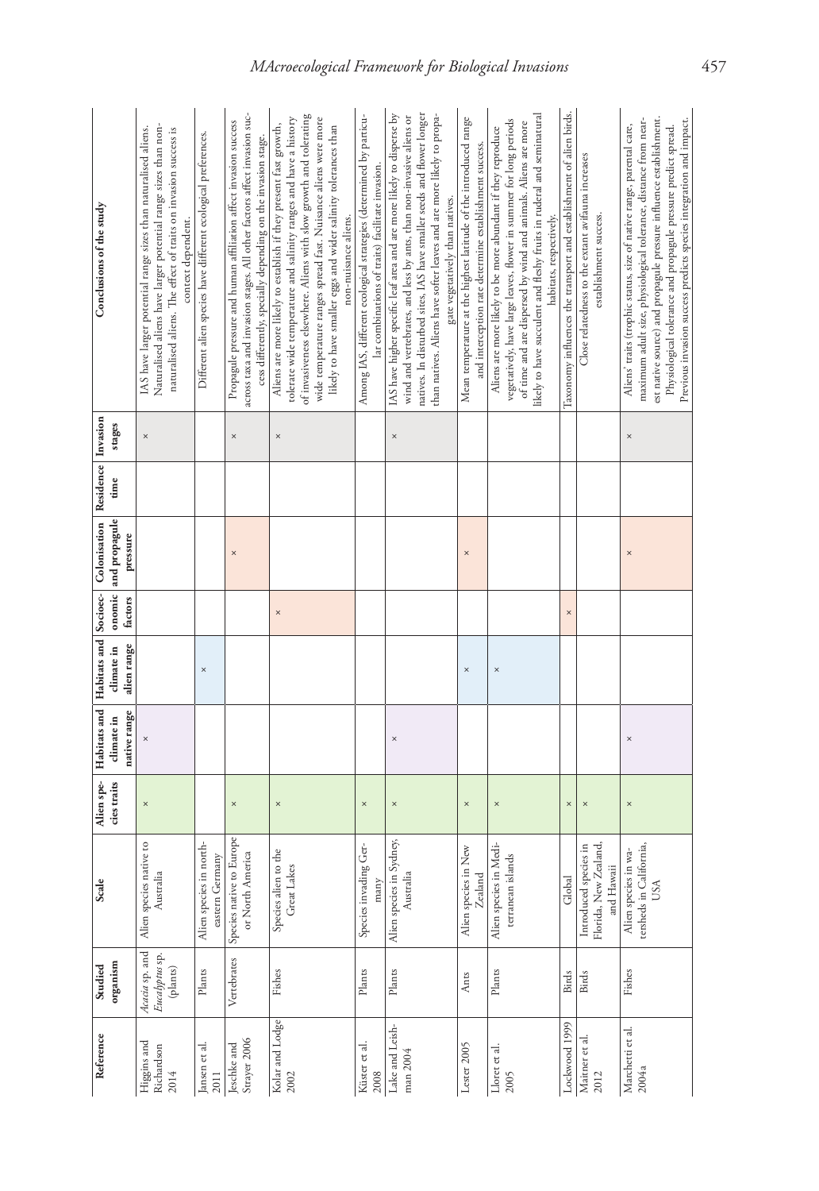| Reference | Studied organism | Scale | Alien species traits | Habitats and climate in native range | Habitats and climate in alien range | Socioeconomic factors | Colonisation and propagule pressure | Residence time | Invasion stages | Conclusions of the study |
|---|---|---|---|---|---|---|---|---|---|---|
| Higgins and Richardson 2014 | *Acacia* sp. and *Eucalyptus* sp. (plants) | Alien species native to Australia | × | × | | | | | × | IAS have larger potential range sizes than naturalised aliens. Naturalised aliens have larger potential range sizes than non-naturalised aliens. The effect of traits on invasion success is context dependent. |
| Jansen et al. 2011 | Plants | Alien species in north-eastern Germany | | | × | | | | | Different alien species have different ecological preferences. |
| Jeschke and Strayer 2006 | Vertebrates | Species native to Europe or North America | × | | | | × | | × | Propagule pressure and human affiliation affect invasion success across taxa and invasion stages. All other factors affect invasion success differently, specially depending on the invasion stage. |
| Kolar and Lodge 2002 | Fishes | Species alien to the Great Lakes | × | | | × | | | × | Aliens are more likely to establish if they present fast growth, tolerate wide temperature and salinity ranges and have a history of invasiveness elsewhere. Aliens with slow growth and tolerating wide temperature ranges spread fast. Nuisance aliens were more likely to have smaller eggs and wider salinity tolerances than non-nuisance aliens. |
| Küster et al. 2008 | Plants | Species invading Germany | × | | | | | | | Among IAS, different ecological strategies (determined by particular combinations of traits) facilitate invasion. |
| Lake and Leishman 2004 | Plants | Alien species in Sydney, Australia | × | × | | | | | × | IAS have higher specific leaf area and are more likely to disperse by wind and vertebrates, and less by ants, than non-invasive aliens or natives. In disturbed sites, IAS have smaller seeds and flower longer than natives. Aliens have softer leaves and are more likely to propagate vegetatively than natives. |
| Lester 2005 | Ants | Alien species in New Zealand | × | | × | | × | | | Mean temperature at the highest latitude of the introduced range and interception rate determine establishment success. |
| Lloret et al. 2005 | Plants | Alien species in Mediterranean islands | × | | × | | | | | Aliens are more likely to be more abundant if they reproduce vegetatively, have large leaves, flower in summer for long periods of time and are dispersed by wind and animals. Aliens are more likely to have succulent and fleshy fruits in ruderal and seminatural habitats, respectively. |
| Lockwood 1999 | Birds | Global | × | | | × | | | | Taxonomy influences the transport and establishment of alien birds. |
| Maitner et al. 2012 | Birds | Introduced species in Florida, New Zealand, and Hawaii | × | | | | | | | Close relatedness to the extant avifauna increases establishment success. |
| Marchetti et al. 2004a | Fishes | Alien species in watersheds in California, USA | × | × | | | × | | × | Aliens' traits (trophic status, size of native range, parental care, maximum adult size, physiological tolerance, distance from nearest native source) and propagule pressure influence establishment. Physiological tolerance and propagule pressure predict spread. Previous invasion success predicts species integration and impact. |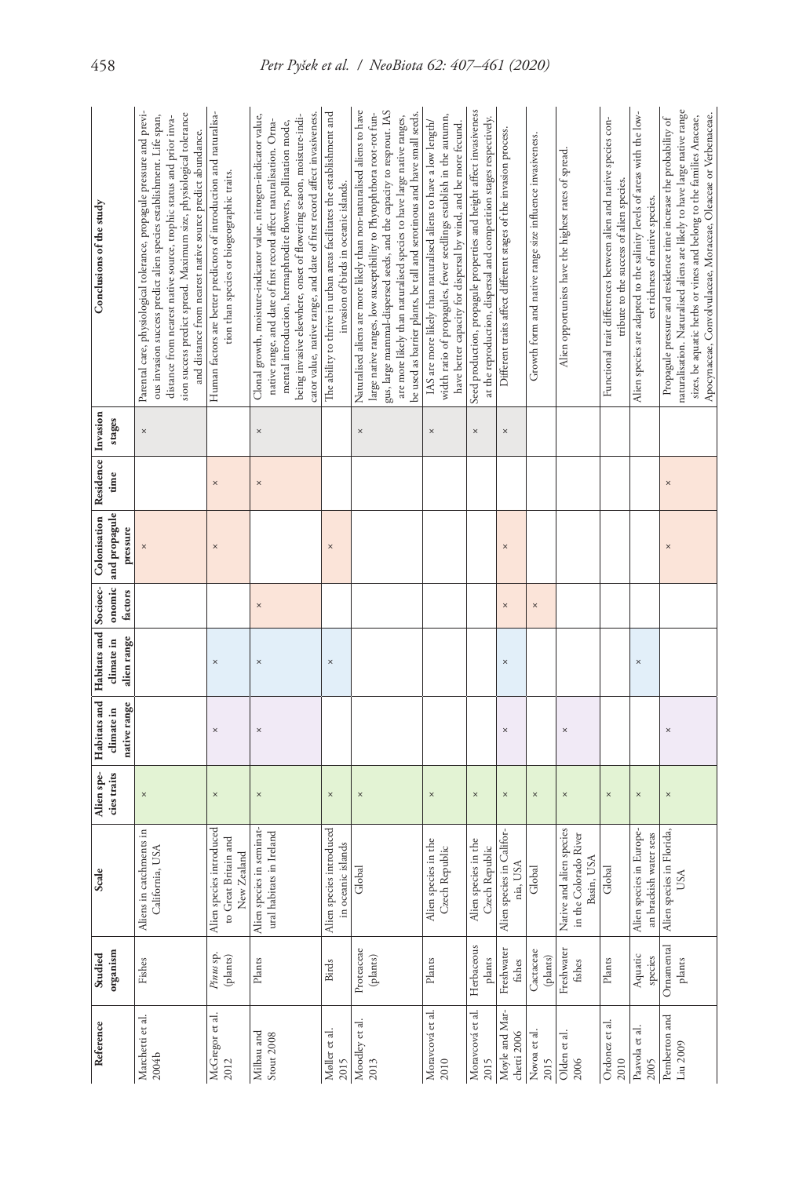| Reference | Studied organism | Scale | Alien species traits | Habitats and climate in native range | Habitats and climate in alien range | Socioeconomic factors | Colonisation and propagule pressure | Residence time | Invasion stages | Conclusions of the study |
|---|---|---|---|---|---|---|---|---|---|---|
| Marchetti et al. 2004b | Fishes | Aliens in catchments in California, USA | × | | | | × | | × | Parental care, physiological tolerance, propagule pressure and previous invasion success predict alien species establishment. Life span, distance from nearest native source, trophic status and prior invasion success predict spread. Maximum size, physiological tolerance and distance from nearest native source predict abundance. |
| McGregor et al. 2012 | *Pinus* sp. (plants) | Alien species introduced to Great Britain and New Zealand | × | × | × | | × | × | | Human factors are better predictors of introduction and naturalisation than species or biogeographic traits. |
| Milbau and Stout 2008 | Plants | Alien species in seminatural habitats in Ireland | × | × | × | × | | × | × | Clonal growth, moisture-indicator value, nitrogen-indicator value, native range, and date of first record affect naturalisation. Ornamental introduction, hermaphrodite flowers, pollination mode, being invasive elsewhere, onset of flowering season, moisture-indicator value, native range, and date of first record affect invasiveness. |
| Møller et al. 2015 | Birds | Alien species introduced in oceanic islands | × | | × | | × | | | The ability to thrive in urban areas facilitates the establishment and invasion of birds in oceanic islands. |
| Moodley et al. 2013 | Proteaceae (plants) | Global | × | | | | | | × | Naturalised aliens are more likely than non-naturalised aliens to have large native ranges, low susceptibility to Phytophthora root-rot fungus, large mammal-dispersed seeds, and the capacity to resprout. IAS are more likely than naturalised species to have large native ranges, be used as barrier plants, be tall and serotinous and have small seeds. |
| Moravcová et al. 2010 | Plants | Alien species in the Czech Republic | × | | | | | | × | IAS are more likely than naturalised aliens to have a low length/width ratio of propagules, fewer seedlings establish in the autumn, have better capacity for dispersal by wind, and be more fecund. |
| Moravcová et al. 2015 | Herbaceous plants | Alien species in the Czech Republic | × | | | | | | × | Seed production, propagule properties and height affect invasiveness at the reproduction, dispersal and competition stages respectively. |
| Moyle and Marchetti 2006 | Freshwater fishes | Alien species in California, USA | × | × | × | × | × | | × | Different traits affect different stages of the invasion process. |
| Novoa et al. 2015 | Cactaceae (plants) | Global | × | | | × | | | | Growth form and native range size influence invasiveness. |
| Olden et al. 2006 | Freshwater fishes | Native and alien species in the Colorado River Basin, USA | × | × | | | | | | Alien opportunists have the highest rates of spread. |
| Ordonez et al. 2010 | Plants | Global | × | | | | | | | Functional trait differences between alien and native species contribute to the success of alien species. |
| Paavola et al. 2005 | Aquatic species | Alien species in European brackish water seas | × | | × | | | | | Alien species are adapted to the salinity levels of areas with the lowest richness of native species. |
| Pemberton and Liu 2009 | Ornamental plants | Alien species in Florida, USA | × | × | | | × | × | | Propagule pressure and residence time increase the probability of naturalisation. Naturalised aliens are likely to have large native range sizes, be aquatic herbs or vines and belong to the families Araceae, Apocynaceae, Convolvulaceae, Moraceae, Oleaceae or Verbenaceae. |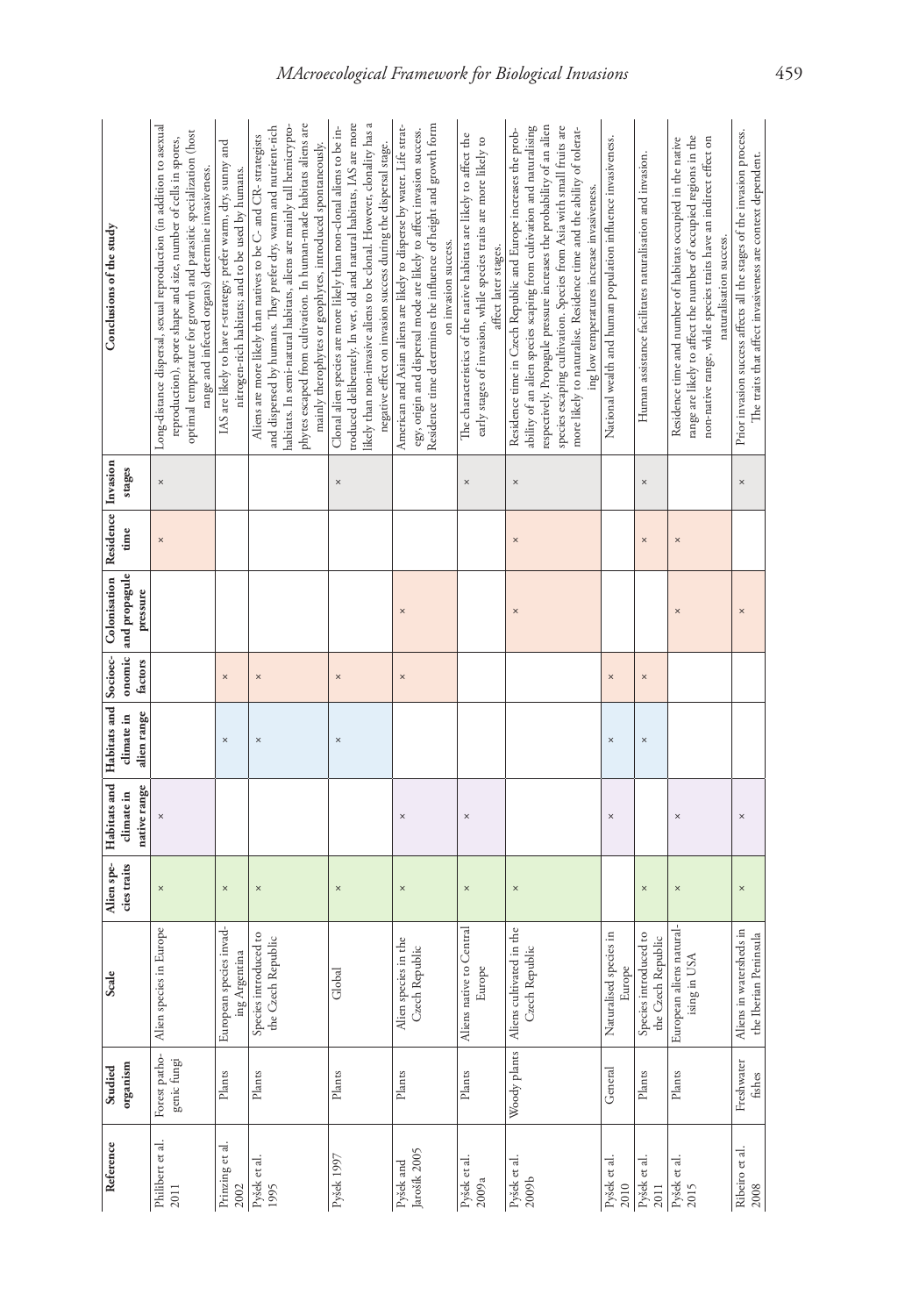| Reference | Studied organism | Scale | Alien species traits | Habitats and climate in native range | Habitats and climate in alien range | Socioeconomic factors | Colonisation and propagule pressure | Residence time | Invasion stages | Conclusions of the study |
|---|---|---|---|---|---|---|---|---|---|---|
| Philibert et al. 2011 | Forest pathogenic fungi | Alien species in Europe | × | × | | | | × | × | Long-distance dispersal, sexual reproduction (in addition to asexual reproduction), spore shape and size, number of cells in spores, optimal temperature for growth and parasitic specialization (host range and infected organs) determine invasiveness. |
| Prinzing et al. 2002 | Plants | European species invading Argentina | × | | × | × | | | | IAS are likely to have r-strategy; prefer warm, dry, sunny and nitrogen-rich habitats; and to be used by humans. |
| Pyšek et al. 1995 | Plants | Species introduced to the Czech Republic | × | | × | × | | | | Aliens are more likely than natives to be C- and CR- strategists and dispersed by humans. They prefer dry, warm and nutrient-rich habitats. In semi-natural habitats, aliens are mainly tall hemicryptophytes escaped from cultivation. In human-made habitats aliens are mainly therophytes or geophytes, introduced spontaneously. |
| Pyšek 1997 | Plants | Global | × | | × | × | | | × | Clonal alien species are more likely than non-clonal aliens to be introduced deliberately. In wet, old and natural habitats, IAS are more likely than non-invasive aliens to be clonal. However, clonality has a negative effect on invasion success during the dispersal stage. |
| Pyšek and Jarošík 2005 | Plants | Alien species in the Czech Republic | × | × | | × | × | | | American and Asian aliens are likely to disperse by water. Life strategy, origin and dispersal mode are likely to affect invasion success. Residence time determines the influence of height and growth form on invasion success. |
| Pyšek et al. 2009a | Plants | Aliens native to Central Europe | × | × | | | | | × | The characteristics of the native habitats are likely to affect the early stages of invasion, while species traits are more likely to affect later stages. |
| Pyšek et al. 2009b | Woody plants | Aliens cultivated in the Czech Republic | × | | | | × | × | × | Residence time in Czech Republic and Europe increases the probability of an alien species scaping from cultivation and naturalising respectively. Propagule pressure increases the probability of an alien species escaping cultivation. Species from Asia with small fruits are more likely to naturalise. Residence time and the ability of tolerating low temperatures increase invasiveness. |
| Pyšek et al. 2010 | General | Naturalised species in Europe | | × | × | × | | | | National wealth and human population influence invasiveness. |
| Pyšek et al. 2011 | Plants | Species introduced to the Czech Republic | × | | × | × | | × | × | Human assistance facilitates naturalisation and invasion. |
| Pyšek et al. 2015 | Plants | European aliens naturalising in USA | × | × | | | × | × | | Residence time and number of habitats occupied in the native range are likely to affect the number of occupied regions in the non-native range, while species traits have an indirect effect on naturalisation success. |
| Ribeiro et al. 2008 | Freshwater fishes | Aliens in watersheds in the Iberian Peninsula | × | × | | | × | | × | Prior invasion success affects all the stages of the invasion process. The traits that affect invasiveness are context dependent. |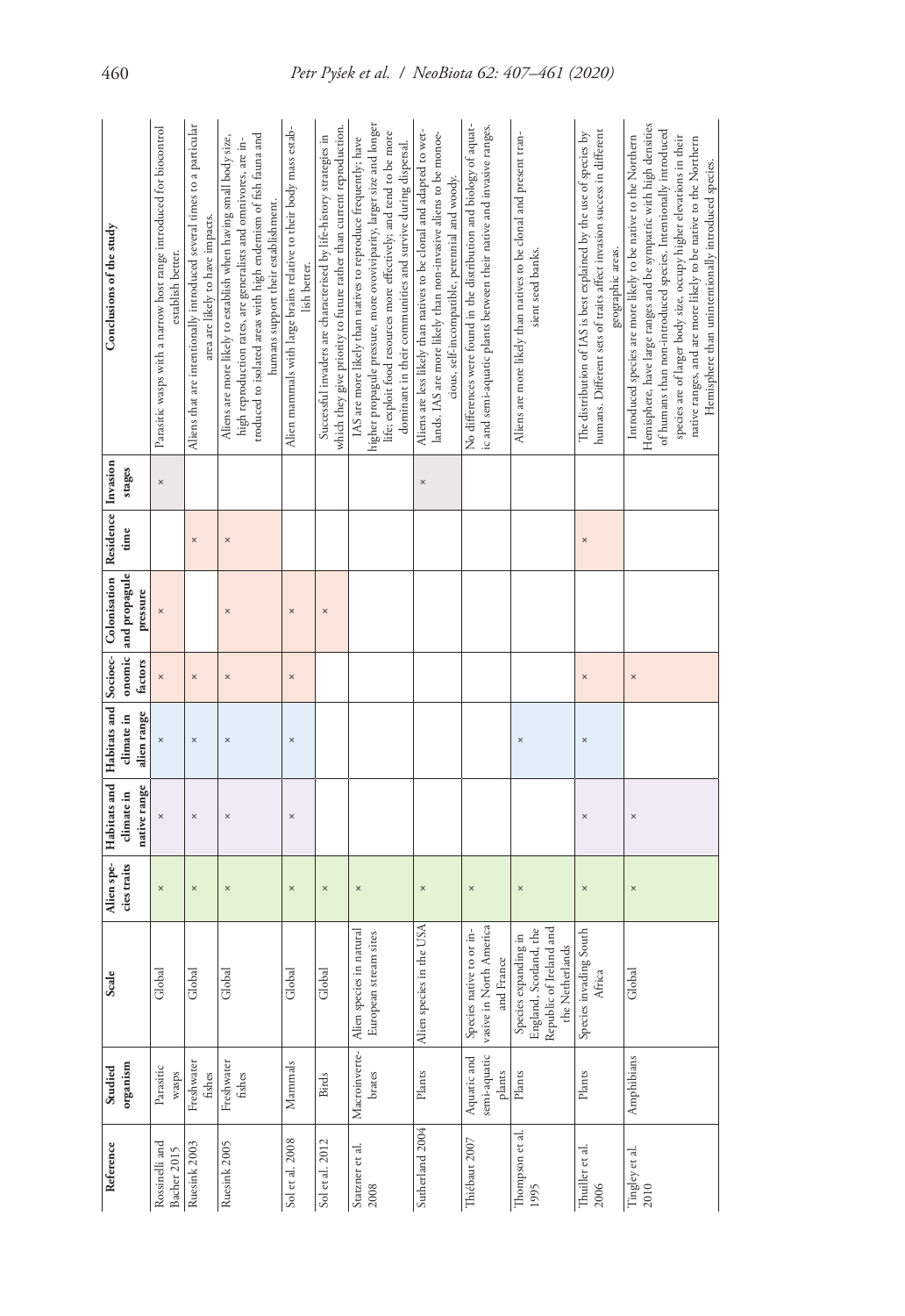| Reference | Studied organism | Scale | Alien species traits | Habitats and climate in native range | Habitats and climate in alien range | Socioeconomic factors | Colonisation and propagule pressure | Residence time | Invasion stages | Conclusions of the study |
|---|---|---|---|---|---|---|---|---|---|---|
| Rossinelli and Bacher 2015 | Parasitic wasps | Global | × | × | × | × | × | | × | Parasitic wasps with a narrow host range introduced for biocontrol establish better. |
| Ruesink 2003 | Freshwater fishes | Global | × | × | × | × | | × | | Aliens that are intentionally introduced several times to a particular area are likely to have impacts. |
| Ruesink 2005 | Freshwater fishes | Global | × | × | × | × | × | × | | Aliens are more likely to establish when having small body size, high reproduction rates, are generalists and omnivores, are introduced to isolated areas with high endemism of fish fauna and humans support their establishment. |
| Sol et al. 2008 | Mammals | Global | × | × | × | × | × | | | Alien mammals with large brains relative to their body mass establish better. |
| Sol et al. 2012 | Birds | Global | × | | | | × | | | Successful invaders are characterised by life-history strategies in which they give priority to future rather than current reproduction. |
| Statzner et al. 2008 | Macroinvertebrates | Alien species in natural European stream sites | × | | | | | | | IAS are more likely than natives to reproduce frequently; have higher propagule pressure, more ovoviviparity, larger size and longer life; exploit food resources more effectively; and tend to be more dominant in their communities and survive during dispersal. |
| Sutherland 2004 | Plants | Alien species in the USA | × | | | | | | × | Aliens are less likely than natives to be clonal and adapted to wetlands. IAS are more likely than non-invasive aliens to be monoecious, self-incompatible, perennial and woody. |
| Thiébaut 2007 | Aquatic and semi-aquatic plants | Species native to or invasive in North America and France | × | | | | | | | No differences were found in the distribution and biology of aquatic and semi-aquatic plants between their native and invasive ranges. |
| Thompson et al. 1995 | Plants | Species expanding in England, Scotland, the Republic of Ireland and the Netherlands | × | | × | | | | | Aliens are more likely than natives to be clonal and present transient seed banks. |
| Thuiller et al. 2006 | Plants | Species invading South Africa | × | × | × | × | | × | | The distribution of IAS is best explained by the use of species by humans. Different sets of traits affect invasion success in different geographic areas. |
| Tingley et al. 2010 | Amphibians | Global | × | × | | × | | | | Introduced species are more likely to be native to the Northern Hemisphere, have large ranges and be sympatric with high densities of humans than non-introduced species. Intentionally introduced species are of larger body size, occupy higher elevations in their native ranges, and are more likely to be native to the Northern Hemisphere than unintentionally introduced species. |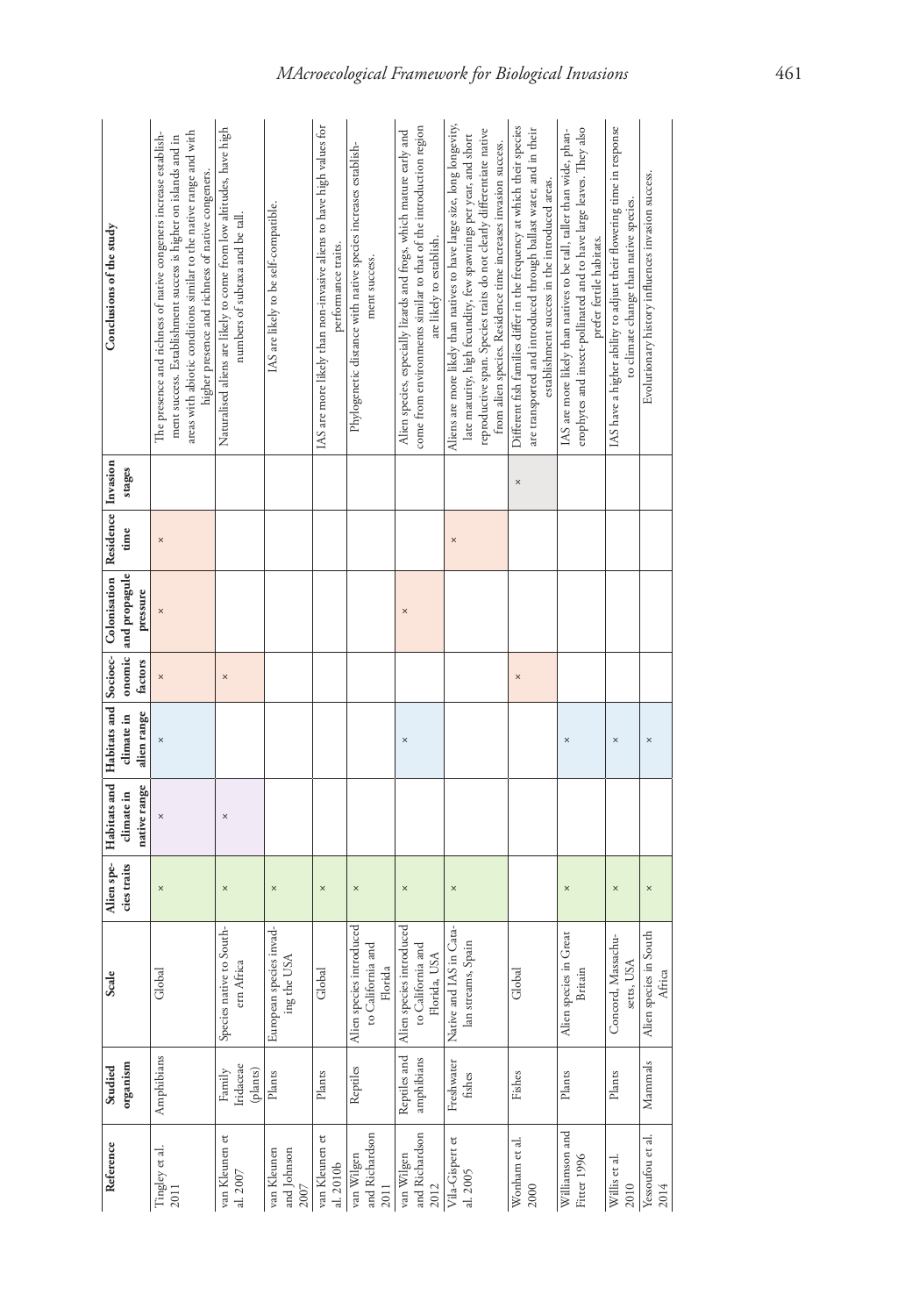| Reference | Studied organism | Scale | Alien species traits | Habitats and climate in native range | Habitats and climate in alien range | Socioeconomic factors | Colonisation and propagule pressure | Residence time | Invasion stages | Conclusions of the study |
|---|---|---|---|---|---|---|---|---|---|---|
| Tingley et al. 2011 | Amphibians | Global | × | × | × | × | × | × | | The presence and richness of native congeners increase establishment success. Establishment success is higher on islands and in areas with abiotic conditions similar to the native range and with higher presence and richness of native congeners. |
| van Kleunen et al. 2007 | Family Iridaceae (plants) | Species native to Southern Africa | × | × | | × | | | | Naturalised aliens are likely to come from low altitudes, have high numbers of subtaxa and be tall. |
| van Kleunen and Johnson 2007 | Plants | European species invading the USA | × | | | | | | | IAS are likely to be self-compatible. |
| van Kleunen et al. 2010b | Plants | Global | × | | | | | | | IAS are more likely than non-invasive aliens to have high values for performance traits. |
| van Wilgen and Richardson 2011 | Reptiles | Alien species introduced to California and Florida | × | | | | | | | Phylogenetic distance with native species increases establishment success. |
| van Wilgen and Richardson 2012 | Reptiles and amphibians | Alien species introduced to California and Florida, USA | × | | × | | × | | | Alien species, especially lizards and frogs, which mature early and come from environments similar to that of the introduction region are likely to establish. |
| Vila-Gispert et al. 2005 | Freshwater fishes | Native and IAS in Catalan streams, Spain | × | | | | | × | | Aliens are more likely than natives to have large size, long longevity, late maturity, high fecundity, few spawnings per year, and short reproductive span. Species traits do not clearly differentiate native from alien species. Residence time increases invasion success. |
| Wonham et al. 2000 | Fishes | Global | | | | × | | | × | Different fish families differ in the frequency at which their species are transported and introduced through ballast water, and in their establishment success in the introduced areas. |
| Williamson and Fitter 1996 | Plants | Alien species in Great Britain | × | | × | | | | | IAS are more likely than natives to be tall, taller than wide, phanerophytes and insect-pollinated and to have large leaves. They also prefer fertile habitats. |
| Willis et al. 2010 | Plants | Concord, Massachusetts, USA | × | | × | | | | | IAS have a higher ability to adjust their flowering time in response to climate change than native species. |
| Yessoufou et al. 2014 | Mammals | Alien species in South Africa | × | | × | | | | | Evolutionary history influences invasion success. |